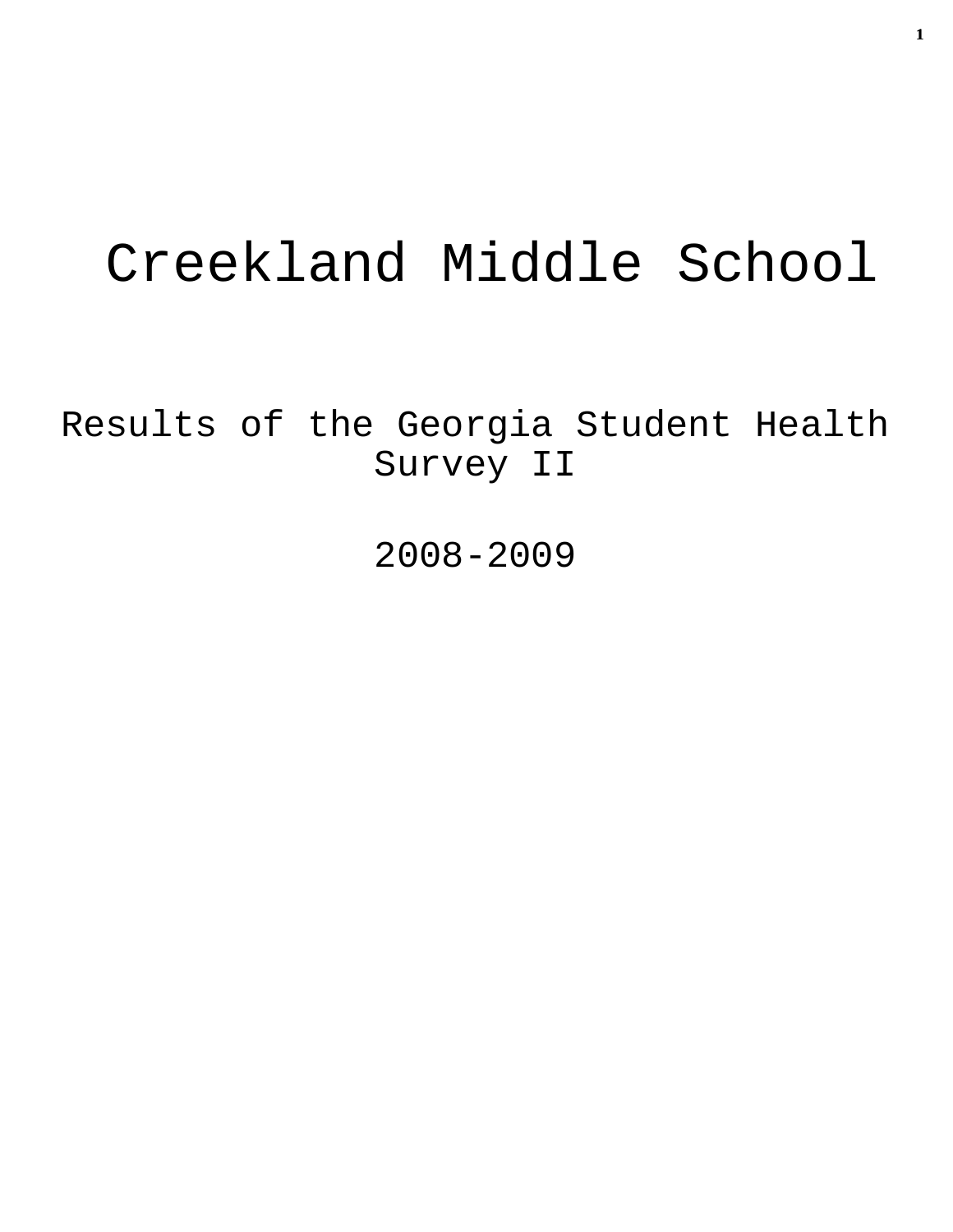# Creekland Middle School

## Results of the Georgia Student Health Survey II

## 2008-2009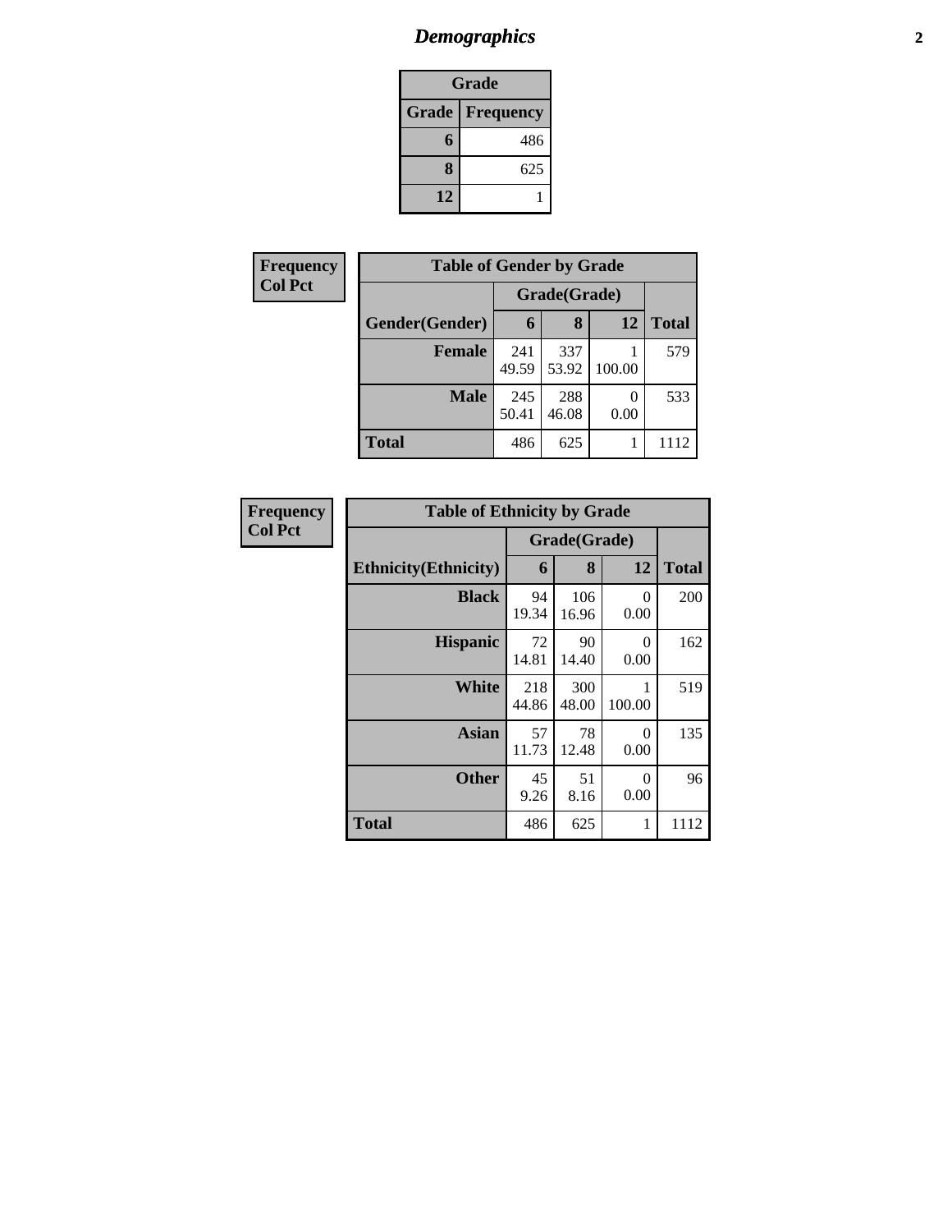# *Demographics*

| Grade | |
|---|---|
| **Grade** | **Frequency** |
| **6** | 486 |
| **8** | 625 |
| **12** | 1 |

**Frequency**
**Col Pct**

| Table of Gender by Grade | | | | |
|---|---|---|---|---|
| | Grade(Grade) | | | |
| **Gender(Gender)** | **6** | **8** | **12** | **Total** |
| **Female** | 241<br>49.59 | 337<br>53.92 | 1<br>100.00 | 579 |
| **Male** | 245<br>50.41 | 288<br>46.08 | 0<br>0.00 | 533 |
| **Total** | 486 | 625 | 1 | 1112 |

**Frequency**
**Col Pct**

| Table of Ethnicity by Grade | | | | |
|---|---|---|---|---|
| | Grade(Grade) | | | |
| **Ethnicity(Ethnicity)** | **6** | **8** | **12** | **Total** |
| **Black** | 94<br>19.34 | 106<br>16.96 | 0<br>0.00 | 200 |
| **Hispanic** | 72<br>14.81 | 90<br>14.40 | 0<br>0.00 | 162 |
| **White** | 218<br>44.86 | 300<br>48.00 | 1<br>100.00 | 519 |
| **Asian** | 57<br>11.73 | 78<br>12.48 | 0<br>0.00 | 135 |
| **Other** | 45<br>9.26 | 51<br>8.16 | 0<br>0.00 | 96 |
| **Total** | 486 | 625 | 1 | 1112 |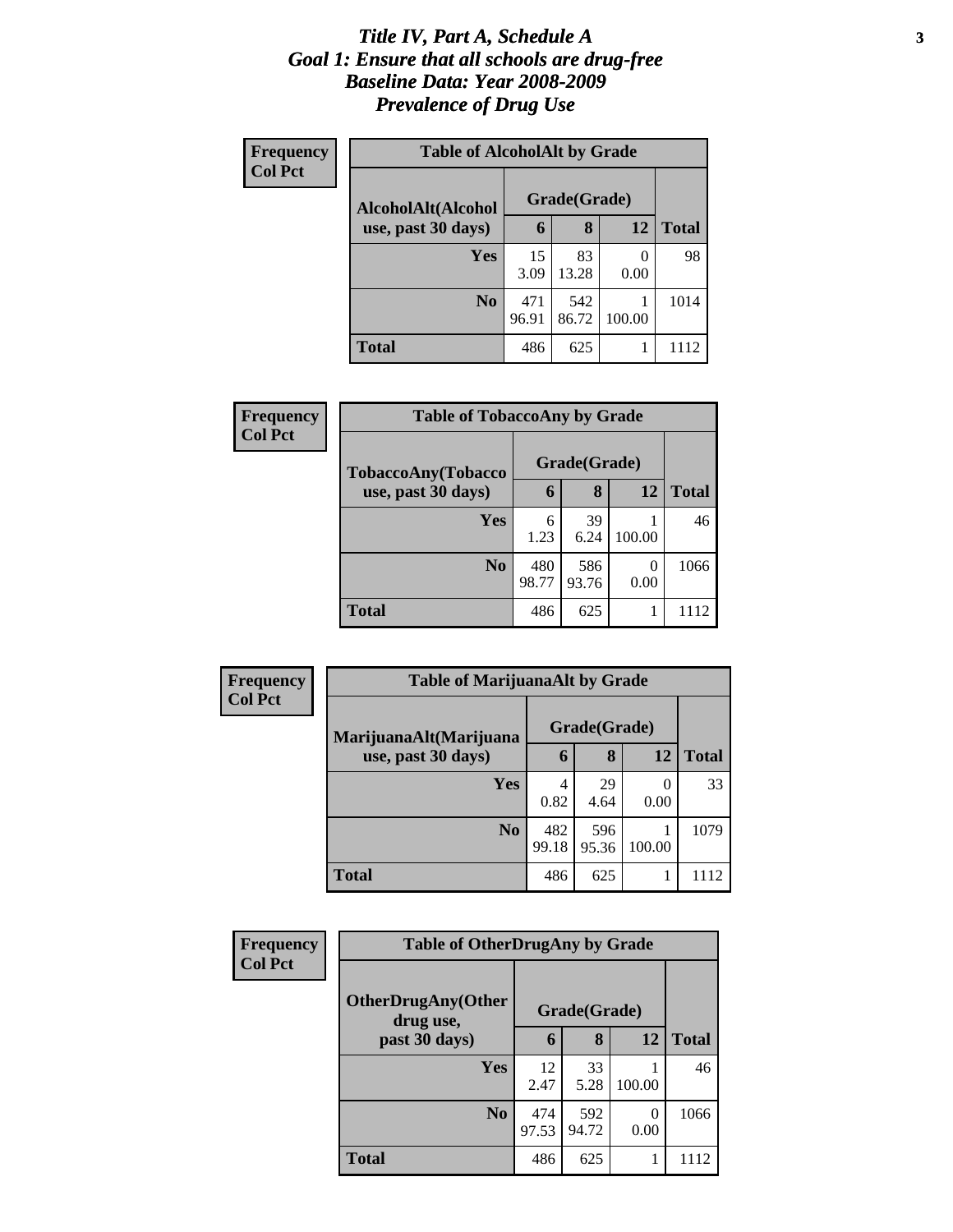# *Title IV, Part A, Schedule A*
# *Goal 1: Ensure that all schools are drug-free*
# *Baseline Data: Year 2008-2009*
# *Prevalence of Drug Use*

**Frequency**
**Col Pct**

**Table of AlcoholAlt by Grade**

| AlcoholAlt(Alcohol use, past 30 days) | Grade(Grade) | | | |
|---|---|---|---|---|
| | **6** | **8** | **12** | **Total** |
| **Yes** | 15<br>3.09 | 83<br>13.28 | 0<br>0.00 | 98 |
| **No** | 471<br>96.91 | 542<br>86.72 | 1<br>100.00 | 1014 |
| **Total** | 486 | 625 | 1 | 1112 |

**Frequency**
**Col Pct**

**Table of TobaccoAny by Grade**

| TobaccoAny(Tobacco use, past 30 days) | Grade(Grade) | | | |
|---|---|---|---|---|
| | **6** | **8** | **12** | **Total** |
| **Yes** | 6<br>1.23 | 39<br>6.24 | 1<br>100.00 | 46 |
| **No** | 480<br>98.77 | 586<br>93.76 | 0<br>0.00 | 1066 |
| **Total** | 486 | 625 | 1 | 1112 |

**Frequency**
**Col Pct**

**Table of MarijuanaAlt by Grade**

| MarijuanaAlt(Marijuana use, past 30 days) | Grade(Grade) | | | |
|---|---|---|---|---|
| | **6** | **8** | **12** | **Total** |
| **Yes** | 4<br>0.82 | 29<br>4.64 | 0<br>0.00 | 33 |
| **No** | 482<br>99.18 | 596<br>95.36 | 1<br>100.00 | 1079 |
| **Total** | 486 | 625 | 1 | 1112 |

**Frequency**
**Col Pct**

**Table of OtherDrugAny by Grade**

| OtherDrugAny(Other drug use, past 30 days) | Grade(Grade) | | | |
|---|---|---|---|---|
| | **6** | **8** | **12** | **Total** |
| **Yes** | 12<br>2.47 | 33<br>5.28 | 1<br>100.00 | 46 |
| **No** | 474<br>97.53 | 592<br>94.72 | 0<br>0.00 | 1066 |
| **Total** | 486 | 625 | 1 | 1112 |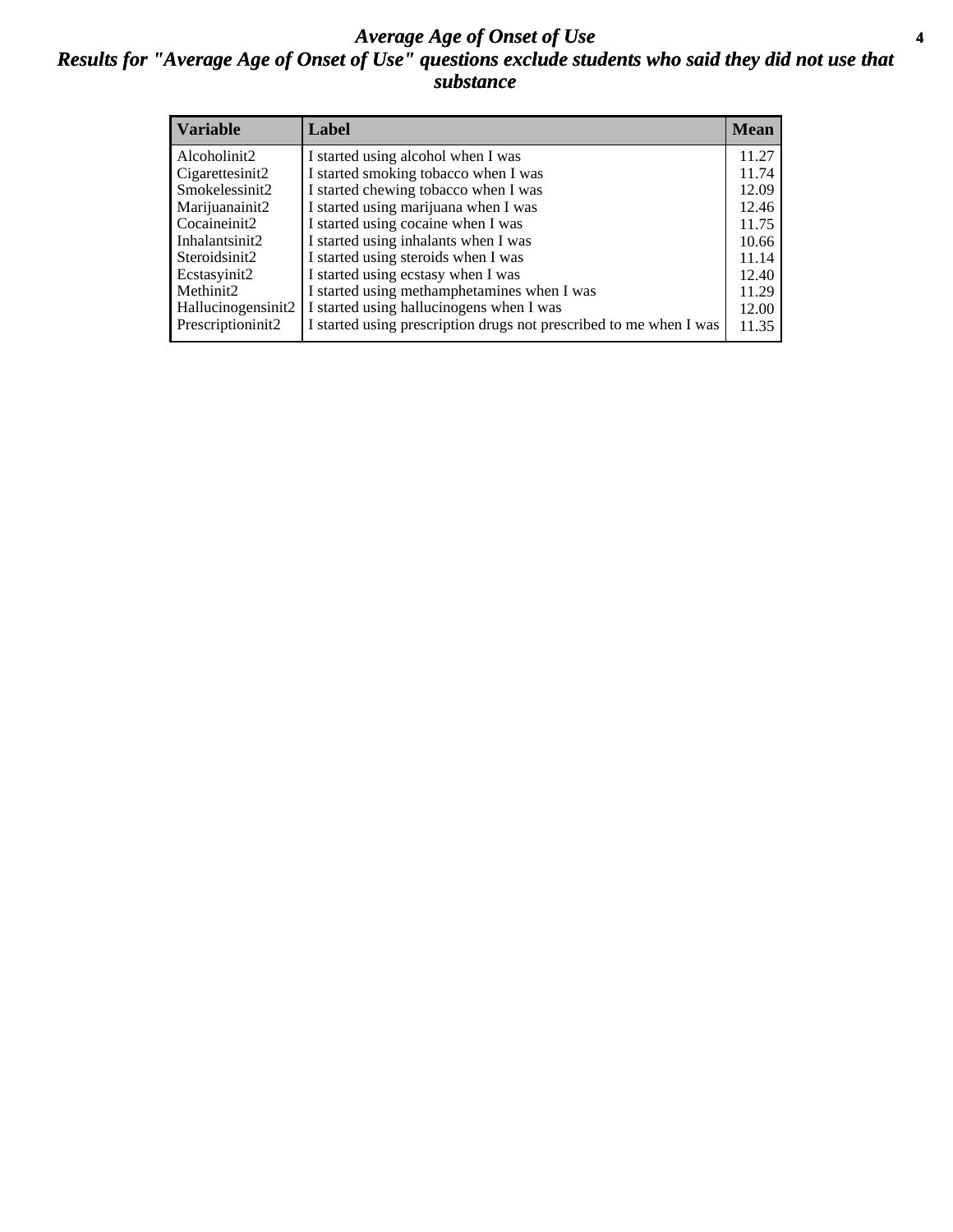# *Average Age of Onset of Use*

## *Results for "Average Age of Onset of Use" questions exclude students who said they did not use that substance*

| Variable | Label | Mean |
|---|---|---|
| Alcoholinit2 | I started using alcohol when I was | 11.27 |
| Cigarettesinit2 | I started smoking tobacco when I was | 11.74 |
| Smokelessinit2 | I started chewing tobacco when I was | 12.09 |
| Marijuanainit2 | I started using marijuana when I was | 12.46 |
| Cocaineinit2 | I started using cocaine when I was | 11.75 |
| Inhalantsinit2 | I started using inhalants when I was | 10.66 |
| Steroidsinit2 | I started using steroids when I was | 11.14 |
| Ecstasyinit2 | I started using ecstasy when I was | 12.40 |
| Methinit2 | I started using methamphetamines when I was | 11.29 |
| Hallucinogensinit2 | I started using hallucinogens when I was | 12.00 |
| Prescriptioninit2 | I started using prescription drugs not prescribed to me when I was | 11.35 |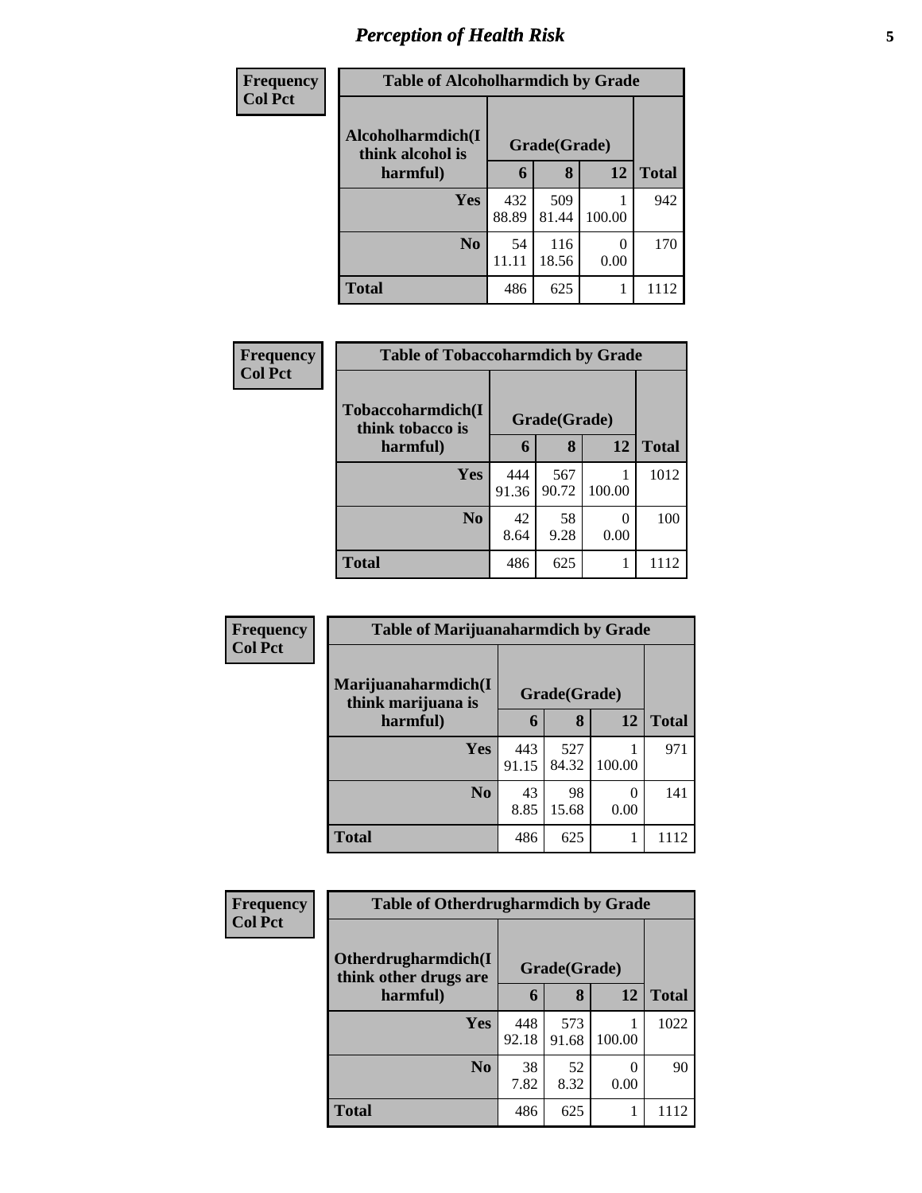# Perception of Health Risk

| Frequency<br>Col Pct | | | | |
|---|---|---|---|---|
| **Table of Alcoholharmdich by Grade** | | | | |
| **Alcoholharmdich(I think alcohol is harmful)** | **Grade(Grade)** | | | |
| | **6** | **8** | **12** | **Total** |
| **Yes** | 432<br>88.89 | 509<br>81.44 | 1<br>100.00 | 942 |
| **No** | 54<br>11.11 | 116<br>18.56 | 0<br>0.00 | 170 |
| **Total** | 486 | 625 | 1 | 1112 |

| Frequency<br>Col Pct | | | | |
|---|---|---|---|---|
| **Table of Tobaccoharmdich by Grade** | | | | |
| **Tobaccoharmdich(I think tobacco is harmful)** | **Grade(Grade)** | | | |
| | **6** | **8** | **12** | **Total** |
| **Yes** | 444<br>91.36 | 567<br>90.72 | 1<br>100.00 | 1012 |
| **No** | 42<br>8.64 | 58<br>9.28 | 0<br>0.00 | 100 |
| **Total** | 486 | 625 | 1 | 1112 |

| Frequency<br>Col Pct | | | | |
|---|---|---|---|---|
| **Table of Marijuanaharmdich by Grade** | | | | |
| **Marijuanaharmdich(I think marijuana is harmful)** | **Grade(Grade)** | | | |
| | **6** | **8** | **12** | **Total** |
| **Yes** | 443<br>91.15 | 527<br>84.32 | 1<br>100.00 | 971 |
| **No** | 43<br>8.85 | 98<br>15.68 | 0<br>0.00 | 141 |
| **Total** | 486 | 625 | 1 | 1112 |

| Frequency<br>Col Pct | | | | |
|---|---|---|---|---|
| **Table of Otherdrugharmdich by Grade** | | | | |
| **Otherdrugharmdich(I think other drugs are harmful)** | **Grade(Grade)** | | | |
| | **6** | **8** | **12** | **Total** |
| **Yes** | 448<br>92.18 | 573<br>91.68 | 1<br>100.00 | 1022 |
| **No** | 38<br>7.82 | 52<br>8.32 | 0<br>0.00 | 90 |
| **Total** | 486 | 625 | 1 | 1112 |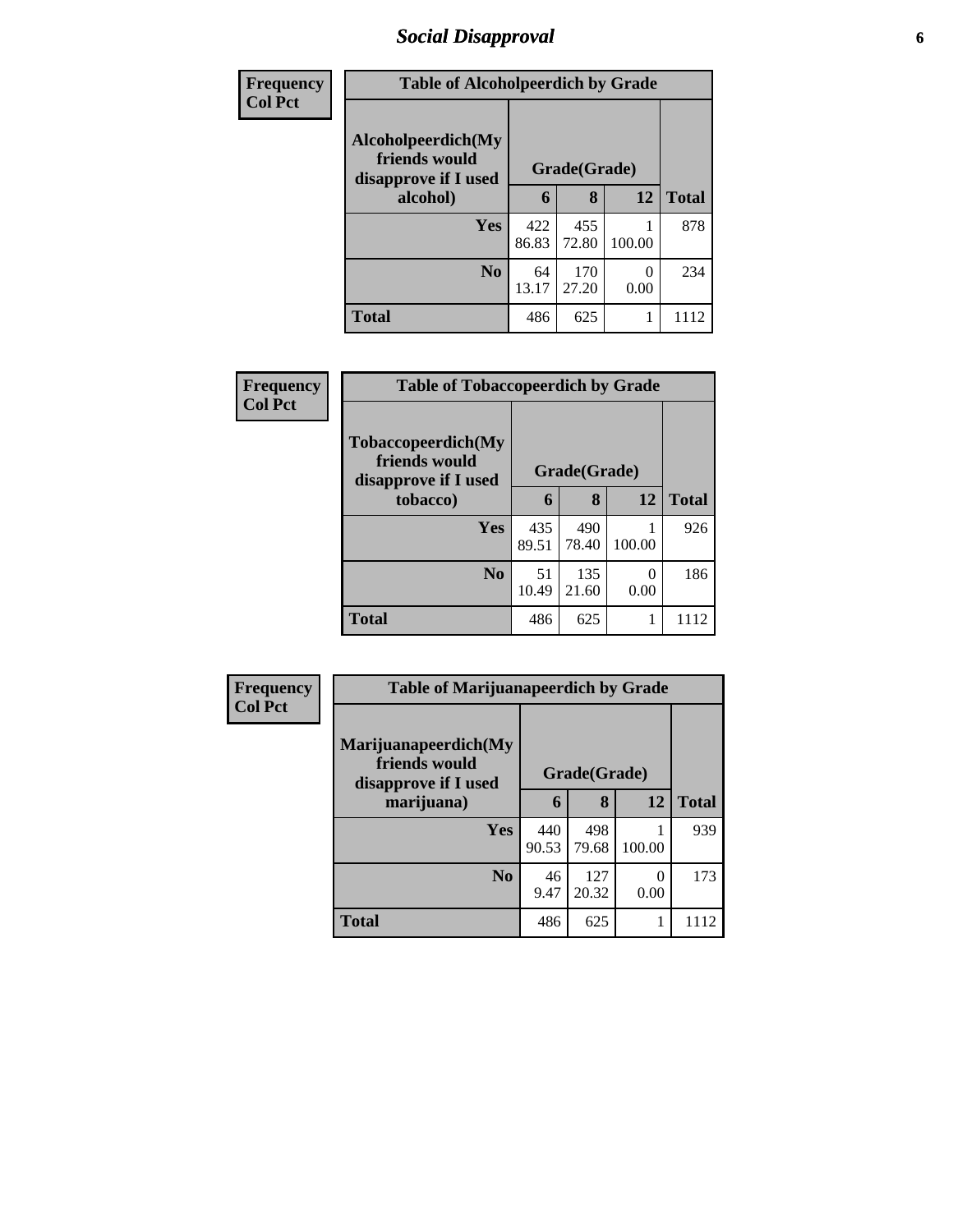## Social Disapproval

**Frequency**
**Col Pct**

| Table of Alcoholpeerdich by Grade | | | | |
|---|---|---|---|---|
| **Alcoholpeerdich(My friends would disapprove if I used alcohol)** | **Grade(Grade)** | | | **Total** |
| | **6** | **8** | **12** | |
| **Yes** | 422<br>86.83 | 455<br>72.80 | 1<br>100.00 | 878 |
| **No** | 64<br>13.17 | 170<br>27.20 | 0<br>0.00 | 234 |
| **Total** | 486 | 625 | 1 | 1112 |

**Frequency**
**Col Pct**

| Table of Tobaccopeerdich by Grade | | | | |
|---|---|---|---|---|
| **Tobaccopeerdich(My friends would disapprove if I used tobacco)** | **Grade(Grade)** | | | **Total** |
| | **6** | **8** | **12** | |
| **Yes** | 435<br>89.51 | 490<br>78.40 | 1<br>100.00 | 926 |
| **No** | 51<br>10.49 | 135<br>21.60 | 0<br>0.00 | 186 |
| **Total** | 486 | 625 | 1 | 1112 |

**Frequency**
**Col Pct**

| Table of Marijuanapeerdich by Grade | | | | |
|---|---|---|---|---|
| **Marijuanapeerdich(My friends would disapprove if I used marijuana)** | **Grade(Grade)** | | | **Total** |
| | **6** | **8** | **12** | |
| **Yes** | 440<br>90.53 | 498<br>79.68 | 1<br>100.00 | 939 |
| **No** | 46<br>9.47 | 127<br>20.32 | 0<br>0.00 | 173 |
| **Total** | 486 | 625 | 1 | 1112 |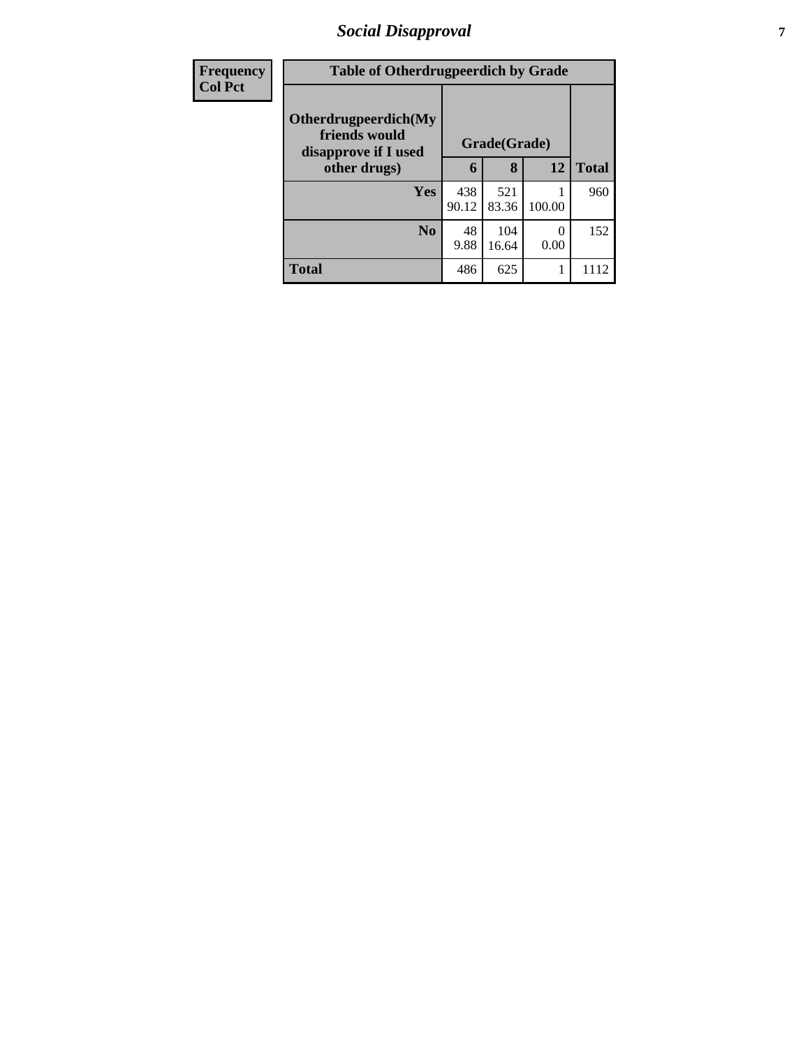| Frequency<br>Col Pct | Table of Otherdrugpeerdich by Grade | | | |
|---|---|---|---|---|
| Otherdrugpeerdich(My friends would disapprove if I used other drugs) | Grade(Grade) | | | Total |
| | 6 | 8 | 12 | |
| Yes | 438<br>90.12 | 521<br>83.36 | 1<br>100.00 | 960 |
| No | 48<br>9.88 | 104<br>16.64 | 0<br>0.00 | 152 |
| Total | 486 | 625 | 1 | 1112 |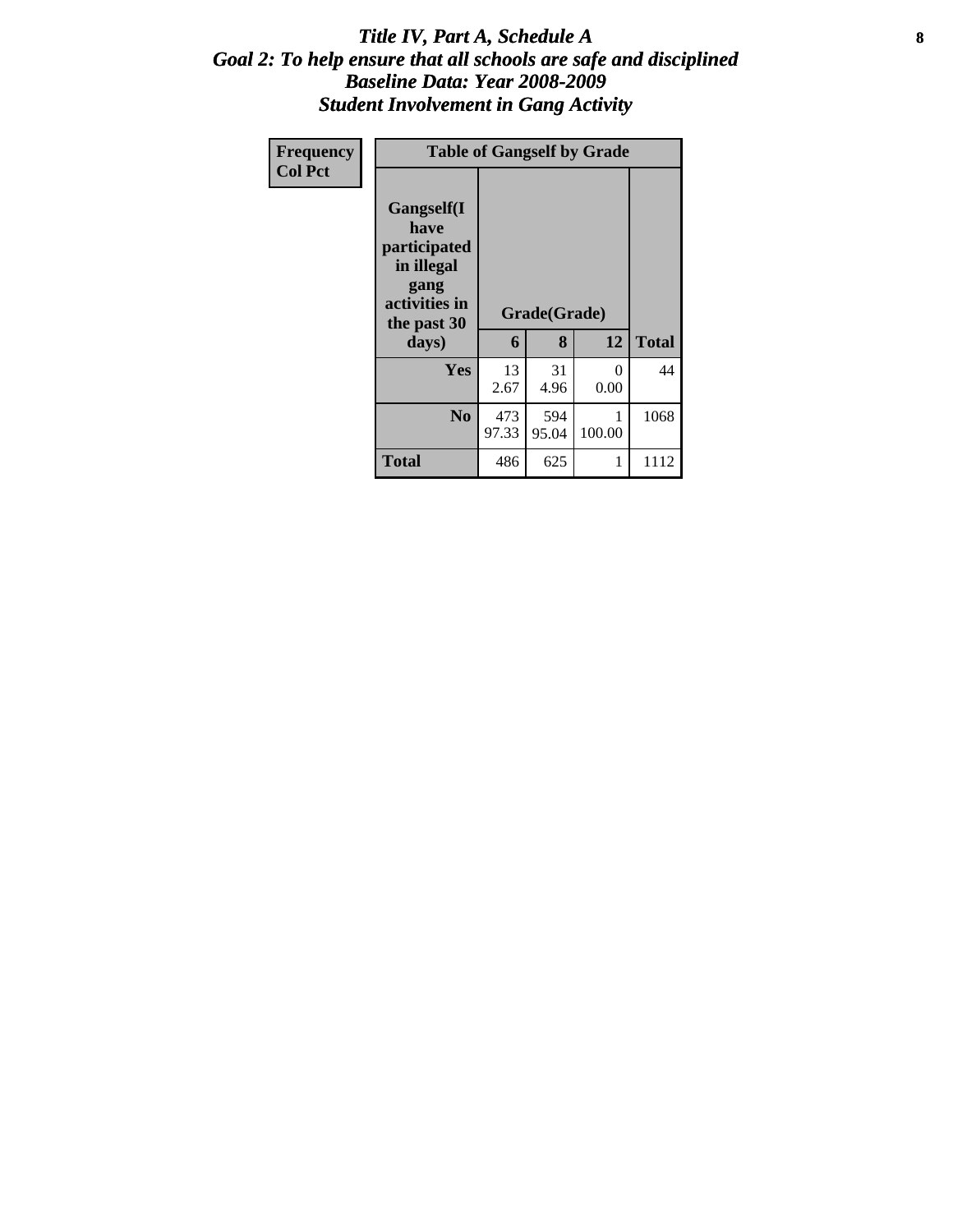# *Title IV, Part A, Schedule A*
## *Goal 2: To help ensure that all schools are safe and disciplined*
## *Baseline Data: Year 2008-2009*
## *Student Involvement in Gang Activity*

| Frequency<br>Col Pct |
|---|

| Table of Gangself by Grade | | | | |
|---|---|---|---|---|
| **Gangself(I have participated in illegal gang activities in the past 30 days)** | **Grade(Grade)** | | | |
| | **6** | **8** | **12** | **Total** |
| **Yes** | 13<br>2.67 | 31<br>4.96 | 0<br>0.00 | 44 |
| **No** | 473<br>97.33 | 594<br>95.04 | 1<br>100.00 | 1068 |
| **Total** | 486 | 625 | 1 | 1112 |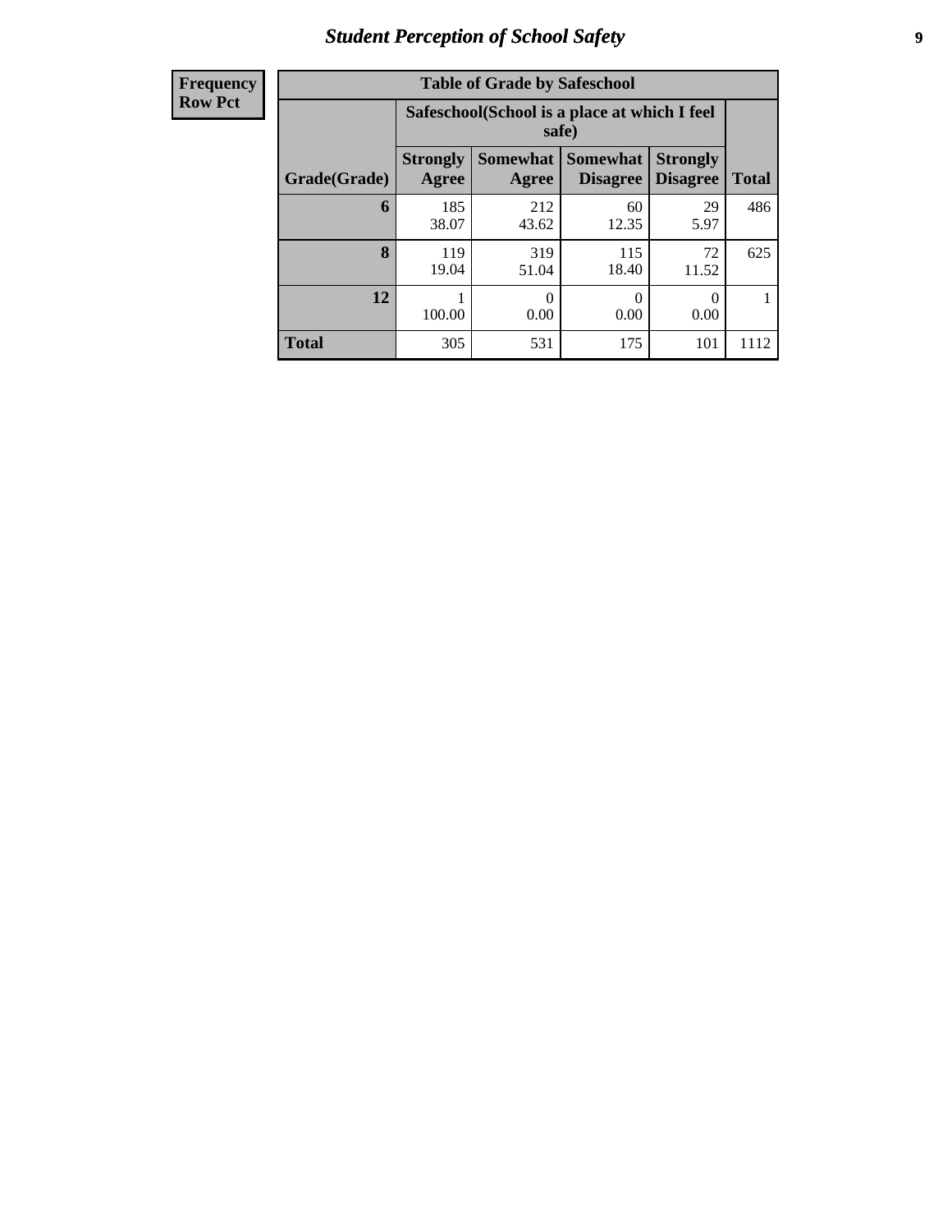| Frequency Row Pct |
|---|

| Table of Grade by Safeschool | | | | | |
|---|---|---|---|---|---|
| | Safeschool(School is a place at which I feel safe) | | | | |
| Grade(Grade) | Strongly Agree | Somewhat Agree | Somewhat Disagree | Strongly Disagree | Total |
| 6 | 185<br>38.07 | 212<br>43.62 | 60<br>12.35 | 29<br>5.97 | 486 |
| 8 | 119<br>19.04 | 319<br>51.04 | 115<br>18.40 | 72<br>11.52 | 625 |
| 12 | 1<br>100.00 | 0<br>0.00 | 0<br>0.00 | 0<br>0.00 | 1 |
| Total | 305 | 531 | 175 | 101 | 1112 |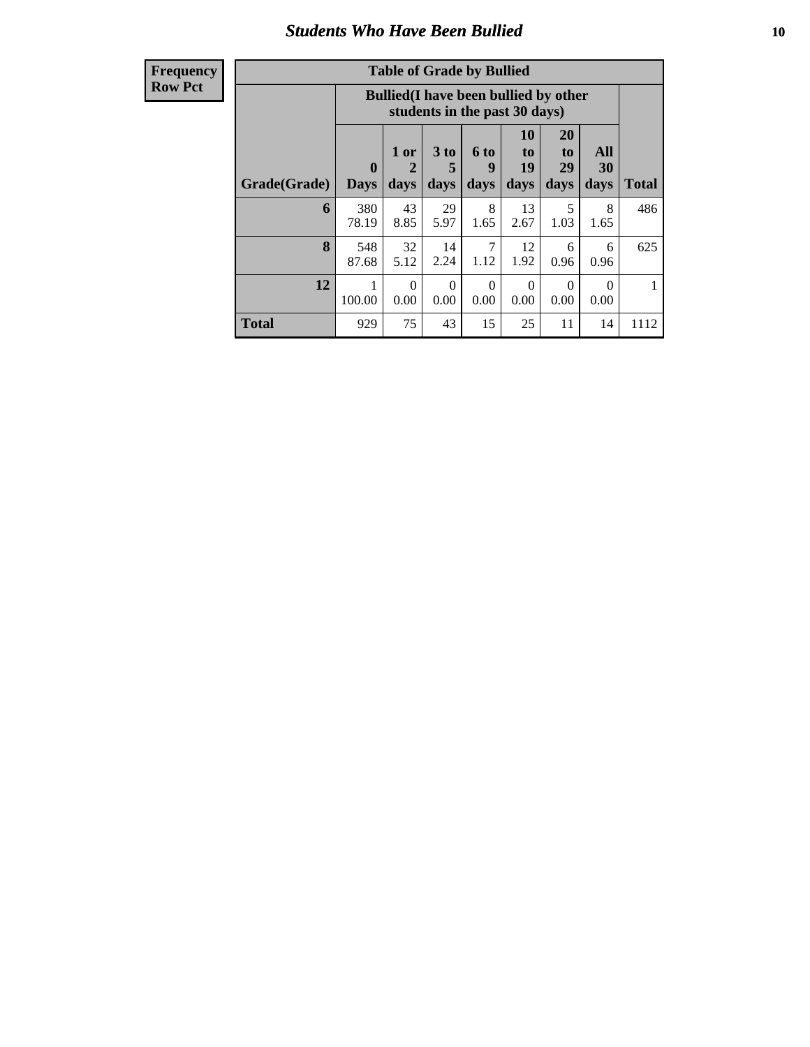## Students Who Have Been Bullied

**Frequency**
**Row Pct**

| Table of Grade by Bullied | | | | | | | | |
|---|---|---|---|---|---|---|---|---|
| | Bullied(I have been bullied by other students in the past 30 days) | | | | | | | |
| Grade(Grade) | 0 Days | 1 or 2 days | 3 to 5 days | 6 to 9 days | 10 to 19 days | 20 to 29 days | All 30 days | Total |
| 6 | 380<br>78.19 | 43<br>8.85 | 29<br>5.97 | 8<br>1.65 | 13<br>2.67 | 5<br>1.03 | 8<br>1.65 | 486 |
| 8 | 548<br>87.68 | 32<br>5.12 | 14<br>2.24 | 7<br>1.12 | 12<br>1.92 | 6<br>0.96 | 6<br>0.96 | 625 |
| 12 | 1<br>100.00 | 0<br>0.00 | 0<br>0.00 | 0<br>0.00 | 0<br>0.00 | 0<br>0.00 | 0<br>0.00 | 1 |
| Total | 929 | 75 | 43 | 15 | 25 | 11 | 14 | 1112 |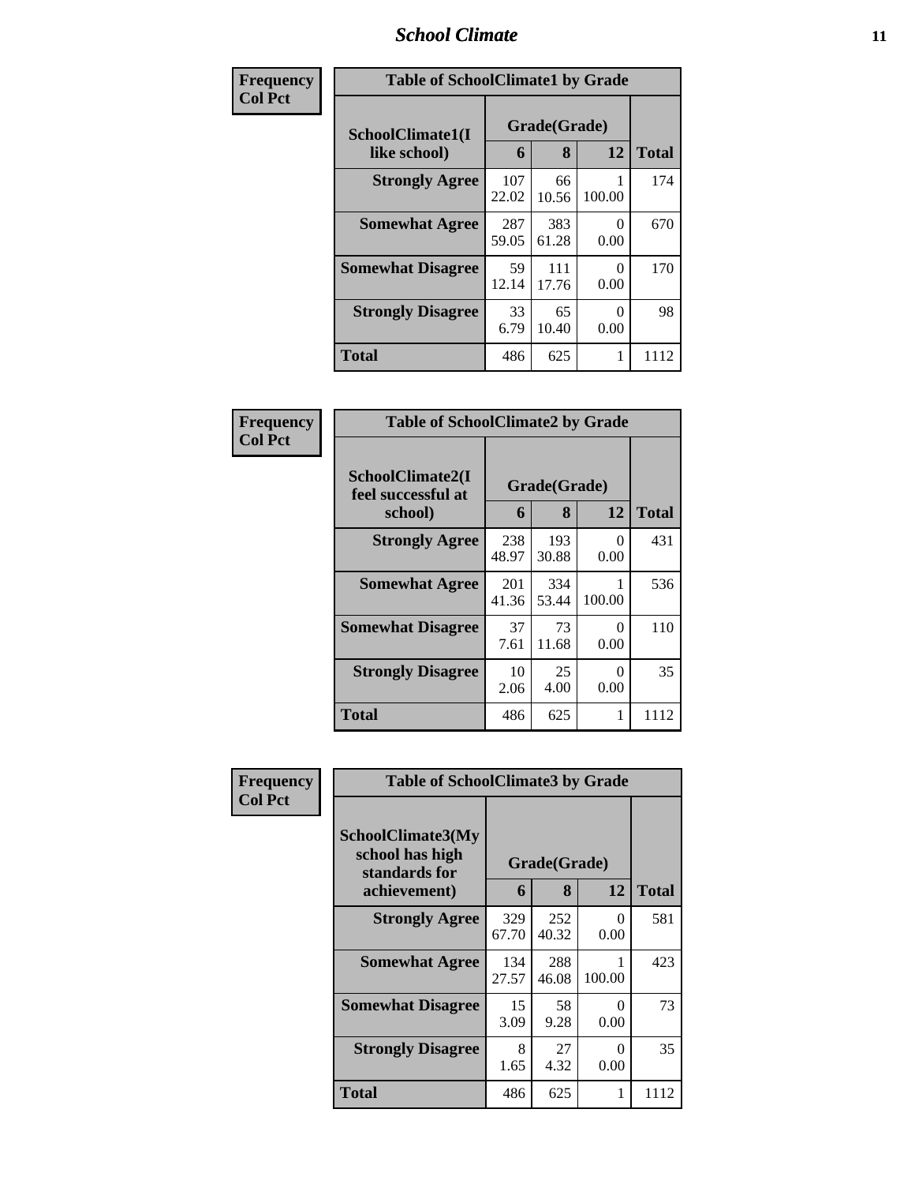| Frequency<br>Col Pct |
|---|

**Table of SchoolClimate1 by Grade**

| SchoolClimate1(I like school) | Grade(Grade) | | | Total |
|---|---|---|---|---|
| | 6 | 8 | 12 | |
| Strongly Agree | 107<br>22.02 | 66<br>10.56 | 1<br>100.00 | 174 |
| Somewhat Agree | 287<br>59.05 | 383<br>61.28 | 0<br>0.00 | 670 |
| Somewhat Disagree | 59<br>12.14 | 111<br>17.76 | 0<br>0.00 | 170 |
| Strongly Disagree | 33<br>6.79 | 65<br>10.40 | 0<br>0.00 | 98 |
| Total | 486 | 625 | 1 | 1112 |

| Frequency<br>Col Pct |
|---|

**Table of SchoolClimate2 by Grade**

| SchoolClimate2(I feel successful at school) | Grade(Grade) | | | Total |
|---|---|---|---|---|
| | 6 | 8 | 12 | |
| Strongly Agree | 238<br>48.97 | 193<br>30.88 | 0<br>0.00 | 431 |
| Somewhat Agree | 201<br>41.36 | 334<br>53.44 | 1<br>100.00 | 536 |
| Somewhat Disagree | 37<br>7.61 | 73<br>11.68 | 0<br>0.00 | 110 |
| Strongly Disagree | 10<br>2.06 | 25<br>4.00 | 0<br>0.00 | 35 |
| Total | 486 | 625 | 1 | 1112 |

| Frequency<br>Col Pct |
|---|

**Table of SchoolClimate3 by Grade**

| SchoolClimate3(My school has high standards for achievement) | Grade(Grade) | | | Total |
|---|---|---|---|---|
| | 6 | 8 | 12 | |
| Strongly Agree | 329<br>67.70 | 252<br>40.32 | 0<br>0.00 | 581 |
| Somewhat Agree | 134<br>27.57 | 288<br>46.08 | 1<br>100.00 | 423 |
| Somewhat Disagree | 15<br>3.09 | 58<br>9.28 | 0<br>0.00 | 73 |
| Strongly Disagree | 8<br>1.65 | 27<br>4.32 | 0<br>0.00 | 35 |
| Total | 486 | 625 | 1 | 1112 |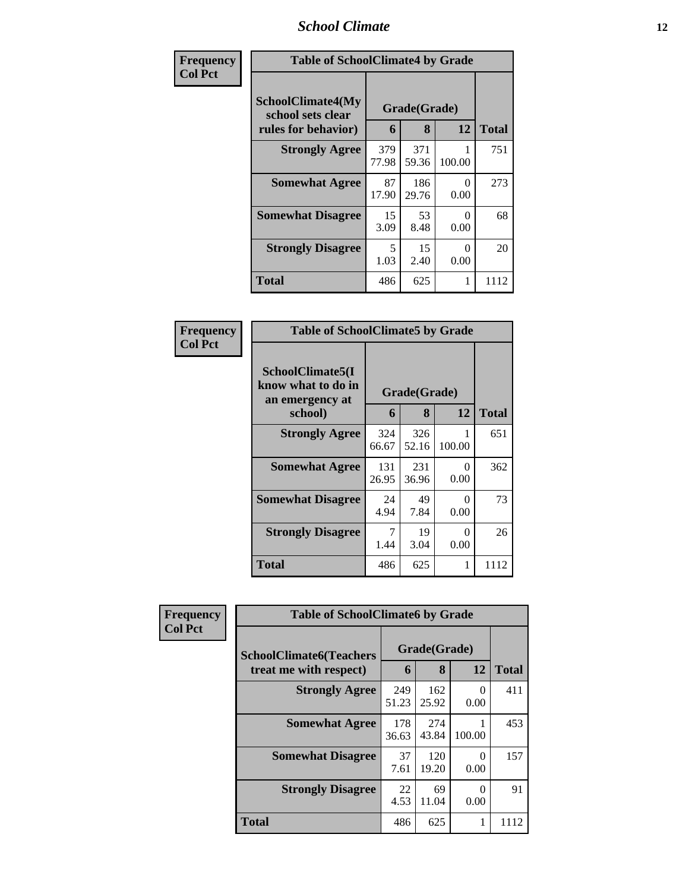| Frequency Col Pct | Table of SchoolClimate4 by Grade | | | |
|---|---|---|---|---|
| SchoolClimate4(My school sets clear rules for behavior) | Grade(Grade) | | | |
| | 6 | 8 | 12 | Total |
| Strongly Agree | 379<br>77.98 | 371<br>59.36 | 1<br>100.00 | 751 |
| Somewhat Agree | 87<br>17.90 | 186<br>29.76 | 0<br>0.00 | 273 |
| Somewhat Disagree | 15<br>3.09 | 53<br>8.48 | 0<br>0.00 | 68 |
| Strongly Disagree | 5<br>1.03 | 15<br>2.40 | 0<br>0.00 | 20 |
| Total | 486 | 625 | 1 | 1112 |

| Frequency Col Pct | Table of SchoolClimate5 by Grade | | | |
|---|---|---|---|---|
| SchoolClimate5(I know what to do in an emergency at school) | Grade(Grade) | | | |
| | 6 | 8 | 12 | Total |
| Strongly Agree | 324<br>66.67 | 326<br>52.16 | 1<br>100.00 | 651 |
| Somewhat Agree | 131<br>26.95 | 231<br>36.96 | 0<br>0.00 | 362 |
| Somewhat Disagree | 24<br>4.94 | 49<br>7.84 | 0<br>0.00 | 73 |
| Strongly Disagree | 7<br>1.44 | 19<br>3.04 | 0<br>0.00 | 26 |
| Total | 486 | 625 | 1 | 1112 |

| Frequency Col Pct | Table of SchoolClimate6 by Grade | | | |
|---|---|---|---|---|
| SchoolClimate6(Teachers treat me with respect) | Grade(Grade) | | | |
| | 6 | 8 | 12 | Total |
| Strongly Agree | 249<br>51.23 | 162<br>25.92 | 0<br>0.00 | 411 |
| Somewhat Agree | 178<br>36.63 | 274<br>43.84 | 1<br>100.00 | 453 |
| Somewhat Disagree | 37<br>7.61 | 120<br>19.20 | 0<br>0.00 | 157 |
| Strongly Disagree | 22<br>4.53 | 69<br>11.04 | 0<br>0.00 | 91 |
| Total | 486 | 625 | 1 | 1112 |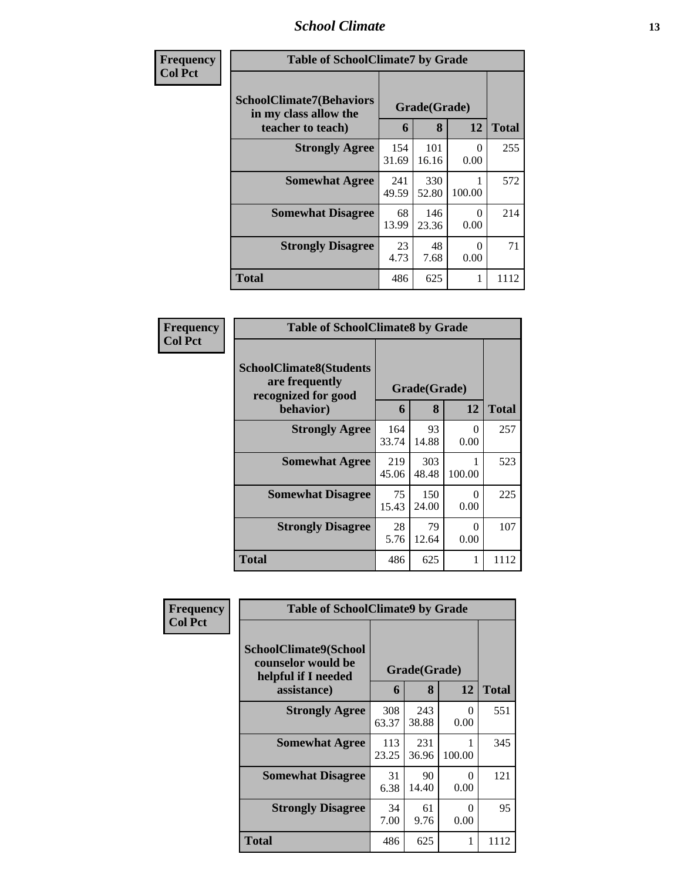| Frequency<br>Col Pct | Table of SchoolClimate7 by Grade | | | |
|---|---|---|---|---|
| SchoolClimate7(Behaviors in my class allow the teacher to teach) | Grade(Grade) | | | |
| | 6 | 8 | 12 | Total |
| Strongly Agree | 154<br>31.69 | 101<br>16.16 | 0<br>0.00 | 255 |
| Somewhat Agree | 241<br>49.59 | 330<br>52.80 | 1<br>100.00 | 572 |
| Somewhat Disagree | 68<br>13.99 | 146<br>23.36 | 0<br>0.00 | 214 |
| Strongly Disagree | 23<br>4.73 | 48<br>7.68 | 0<br>0.00 | 71 |
| Total | 486 | 625 | 1 | 1112 |

| Frequency<br>Col Pct | Table of SchoolClimate8 by Grade | | | |
|---|---|---|---|---|
| SchoolClimate8(Students are frequently recognized for good behavior) | Grade(Grade) | | | |
| | 6 | 8 | 12 | Total |
| Strongly Agree | 164<br>33.74 | 93<br>14.88 | 0<br>0.00 | 257 |
| Somewhat Agree | 219<br>45.06 | 303<br>48.48 | 1<br>100.00 | 523 |
| Somewhat Disagree | 75<br>15.43 | 150<br>24.00 | 0<br>0.00 | 225 |
| Strongly Disagree | 28<br>5.76 | 79<br>12.64 | 0<br>0.00 | 107 |
| Total | 486 | 625 | 1 | 1112 |

| Frequency<br>Col Pct | Table of SchoolClimate9 by Grade | | | |
|---|---|---|---|---|
| SchoolClimate9(School counselor would be helpful if I needed assistance) | Grade(Grade) | | | |
| | 6 | 8 | 12 | Total |
| Strongly Agree | 308<br>63.37 | 243<br>38.88 | 0<br>0.00 | 551 |
| Somewhat Agree | 113<br>23.25 | 231<br>36.96 | 1<br>100.00 | 345 |
| Somewhat Disagree | 31<br>6.38 | 90<br>14.40 | 0<br>0.00 | 121 |
| Strongly Disagree | 34<br>7.00 | 61<br>9.76 | 0<br>0.00 | 95 |
| Total | 486 | 625 | 1 | 1112 |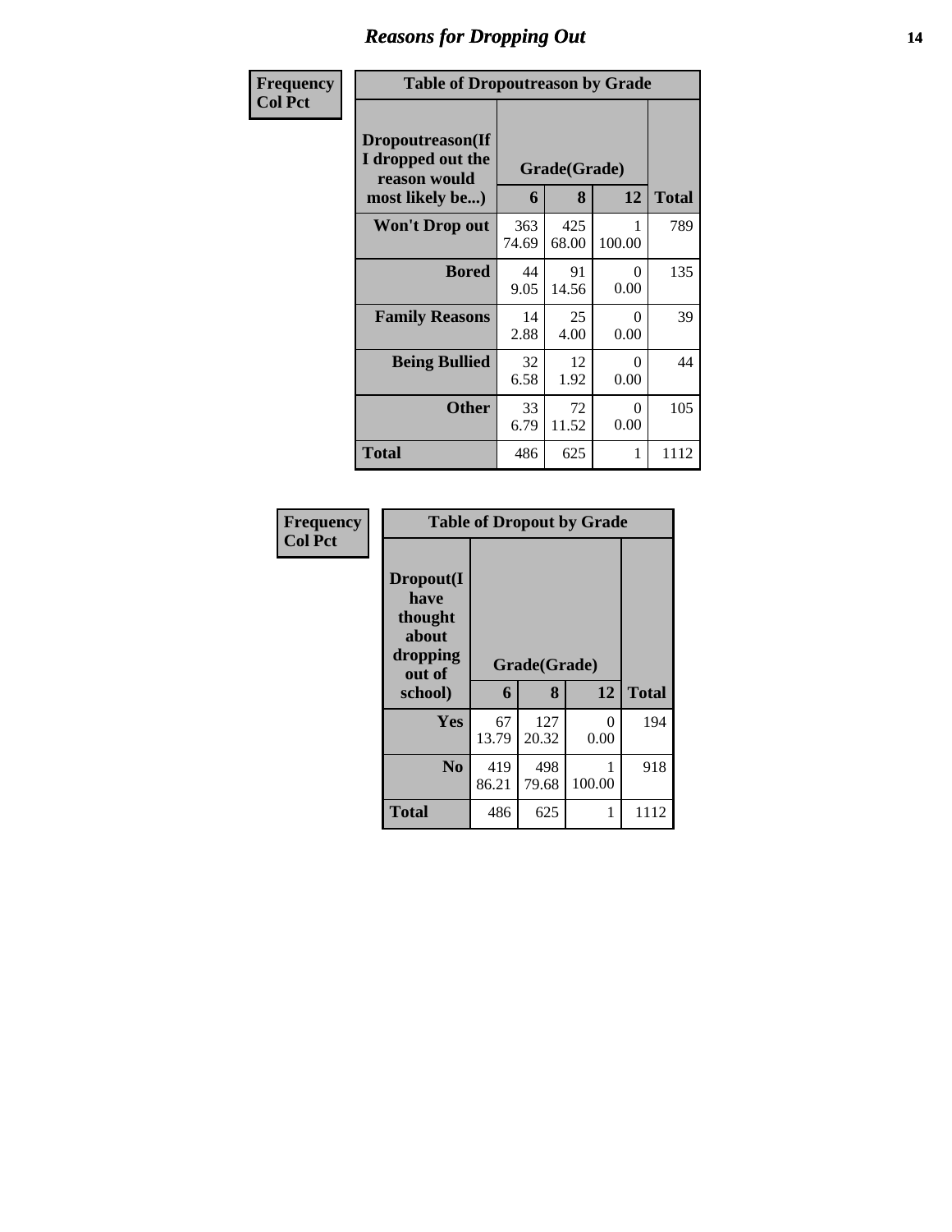# Reasons for Dropping Out

**Frequency / Col Pct**

| Table of Dropoutreason by Grade | | | | |
|---|---|---|---|---|
| **Dropoutreason(If I dropped out the reason would most likely be...)** | **Grade(Grade)** | | | |
| | **6** | **8** | **12** | **Total** |
| **Won't Drop out** | 363<br>74.69 | 425<br>68.00 | 1<br>100.00 | 789 |
| **Bored** | 44<br>9.05 | 91<br>14.56 | 0<br>0.00 | 135 |
| **Family Reasons** | 14<br>2.88 | 25<br>4.00 | 0<br>0.00 | 39 |
| **Being Bullied** | 32<br>6.58 | 12<br>1.92 | 0<br>0.00 | 44 |
| **Other** | 33<br>6.79 | 72<br>11.52 | 0<br>0.00 | 105 |
| **Total** | 486 | 625 | 1 | 1112 |

**Frequency / Col Pct**

| Table of Dropout by Grade | | | | |
|---|---|---|---|---|
| **Dropout(I have thought about dropping out of school)** | **Grade(Grade)** | | | |
| | **6** | **8** | **12** | **Total** |
| **Yes** | 67<br>13.79 | 127<br>20.32 | 0<br>0.00 | 194 |
| **No** | 419<br>86.21 | 498<br>79.68 | 1<br>100.00 | 918 |
| **Total** | 486 | 625 | 1 | 1112 |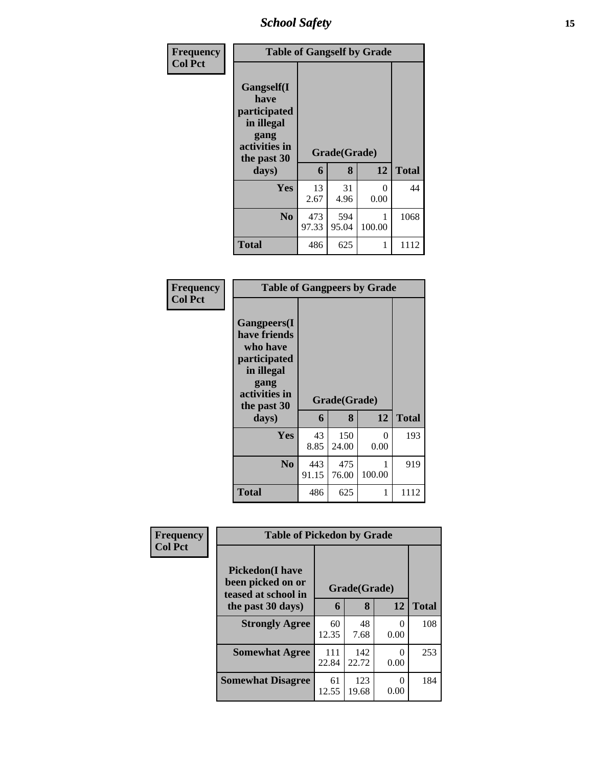| Frequency<br>Col Pct | Table of Gangself by Grade | | | |
|---|---|---|---|---|
| Gangself(I have participated in illegal gang activities in the past 30 days) | Grade(Grade) | | | |
| | 6 | 8 | 12 | Total |
| Yes | 13<br>2.67 | 31<br>4.96 | 0<br>0.00 | 44 |
| No | 473<br>97.33 | 594<br>95.04 | 1<br>100.00 | 1068 |
| Total | 486 | 625 | 1 | 1112 |

| Frequency<br>Col Pct | Table of Gangpeers by Grade | | | |
|---|---|---|---|---|
| Gangpeers(I have friends who have participated in illegal gang activities in the past 30 days) | Grade(Grade) | | | |
| | 6 | 8 | 12 | Total |
| Yes | 43<br>8.85 | 150<br>24.00 | 0<br>0.00 | 193 |
| No | 443<br>91.15 | 475<br>76.00 | 1<br>100.00 | 919 |
| Total | 486 | 625 | 1 | 1112 |

| Frequency<br>Col Pct | Table of Pickedon by Grade | | | |
|---|---|---|---|---|
| Pickedon(I have been picked on or teased at school in the past 30 days) | Grade(Grade) | | | |
| | 6 | 8 | 12 | Total |
| Strongly Agree | 60<br>12.35 | 48<br>7.68 | 0<br>0.00 | 108 |
| Somewhat Agree | 111<br>22.84 | 142<br>22.72 | 0<br>0.00 | 253 |
| Somewhat Disagree | 61<br>12.55 | 123<br>19.68 | 0<br>0.00 | 184 |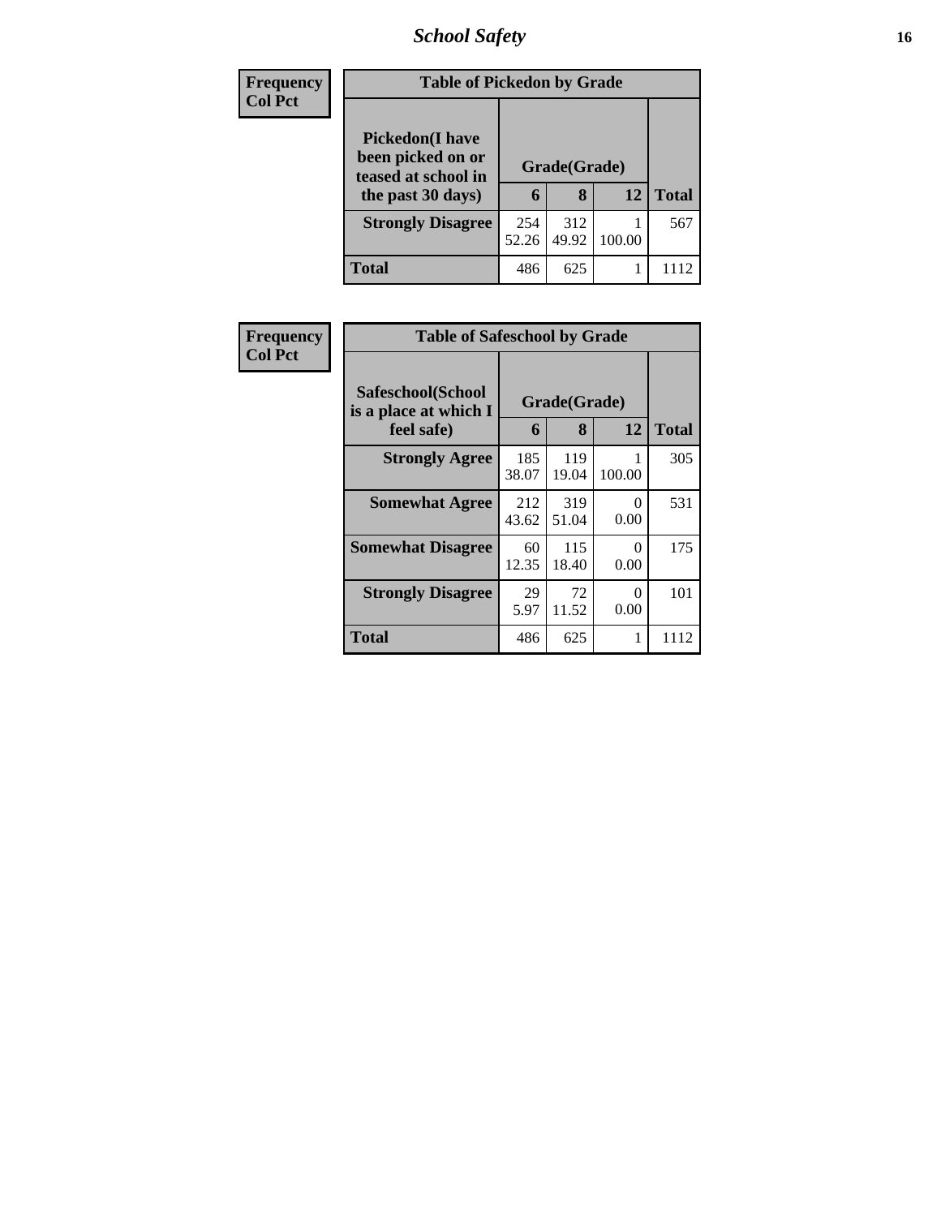| Frequency<br>Col Pct | | | | |
|---|---|---|---|---|

**Table of Pickedon by Grade**

| Pickedon(I have been picked on or teased at school in the past 30 days) | Grade(Grade) | | | Total |
|---|---|---|---|---|
| | 6 | 8 | 12 | |
| **Strongly Disagree** | 254<br>52.26 | 312<br>49.92 | 1<br>100.00 | 567 |
| **Total** | 486 | 625 | 1 | 1112 |

| Frequency<br>Col Pct | | | | |
|---|---|---|---|---|

**Table of Safeschool by Grade**

| Safeschool(School is a place at which I feel safe) | Grade(Grade) | | | Total |
|---|---|---|---|---|
| | 6 | 8 | 12 | |
| **Strongly Agree** | 185<br>38.07 | 119<br>19.04 | 1<br>100.00 | 305 |
| **Somewhat Agree** | 212<br>43.62 | 319<br>51.04 | 0<br>0.00 | 531 |
| **Somewhat Disagree** | 60<br>12.35 | 115<br>18.40 | 0<br>0.00 | 175 |
| **Strongly Disagree** | 29<br>5.97 | 72<br>11.52 | 0<br>0.00 | 101 |
| **Total** | 486 | 625 | 1 | 1112 |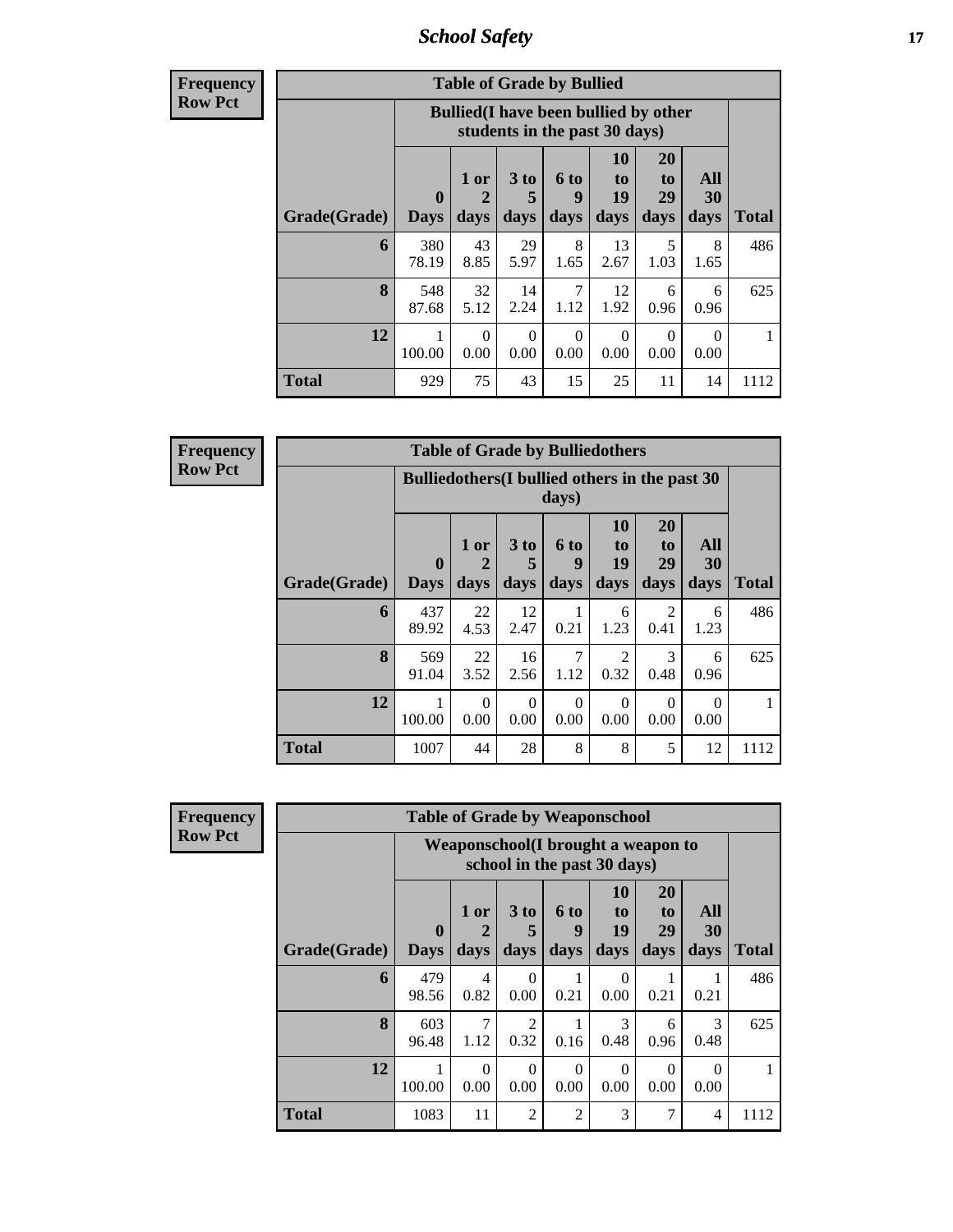**Frequency**
**Row Pct**

| Table of Grade by Bullied | | | | | | | | |
|---|---|---|---|---|---|---|---|---|
| | Bullied(I have been bullied by other students in the past 30 days) | | | | | | | |
| Grade(Grade) | 0 Days | 1 or 2 days | 3 to 5 days | 6 to 9 days | 10 to 19 days | 20 to 29 days | All 30 days | Total |
| 6 | 380 78.19 | 43 8.85 | 29 5.97 | 8 1.65 | 13 2.67 | 5 1.03 | 8 1.65 | 486 |
| 8 | 548 87.68 | 32 5.12 | 14 2.24 | 7 1.12 | 12 1.92 | 6 0.96 | 6 0.96 | 625 |
| 12 | 1 100.00 | 0 0.00 | 0 0.00 | 0 0.00 | 0 0.00 | 0 0.00 | 0 0.00 | 1 |
| Total | 929 | 75 | 43 | 15 | 25 | 11 | 14 | 1112 |

**Frequency**
**Row Pct**

| Table of Grade by Bulliedothers | | | | | | | | |
|---|---|---|---|---|---|---|---|---|
| | Bulliedothers(I bullied others in the past 30 days) | | | | | | | |
| Grade(Grade) | 0 Days | 1 or 2 days | 3 to 5 days | 6 to 9 days | 10 to 19 days | 20 to 29 days | All 30 days | Total |
| 6 | 437 89.92 | 22 4.53 | 12 2.47 | 1 0.21 | 6 1.23 | 2 0.41 | 6 1.23 | 486 |
| 8 | 569 91.04 | 22 3.52 | 16 2.56 | 7 1.12 | 2 0.32 | 3 0.48 | 6 0.96 | 625 |
| 12 | 1 100.00 | 0 0.00 | 0 0.00 | 0 0.00 | 0 0.00 | 0 0.00 | 0 0.00 | 1 |
| Total | 1007 | 44 | 28 | 8 | 8 | 5 | 12 | 1112 |

**Frequency**
**Row Pct**

| Table of Grade by Weaponschool | | | | | | | | |
|---|---|---|---|---|---|---|---|---|
| | Weaponschool(I brought a weapon to school in the past 30 days) | | | | | | | |
| Grade(Grade) | 0 Days | 1 or 2 days | 3 to 5 days | 6 to 9 days | 10 to 19 days | 20 to 29 days | All 30 days | Total |
| 6 | 479 98.56 | 4 0.82 | 0 0.00 | 1 0.21 | 0 0.00 | 1 0.21 | 1 0.21 | 486 |
| 8 | 603 96.48 | 7 1.12 | 2 0.32 | 1 0.16 | 3 0.48 | 6 0.96 | 3 0.48 | 625 |
| 12 | 1 100.00 | 0 0.00 | 0 0.00 | 0 0.00 | 0 0.00 | 0 0.00 | 0 0.00 | 1 |
| Total | 1083 | 11 | 2 | 2 | 3 | 7 | 4 | 1112 |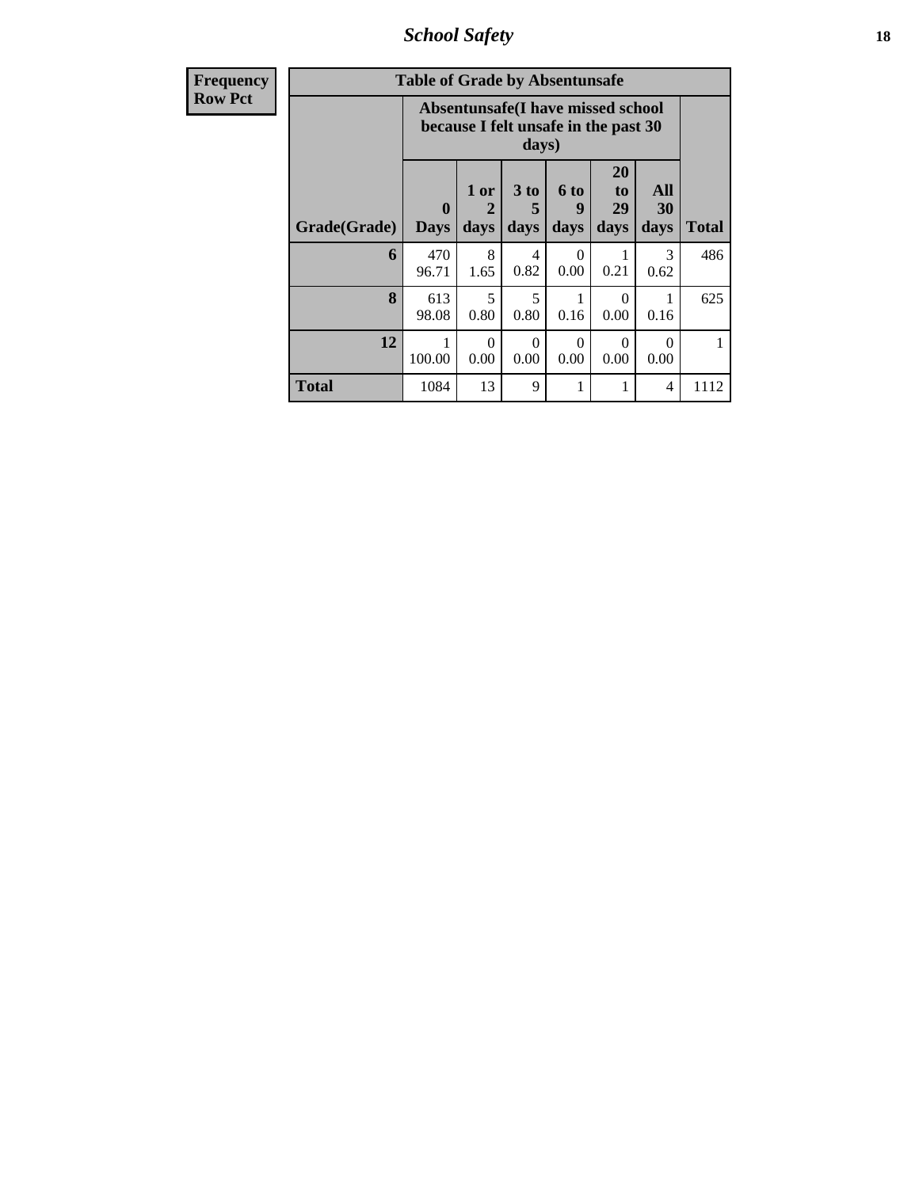| Frequency<br>Row Pct | Table of Grade by Absentunsafe | | | | | | |
|---|---|---|---|---|---|---|---|
| | Absentunsafe(I have missed school because I felt unsafe in the past 30 days) | | | | | | |
| Grade(Grade) | 0 Days | 1 or 2 days | 3 to 5 days | 6 to 9 days | 20 to 29 days | All 30 days | Total |
| 6 | 470<br>96.71 | 8<br>1.65 | 4<br>0.82 | 0<br>0.00 | 1<br>0.21 | 3<br>0.62 | 486 |
| 8 | 613<br>98.08 | 5<br>0.80 | 5<br>0.80 | 1<br>0.16 | 0<br>0.00 | 1<br>0.16 | 625 |
| 12 | 1<br>100.00 | 0<br>0.00 | 0<br>0.00 | 0<br>0.00 | 0<br>0.00 | 0<br>0.00 | 1 |
| Total | 1084 | 13 | 9 | 1 | 1 | 4 | 1112 |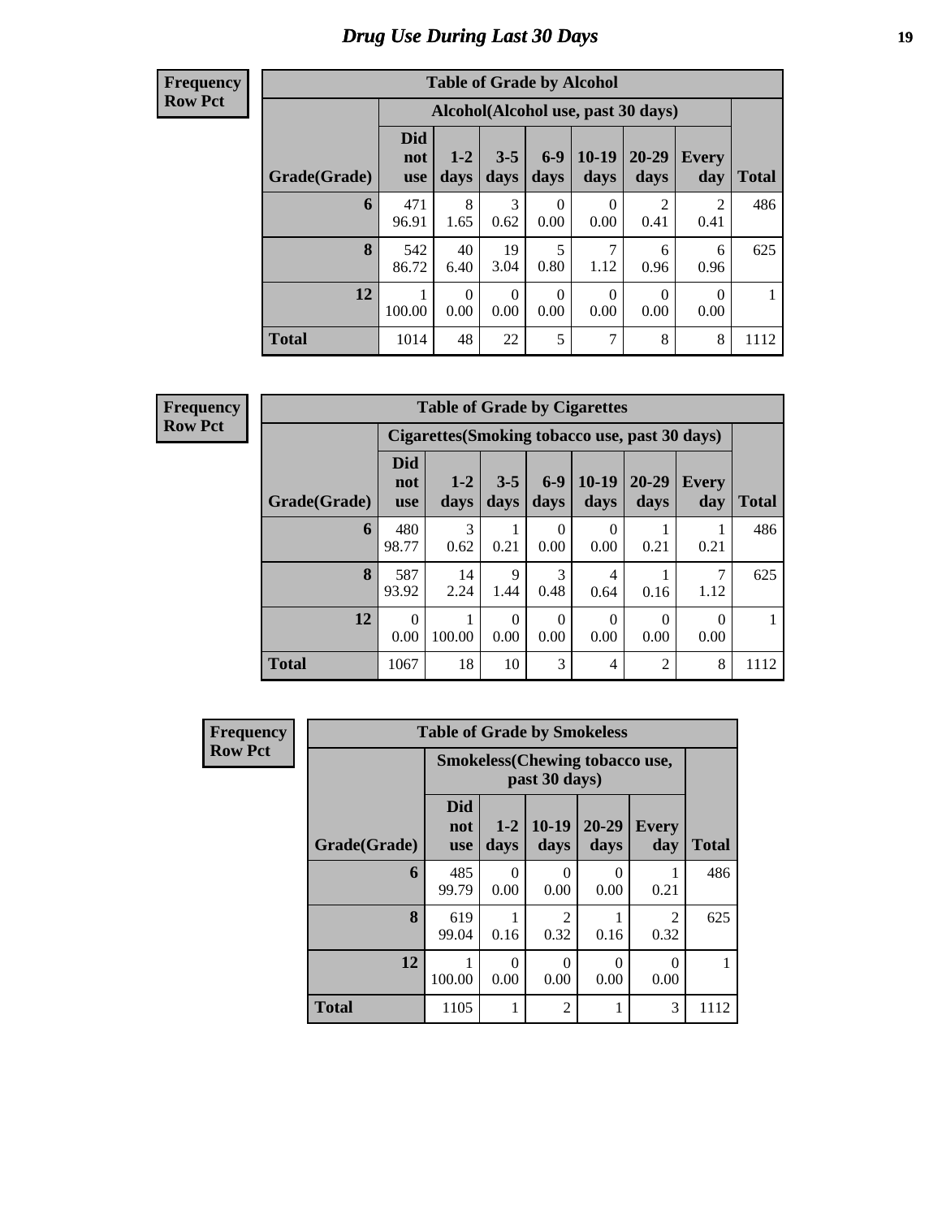# Drug Use During Last 30 Days

**Frequency**
**Row Pct**

| Table of Grade by Alcohol | | | | | | | | |
|---|---|---|---|---|---|---|---|---|
| | Alcohol(Alcohol use, past 30 days) | | | | | | | |
| Grade(Grade) | Did not use | 1-2 days | 3-5 days | 6-9 days | 10-19 days | 20-29 days | Every day | Total |
| **6** | 471<br>96.91 | 8<br>1.65 | 3<br>0.62 | 0<br>0.00 | 0<br>0.00 | 2<br>0.41 | 2<br>0.41 | 486 |
| **8** | 542<br>86.72 | 40<br>6.40 | 19<br>3.04 | 5<br>0.80 | 7<br>1.12 | 6<br>0.96 | 6<br>0.96 | 625 |
| **12** | 1<br>100.00 | 0<br>0.00 | 0<br>0.00 | 0<br>0.00 | 0<br>0.00 | 0<br>0.00 | 0<br>0.00 | 1 |
| **Total** | 1014 | 48 | 22 | 5 | 7 | 8 | 8 | 1112 |

**Frequency**
**Row Pct**

| Table of Grade by Cigarettes | | | | | | | | |
|---|---|---|---|---|---|---|---|---|
| | Cigarettes(Smoking tobacco use, past 30 days) | | | | | | | |
| Grade(Grade) | Did not use | 1-2 days | 3-5 days | 6-9 days | 10-19 days | 20-29 days | Every day | Total |
| **6** | 480<br>98.77 | 3<br>0.62 | 1<br>0.21 | 0<br>0.00 | 0<br>0.00 | 1<br>0.21 | 1<br>0.21 | 486 |
| **8** | 587<br>93.92 | 14<br>2.24 | 9<br>1.44 | 3<br>0.48 | 4<br>0.64 | 1<br>0.16 | 7<br>1.12 | 625 |
| **12** | 0<br>0.00 | 1<br>100.00 | 0<br>0.00 | 0<br>0.00 | 0<br>0.00 | 0<br>0.00 | 0<br>0.00 | 1 |
| **Total** | 1067 | 18 | 10 | 3 | 4 | 2 | 8 | 1112 |

**Frequency**
**Row Pct**

| Table of Grade by Smokeless | | | | | | |
|---|---|---|---|---|---|---|
| | Smokeless(Chewing tobacco use, past 30 days) | | | | | |
| Grade(Grade) | Did not use | 1-2 days | 10-19 days | 20-29 days | Every day | Total |
| **6** | 485<br>99.79 | 0<br>0.00 | 0<br>0.00 | 0<br>0.00 | 1<br>0.21 | 486 |
| **8** | 619<br>99.04 | 1<br>0.16 | 2<br>0.32 | 1<br>0.16 | 2<br>0.32 | 625 |
| **12** | 1<br>100.00 | 0<br>0.00 | 0<br>0.00 | 0<br>0.00 | 0<br>0.00 | 1 |
| **Total** | 1105 | 1 | 2 | 1 | 3 | 1112 |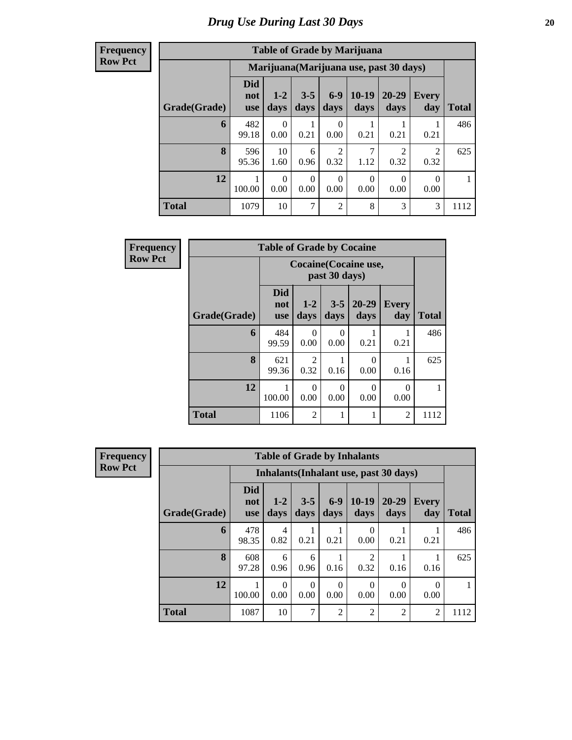# Drug Use During Last 30 Days

**Frequency**
**Row Pct**

| Table of Grade by Marijuana | | | | | | | | |
|---|---|---|---|---|---|---|---|---|
| | Marijuana(Marijuana use, past 30 days) | | | | | | | |
| Grade(Grade) | Did not use | 1-2 days | 3-5 days | 6-9 days | 10-19 days | 20-29 days | Every day | Total |
| 6 | 482<br>99.18 | 0<br>0.00 | 1<br>0.21 | 0<br>0.00 | 1<br>0.21 | 1<br>0.21 | 1<br>0.21 | 486 |
| 8 | 596<br>95.36 | 10<br>1.60 | 6<br>0.96 | 2<br>0.32 | 7<br>1.12 | 2<br>0.32 | 2<br>0.32 | 625 |
| 12 | 1<br>100.00 | 0<br>0.00 | 0<br>0.00 | 0<br>0.00 | 0<br>0.00 | 0<br>0.00 | 0<br>0.00 | 1 |
| Total | 1079 | 10 | 7 | 2 | 8 | 3 | 3 | 1112 |

**Frequency**
**Row Pct**

| Table of Grade by Cocaine | | | | | | |
|---|---|---|---|---|---|---|
| | Cocaine(Cocaine use, past 30 days) | | | | | |
| Grade(Grade) | Did not use | 1-2 days | 3-5 days | 20-29 days | Every day | Total |
| 6 | 484<br>99.59 | 0<br>0.00 | 0<br>0.00 | 1<br>0.21 | 1<br>0.21 | 486 |
| 8 | 621<br>99.36 | 2<br>0.32 | 1<br>0.16 | 0<br>0.00 | 1<br>0.16 | 625 |
| 12 | 1<br>100.00 | 0<br>0.00 | 0<br>0.00 | 0<br>0.00 | 0<br>0.00 | 1 |
| Total | 1106 | 2 | 1 | 1 | 2 | 1112 |

**Frequency**
**Row Pct**

| Table of Grade by Inhalants | | | | | | | | |
|---|---|---|---|---|---|---|---|---|
| | Inhalants(Inhalant use, past 30 days) | | | | | | | |
| Grade(Grade) | Did not use | 1-2 days | 3-5 days | 6-9 days | 10-19 days | 20-29 days | Every day | Total |
| 6 | 478<br>98.35 | 4<br>0.82 | 1<br>0.21 | 1<br>0.21 | 0<br>0.00 | 1<br>0.21 | 1<br>0.21 | 486 |
| 8 | 608<br>97.28 | 6<br>0.96 | 6<br>0.96 | 1<br>0.16 | 2<br>0.32 | 1<br>0.16 | 1<br>0.16 | 625 |
| 12 | 1<br>100.00 | 0<br>0.00 | 0<br>0.00 | 0<br>0.00 | 0<br>0.00 | 0<br>0.00 | 0<br>0.00 | 1 |
| Total | 1087 | 10 | 7 | 2 | 2 | 2 | 2 | 1112 |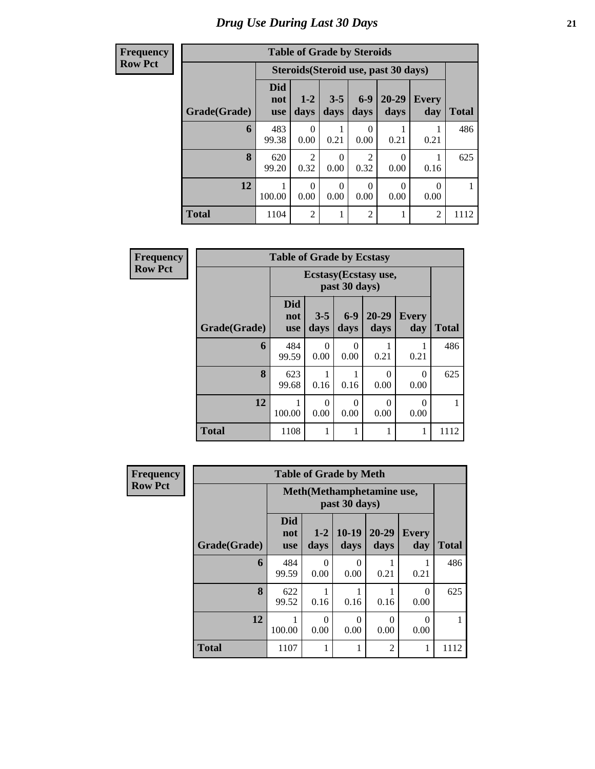# Drug Use During Last 30 Days

| Frequency<br>Row Pct |
|---|

**Table of Grade by Steroids**

| Grade(Grade) | Steroids(Steroid use, past 30 days) | | | | | | Total |
|---|---|---|---|---|---|---|---|
| | Did not use | 1-2 days | 3-5 days | 6-9 days | 20-29 days | Every day | |
| 6 | 483<br>99.38 | 0<br>0.00 | 1<br>0.21 | 0<br>0.00 | 1<br>0.21 | 1<br>0.21 | 486 |
| 8 | 620<br>99.20 | 2<br>0.32 | 0<br>0.00 | 2<br>0.32 | 0<br>0.00 | 1<br>0.16 | 625 |
| 12 | 1<br>100.00 | 0<br>0.00 | 0<br>0.00 | 0<br>0.00 | 0<br>0.00 | 0<br>0.00 | 1 |
| Total | 1104 | 2 | 1 | 2 | 1 | 2 | 1112 |

| Frequency<br>Row Pct |
|---|

**Table of Grade by Ecstasy**

| Grade(Grade) | Ecstasy(Ecstasy use, past 30 days) | | | | | Total |
|---|---|---|---|---|---|---|
| | Did not use | 3-5 days | 6-9 days | 20-29 days | Every day | |
| 6 | 484<br>99.59 | 0<br>0.00 | 0<br>0.00 | 1<br>0.21 | 1<br>0.21 | 486 |
| 8 | 623<br>99.68 | 1<br>0.16 | 1<br>0.16 | 0<br>0.00 | 0<br>0.00 | 625 |
| 12 | 1<br>100.00 | 0<br>0.00 | 0<br>0.00 | 0<br>0.00 | 0<br>0.00 | 1 |
| Total | 1108 | 1 | 1 | 1 | 1 | 1112 |

| Frequency<br>Row Pct |
|---|

**Table of Grade by Meth**

| Grade(Grade) | Meth(Methamphetamine use, past 30 days) | | | | | Total |
|---|---|---|---|---|---|---|
| | Did not use | 1-2 days | 10-19 days | 20-29 days | Every day | |
| 6 | 484<br>99.59 | 0<br>0.00 | 0<br>0.00 | 1<br>0.21 | 1<br>0.21 | 486 |
| 8 | 622<br>99.52 | 1<br>0.16 | 1<br>0.16 | 1<br>0.16 | 0<br>0.00 | 625 |
| 12 | 1<br>100.00 | 0<br>0.00 | 0<br>0.00 | 0<br>0.00 | 0<br>0.00 | 1 |
| Total | 1107 | 1 | 1 | 2 | 1 | 1112 |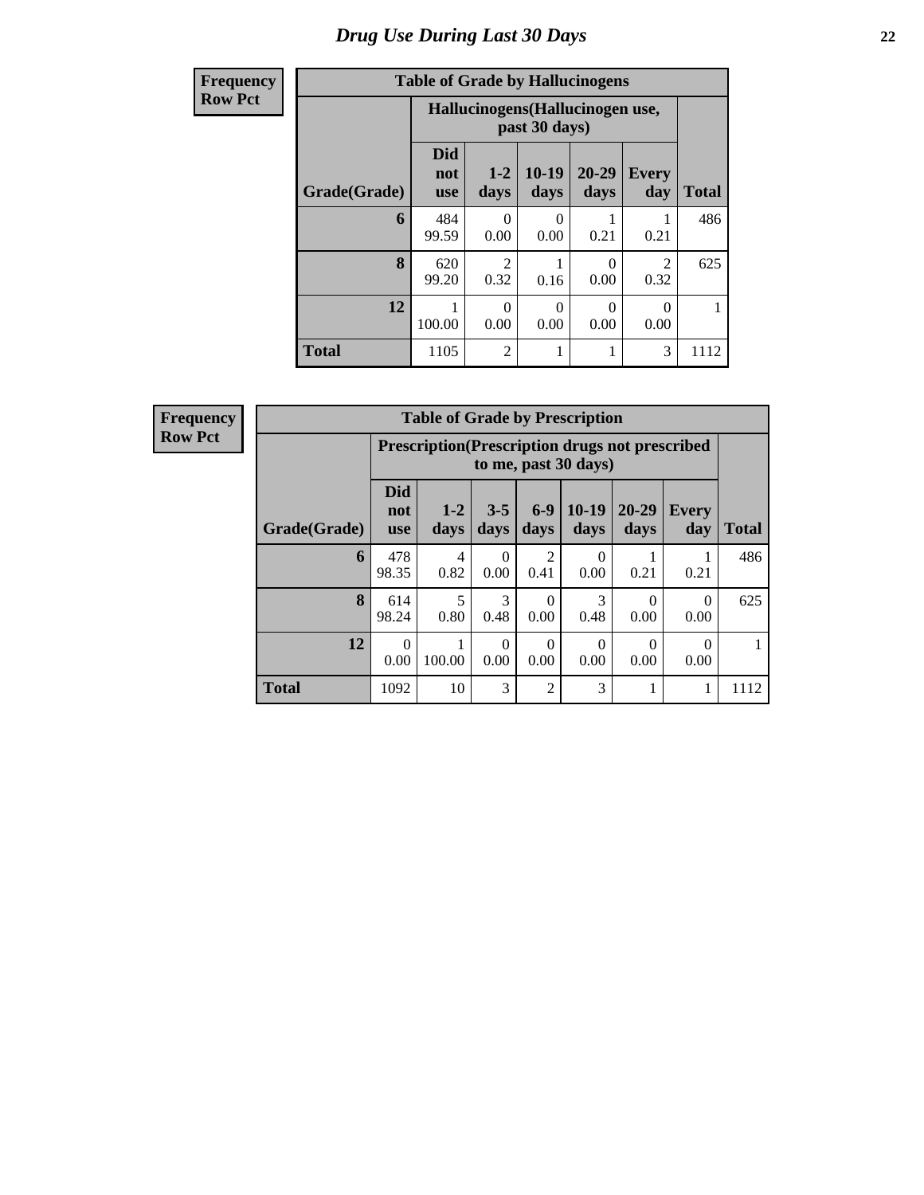# Drug Use During Last 30 Days

**Frequency**
**Row Pct**

**Table of Grade by Hallucinogens**

| Grade(Grade) | Hallucinogens(Hallucinogen use, past 30 days) | | | | | |
|---|---|---|---|---|---|---|
| | Did not use | 1-2 days | 10-19 days | 20-29 days | Every day | Total |
| **6** | 484<br>99.59 | 0<br>0.00 | 0<br>0.00 | 1<br>0.21 | 1<br>0.21 | 486 |
| **8** | 620<br>99.20 | 2<br>0.32 | 1<br>0.16 | 0<br>0.00 | 2<br>0.32 | 625 |
| **12** | 1<br>100.00 | 0<br>0.00 | 0<br>0.00 | 0<br>0.00 | 0<br>0.00 | 1 |
| **Total** | 1105 | 2 | 1 | 1 | 3 | 1112 |

**Frequency**
**Row Pct**

**Table of Grade by Prescription**

| Grade(Grade) | Prescription(Prescription drugs not prescribed to me, past 30 days) | | | | | | | |
|---|---|---|---|---|---|---|---|---|
| | Did not use | 1-2 days | 3-5 days | 6-9 days | 10-19 days | 20-29 days | Every day | Total |
| **6** | 478<br>98.35 | 4<br>0.82 | 0<br>0.00 | 2<br>0.41 | 0<br>0.00 | 1<br>0.21 | 1<br>0.21 | 486 |
| **8** | 614<br>98.24 | 5<br>0.80 | 3<br>0.48 | 0<br>0.00 | 3<br>0.48 | 0<br>0.00 | 0<br>0.00 | 625 |
| **12** | 0<br>0.00 | 1<br>100.00 | 0<br>0.00 | 0<br>0.00 | 0<br>0.00 | 0<br>0.00 | 0<br>0.00 | 1 |
| **Total** | 1092 | 10 | 3 | 2 | 3 | 1 | 1 | 1112 |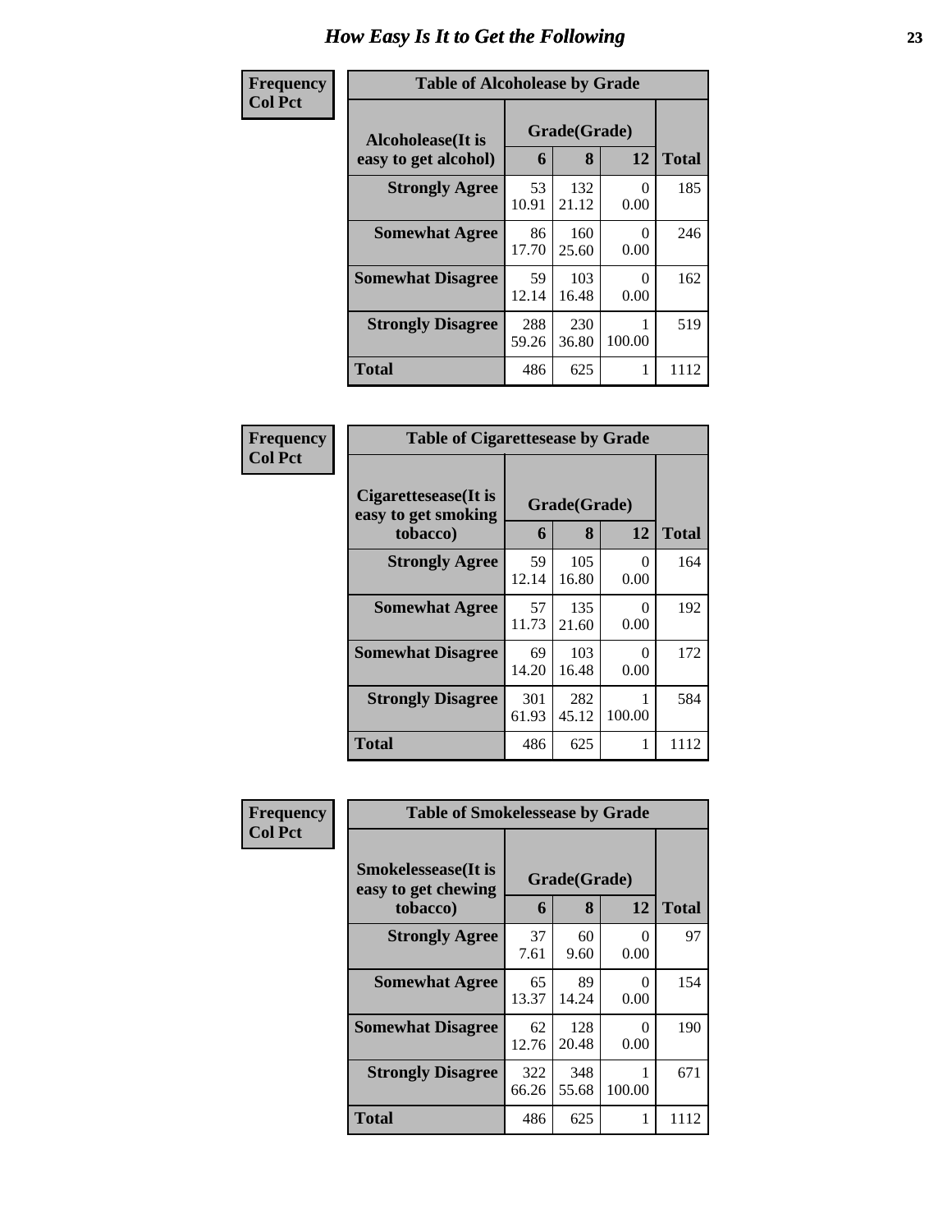# How Easy Is It to Get the Following

**Frequency**
**Col Pct**

| Table of Alcoholease by Grade | | | | |
|---|---|---|---|---|
| Alcoholease(It is easy to get alcohol) | Grade(Grade) | | | Total |
| | 6 | 8 | 12 | |
| **Strongly Agree** | 53<br>10.91 | 132<br>21.12 | 0<br>0.00 | 185 |
| **Somewhat Agree** | 86<br>17.70 | 160<br>25.60 | 0<br>0.00 | 246 |
| **Somewhat Disagree** | 59<br>12.14 | 103<br>16.48 | 0<br>0.00 | 162 |
| **Strongly Disagree** | 288<br>59.26 | 230<br>36.80 | 1<br>100.00 | 519 |
| **Total** | 486 | 625 | 1 | 1112 |

**Frequency**
**Col Pct**

| Table of Cigarettesease by Grade | | | | |
|---|---|---|---|---|
| Cigarettesease(It is easy to get smoking tobacco) | Grade(Grade) | | | Total |
| | 6 | 8 | 12 | |
| **Strongly Agree** | 59<br>12.14 | 105<br>16.80 | 0<br>0.00 | 164 |
| **Somewhat Agree** | 57<br>11.73 | 135<br>21.60 | 0<br>0.00 | 192 |
| **Somewhat Disagree** | 69<br>14.20 | 103<br>16.48 | 0<br>0.00 | 172 |
| **Strongly Disagree** | 301<br>61.93 | 282<br>45.12 | 1<br>100.00 | 584 |
| **Total** | 486 | 625 | 1 | 1112 |

**Frequency**
**Col Pct**

| Table of Smokelessease by Grade | | | | |
|---|---|---|---|---|
| Smokelessease(It is easy to get chewing tobacco) | Grade(Grade) | | | Total |
| | 6 | 8 | 12 | |
| **Strongly Agree** | 37<br>7.61 | 60<br>9.60 | 0<br>0.00 | 97 |
| **Somewhat Agree** | 65<br>13.37 | 89<br>14.24 | 0<br>0.00 | 154 |
| **Somewhat Disagree** | 62<br>12.76 | 128<br>20.48 | 0<br>0.00 | 190 |
| **Strongly Disagree** | 322<br>66.26 | 348<br>55.68 | 1<br>100.00 | 671 |
| **Total** | 486 | 625 | 1 | 1112 |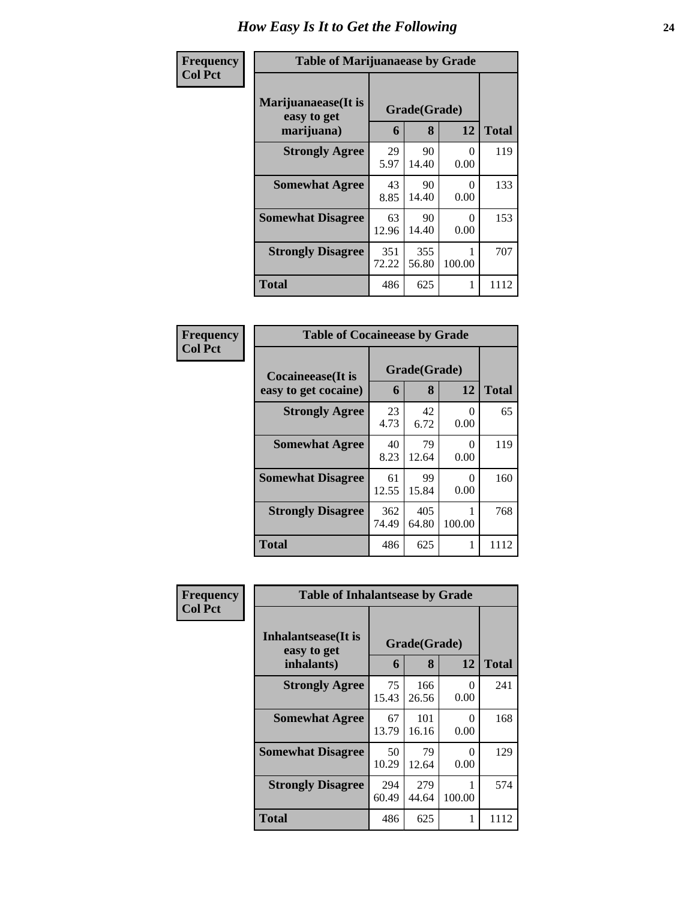# How Easy Is It to Get the Following

**Frequency / Col Pct**

**Table of Marijuanaease by Grade**

| Marijuanaease(It is easy to get marijuana) | Grade(Grade) | | | Total |
|---|---|---|---|---|
| | 6 | 8 | 12 | |
| **Strongly Agree** | 29<br>5.97 | 90<br>14.40 | 0<br>0.00 | 119 |
| **Somewhat Agree** | 43<br>8.85 | 90<br>14.40 | 0<br>0.00 | 133 |
| **Somewhat Disagree** | 63<br>12.96 | 90<br>14.40 | 0<br>0.00 | 153 |
| **Strongly Disagree** | 351<br>72.22 | 355<br>56.80 | 1<br>100.00 | 707 |
| **Total** | 486 | 625 | 1 | 1112 |

**Frequency / Col Pct**

**Table of Cocaineease by Grade**

| Cocaineease(It is easy to get cocaine) | Grade(Grade) | | | Total |
|---|---|---|---|---|
| | 6 | 8 | 12 | |
| **Strongly Agree** | 23<br>4.73 | 42<br>6.72 | 0<br>0.00 | 65 |
| **Somewhat Agree** | 40<br>8.23 | 79<br>12.64 | 0<br>0.00 | 119 |
| **Somewhat Disagree** | 61<br>12.55 | 99<br>15.84 | 0<br>0.00 | 160 |
| **Strongly Disagree** | 362<br>74.49 | 405<br>64.80 | 1<br>100.00 | 768 |
| **Total** | 486 | 625 | 1 | 1112 |

**Frequency / Col Pct**

**Table of Inhalantsease by Grade**

| Inhalantsease(It is easy to get inhalants) | Grade(Grade) | | | Total |
|---|---|---|---|---|
| | 6 | 8 | 12 | |
| **Strongly Agree** | 75<br>15.43 | 166<br>26.56 | 0<br>0.00 | 241 |
| **Somewhat Agree** | 67<br>13.79 | 101<br>16.16 | 0<br>0.00 | 168 |
| **Somewhat Disagree** | 50<br>10.29 | 79<br>12.64 | 0<br>0.00 | 129 |
| **Strongly Disagree** | 294<br>60.49 | 279<br>44.64 | 1<br>100.00 | 574 |
| **Total** | 486 | 625 | 1 | 1112 |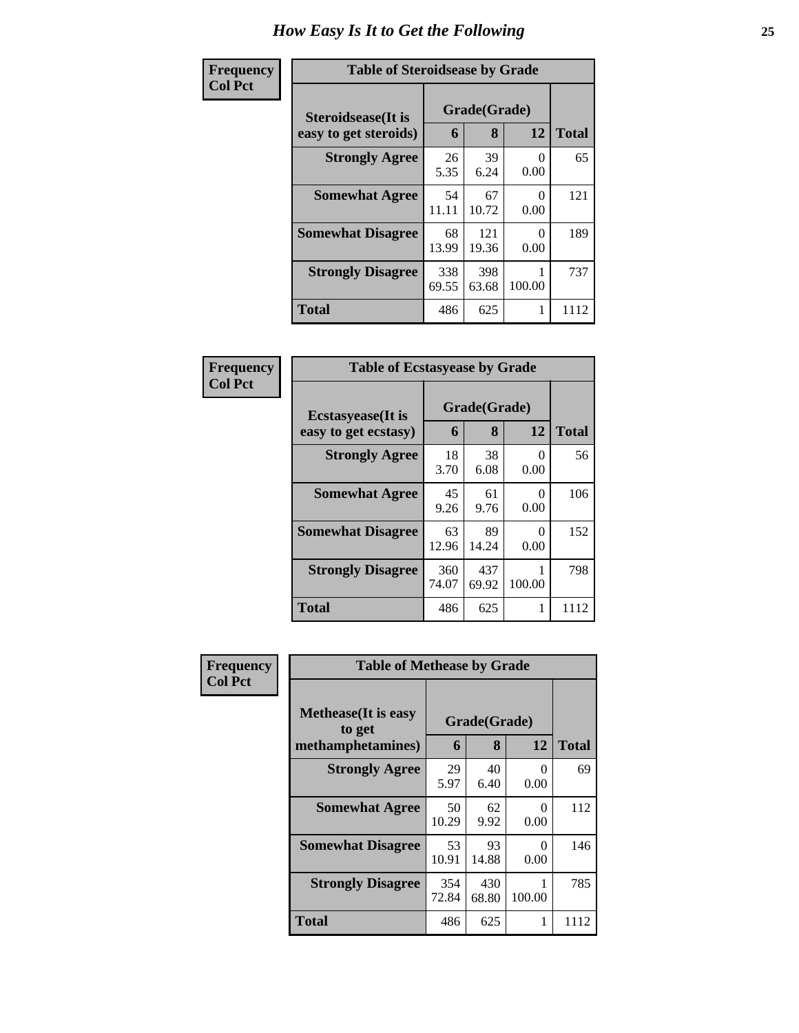# How Easy Is It to Get the Following

**Frequency Col Pct**

| Table of Steroidsease by Grade | | | | |
|---|---|---|---|---|
| Steroidsease(It is easy to get steroids) | Grade(Grade) | | | Total |
| | 6 | 8 | 12 | |
| **Strongly Agree** | 26<br>5.35 | 39<br>6.24 | 0<br>0.00 | 65 |
| **Somewhat Agree** | 54<br>11.11 | 67<br>10.72 | 0<br>0.00 | 121 |
| **Somewhat Disagree** | 68<br>13.99 | 121<br>19.36 | 0<br>0.00 | 189 |
| **Strongly Disagree** | 338<br>69.55 | 398<br>63.68 | 1<br>100.00 | 737 |
| **Total** | 486 | 625 | 1 | 1112 |

**Frequency Col Pct**

| Table of Ecstasyease by Grade | | | | |
|---|---|---|---|---|
| Ecstasyease(It is easy to get ecstasy) | Grade(Grade) | | | Total |
| | 6 | 8 | 12 | |
| **Strongly Agree** | 18<br>3.70 | 38<br>6.08 | 0<br>0.00 | 56 |
| **Somewhat Agree** | 45<br>9.26 | 61<br>9.76 | 0<br>0.00 | 106 |
| **Somewhat Disagree** | 63<br>12.96 | 89<br>14.24 | 0<br>0.00 | 152 |
| **Strongly Disagree** | 360<br>74.07 | 437<br>69.92 | 1<br>100.00 | 798 |
| **Total** | 486 | 625 | 1 | 1112 |

**Frequency Col Pct**

| Table of Methease by Grade | | | | |
|---|---|---|---|---|
| Methease(It is easy to get methamphetamines) | Grade(Grade) | | | Total |
| | 6 | 8 | 12 | |
| **Strongly Agree** | 29<br>5.97 | 40<br>6.40 | 0<br>0.00 | 69 |
| **Somewhat Agree** | 50<br>10.29 | 62<br>9.92 | 0<br>0.00 | 112 |
| **Somewhat Disagree** | 53<br>10.91 | 93<br>14.88 | 0<br>0.00 | 146 |
| **Strongly Disagree** | 354<br>72.84 | 430<br>68.80 | 1<br>100.00 | 785 |
| **Total** | 486 | 625 | 1 | 1112 |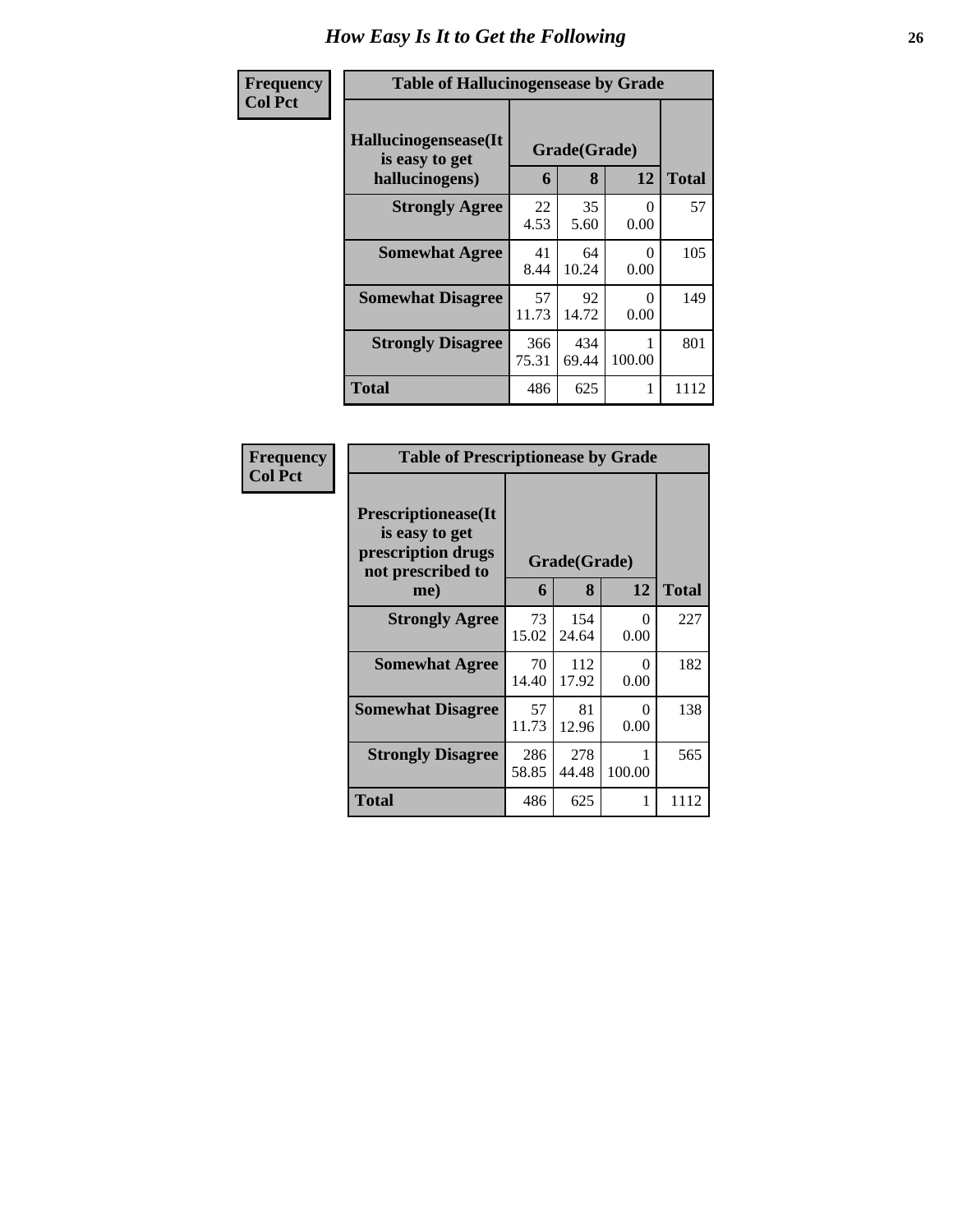# How Easy Is It to Get the Following

**Frequency**
**Col Pct**

| Table of Hallucinogensease by Grade | | | | |
|---|---|---|---|---|
| **Hallucinogensease(It is easy to get hallucinogens)** | **Grade(Grade)** | | | **Total** |
| | **6** | **8** | **12** | |
| **Strongly Agree** | 22<br>4.53 | 35<br>5.60 | 0<br>0.00 | 57 |
| **Somewhat Agree** | 41<br>8.44 | 64<br>10.24 | 0<br>0.00 | 105 |
| **Somewhat Disagree** | 57<br>11.73 | 92<br>14.72 | 0<br>0.00 | 149 |
| **Strongly Disagree** | 366<br>75.31 | 434<br>69.44 | 1<br>100.00 | 801 |
| **Total** | 486 | 625 | 1 | 1112 |

**Frequency**
**Col Pct**

| Table of Prescriptionease by Grade | | | | |
|---|---|---|---|---|
| **Prescriptionease(It is easy to get prescription drugs not prescribed to me)** | **Grade(Grade)** | | | **Total** |
| | **6** | **8** | **12** | |
| **Strongly Agree** | 73<br>15.02 | 154<br>24.64 | 0<br>0.00 | 227 |
| **Somewhat Agree** | 70<br>14.40 | 112<br>17.92 | 0<br>0.00 | 182 |
| **Somewhat Disagree** | 57<br>11.73 | 81<br>12.96 | 0<br>0.00 | 138 |
| **Strongly Disagree** | 286<br>58.85 | 278<br>44.48 | 1<br>100.00 | 565 |
| **Total** | 486 | 625 | 1 | 1112 |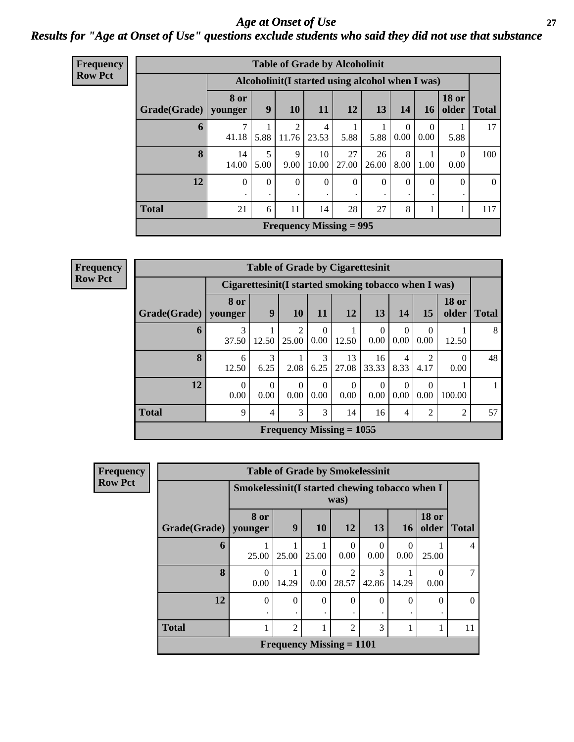# Age at Onset of Use

## Results for "Age at Onset of Use" questions exclude students who said they did not use that substance

**Frequency**
**Row Pct**

| Table of Grade by Alcoholinit | | | | | | | | | | |
|---|---|---|---|---|---|---|---|---|---|---|
| | Alcoholinit(I started using alcohol when I was) | | | | | | | | | |
| Grade(Grade) | 8 or younger | 9 | 10 | 11 | 12 | 13 | 14 | 16 | 18 or older | Total |
| 6 | 7<br>41.18 | 1<br>5.88 | 2<br>11.76 | 4<br>23.53 | 1<br>5.88 | 1<br>5.88 | 0<br>0.00 | 0<br>0.00 | 1<br>5.88 | 17 |
| 8 | 14<br>14.00 | 5<br>5.00 | 9<br>9.00 | 10<br>10.00 | 27<br>27.00 | 26<br>26.00 | 8<br>8.00 | 1<br>1.00 | 0<br>0.00 | 100 |
| 12 | 0<br>. | 0<br>. | 0<br>. | 0<br>. | 0<br>. | 0<br>. | 0<br>. | 0<br>. | 0<br>. | 0 |
| Total | 21 | 6 | 11 | 14 | 28 | 27 | 8 | 1 | 1 | 117 |
| Frequency Missing = 995 | | | | | | | | | | |

**Frequency**
**Row Pct**

| Table of Grade by Cigarettesinit | | | | | | | | | | |
|---|---|---|---|---|---|---|---|---|---|---|
| | Cigarettesinit(I started smoking tobacco when I was) | | | | | | | | | |
| Grade(Grade) | 8 or younger | 9 | 10 | 11 | 12 | 13 | 14 | 15 | 18 or older | Total |
| 6 | 3<br>37.50 | 1<br>12.50 | 2<br>25.00 | 0<br>0.00 | 1<br>12.50 | 0<br>0.00 | 0<br>0.00 | 0<br>0.00 | 1<br>12.50 | 8 |
| 8 | 6<br>12.50 | 3<br>6.25 | 1<br>2.08 | 3<br>6.25 | 13<br>27.08 | 16<br>33.33 | 4<br>8.33 | 2<br>4.17 | 0<br>0.00 | 48 |
| 12 | 0<br>0.00 | 0<br>0.00 | 0<br>0.00 | 0<br>0.00 | 0<br>0.00 | 0<br>0.00 | 0<br>0.00 | 0<br>0.00 | 1<br>100.00 | 1 |
| Total | 9 | 4 | 3 | 3 | 14 | 16 | 4 | 2 | 2 | 57 |
| Frequency Missing = 1055 | | | | | | | | | | |

**Frequency**
**Row Pct**

| Table of Grade by Smokelessinit | | | | | | | | |
|---|---|---|---|---|---|---|---|---|
| | Smokelessinit(I started chewing tobacco when I was) | | | | | | | |
| Grade(Grade) | 8 or younger | 9 | 10 | 12 | 13 | 16 | 18 or older | Total |
| 6 | 1<br>25.00 | 1<br>25.00 | 1<br>25.00 | 0<br>0.00 | 0<br>0.00 | 0<br>0.00 | 1<br>25.00 | 4 |
| 8 | 0<br>0.00 | 1<br>14.29 | 0<br>0.00 | 2<br>28.57 | 3<br>42.86 | 1<br>14.29 | 0<br>0.00 | 7 |
| 12 | 0<br>. | 0<br>. | 0<br>. | 0<br>. | 0<br>. | 0<br>. | 0<br>. | 0 |
| Total | 1 | 2 | 1 | 2 | 3 | 1 | 1 | 11 |
| Frequency Missing = 1101 | | | | | | | | |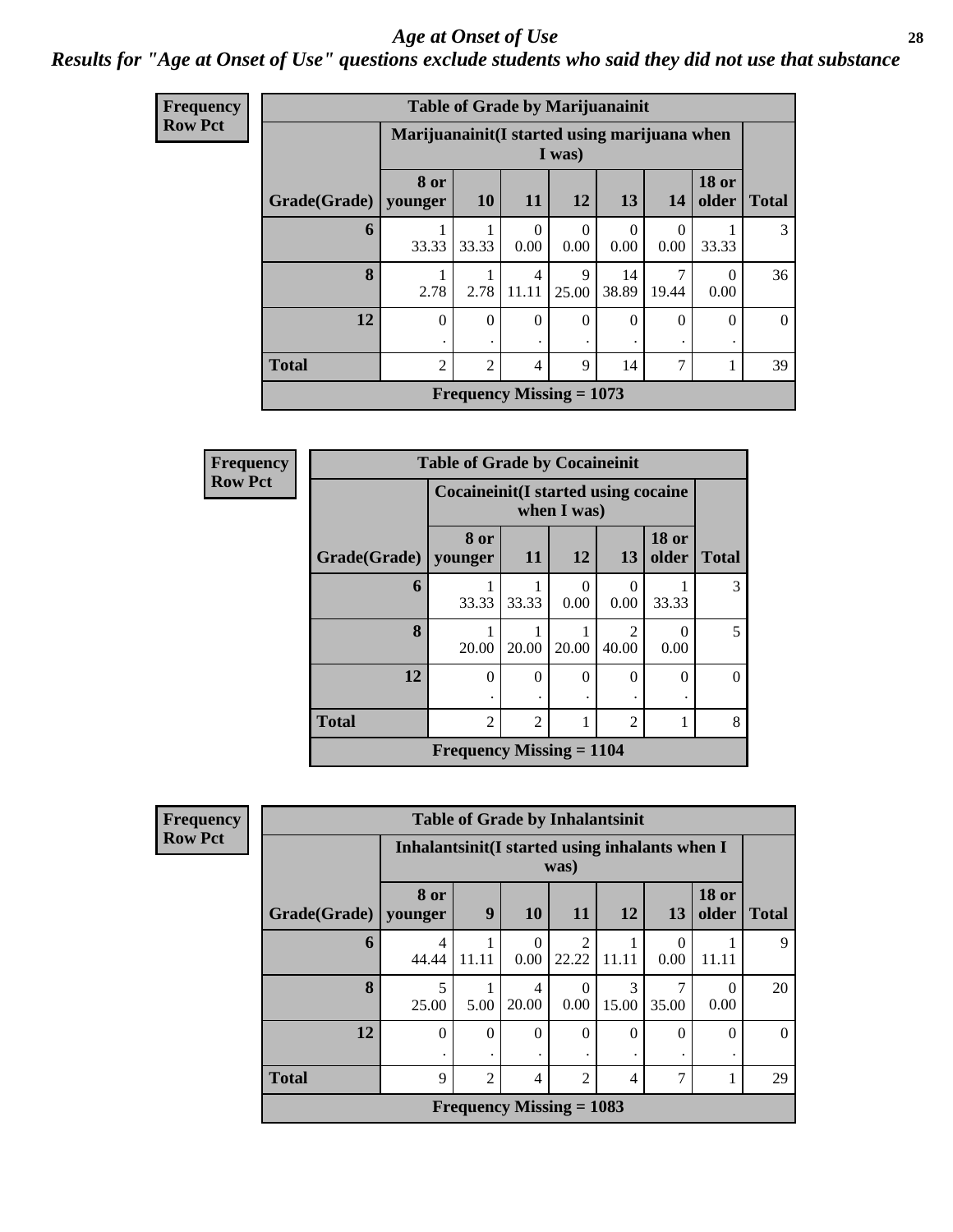# Age at Onset of Use

## *Results for "Age at Onset of Use" questions exclude students who said they did not use that substance*

**Frequency**
**Row Pct**

| Table of Grade by Marijuanainit | | | | | | | | |
|---|---|---|---|---|---|---|---|---|
| | Marijuanainit(I started using marijuana when I was) | | | | | | | |
| Grade(Grade) | 8 or younger | 10 | 11 | 12 | 13 | 14 | 18 or older | Total |
| 6 | 1<br>33.33 | 1<br>33.33 | 0<br>0.00 | 0<br>0.00 | 0<br>0.00 | 0<br>0.00 | 1<br>33.33 | 3 |
| 8 | 1<br>2.78 | 1<br>2.78 | 4<br>11.11 | 9<br>25.00 | 14<br>38.89 | 7<br>19.44 | 0<br>0.00 | 36 |
| 12 | 0<br>. | 0<br>. | 0<br>. | 0<br>. | 0<br>. | 0<br>. | 0<br>. | 0 |
| Total | 2 | 2 | 4 | 9 | 14 | 7 | 1 | 39 |
| Frequency Missing = 1073 | | | | | | | | |

**Frequency**
**Row Pct**

| Table of Grade by Cocaineinit | | | | | | |
|---|---|---|---|---|---|---|
| | Cocaineinit(I started using cocaine when I was) | | | | | |
| Grade(Grade) | 8 or younger | 11 | 12 | 13 | 18 or older | Total |
| 6 | 1<br>33.33 | 1<br>33.33 | 0<br>0.00 | 0<br>0.00 | 1<br>33.33 | 3 |
| 8 | 1<br>20.00 | 1<br>20.00 | 1<br>20.00 | 2<br>40.00 | 0<br>0.00 | 5 |
| 12 | 0<br>. | 0<br>. | 0<br>. | 0<br>. | 0<br>. | 0 |
| Total | 2 | 2 | 1 | 2 | 1 | 8 |
| Frequency Missing = 1104 | | | | | | |

**Frequency**
**Row Pct**

| Table of Grade by Inhalantsinit | | | | | | | | |
|---|---|---|---|---|---|---|---|---|
| | Inhalantsinit(I started using inhalants when I was) | | | | | | | |
| Grade(Grade) | 8 or younger | 9 | 10 | 11 | 12 | 13 | 18 or older | Total |
| 6 | 4<br>44.44 | 1<br>11.11 | 0<br>0.00 | 2<br>22.22 | 1<br>11.11 | 0<br>0.00 | 1<br>11.11 | 9 |
| 8 | 5<br>25.00 | 1<br>5.00 | 4<br>20.00 | 0<br>0.00 | 3<br>15.00 | 7<br>35.00 | 0<br>0.00 | 20 |
| 12 | 0<br>. | 0<br>. | 0<br>. | 0<br>. | 0<br>. | 0<br>. | 0<br>. | 0 |
| Total | 9 | 2 | 4 | 2 | 4 | 7 | 1 | 29 |
| Frequency Missing = 1083 | | | | | | | | |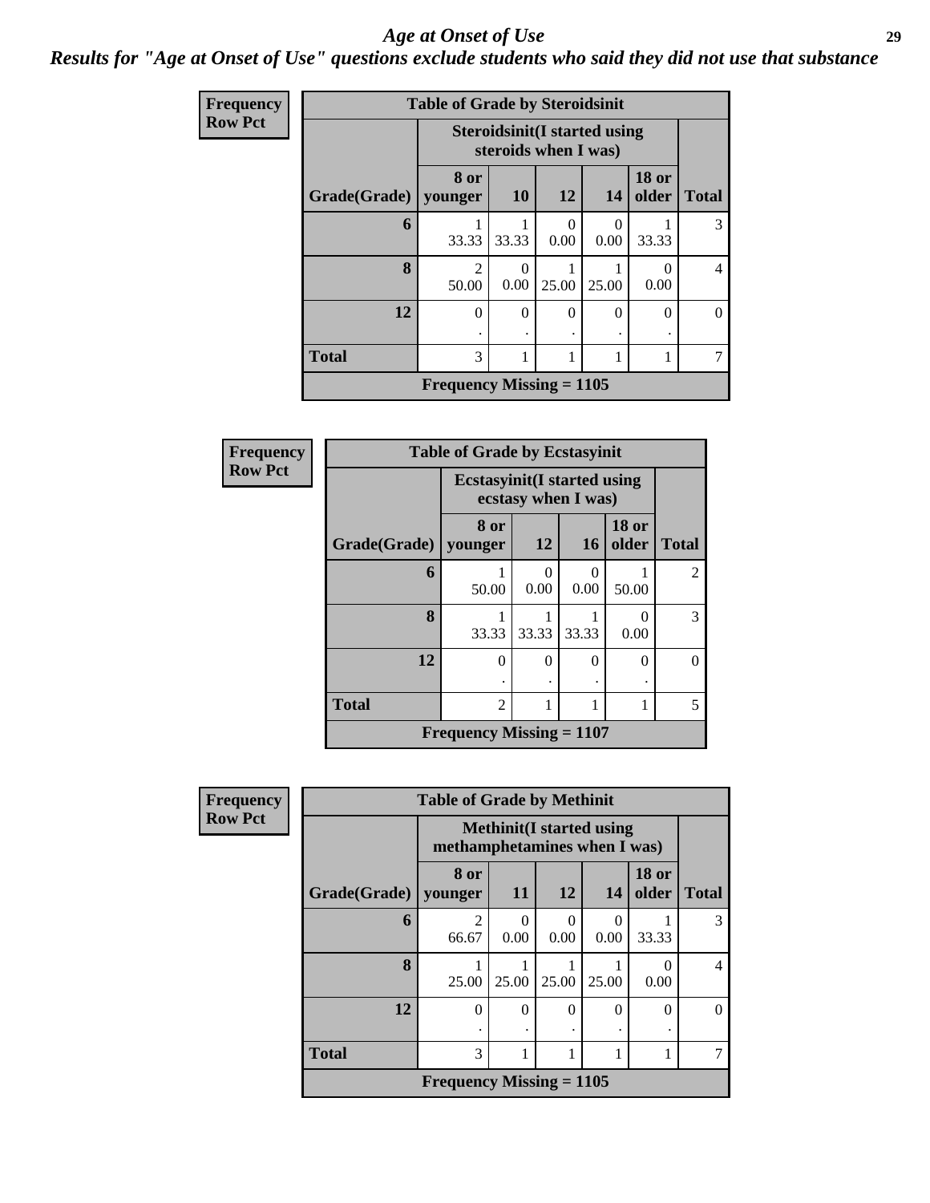# *Age at Onset of Use*

***Results for "Age at Onset of Use" questions exclude students who said they did not use that substance***

**Frequency**
**Row Pct**

**Table of Grade by Steroidsinit**

| Grade(Grade) | Steroidsinit(I started using steroids when I was) | | | | | Total |
|---|---|---|---|---|---|---|
| | 8 or younger | 10 | 12 | 14 | 18 or older | |
| **6** | 1<br>33.33 | 1<br>33.33 | 0<br>0.00 | 0<br>0.00 | 1<br>33.33 | 3 |
| **8** | 2<br>50.00 | 0<br>0.00 | 1<br>25.00 | 1<br>25.00 | 0<br>0.00 | 4 |
| **12** | 0<br>. | 0<br>. | 0<br>. | 0<br>. | 0<br>. | 0 |
| **Total** | 3 | 1 | 1 | 1 | 1 | 7 |

**Frequency Missing = 1105**

**Frequency**
**Row Pct**

**Table of Grade by Ecstasyinit**

| Grade(Grade) | Ecstasyinit(I started using ecstasy when I was) | | | | Total |
|---|---|---|---|---|---|
| | 8 or younger | 12 | 16 | 18 or older | |
| **6** | 1<br>50.00 | 0<br>0.00 | 0<br>0.00 | 1<br>50.00 | 2 |
| **8** | 1<br>33.33 | 1<br>33.33 | 1<br>33.33 | 0<br>0.00 | 3 |
| **12** | 0<br>. | 0<br>. | 0<br>. | 0<br>. | 0 |
| **Total** | 2 | 1 | 1 | 1 | 5 |

**Frequency Missing = 1107**

**Frequency**
**Row Pct**

**Table of Grade by Methinit**

| Grade(Grade) | Methinit(I started using methamphetamines when I was) | | | | | Total |
|---|---|---|---|---|---|---|
| | 8 or younger | 11 | 12 | 14 | 18 or older | |
| **6** | 2<br>66.67 | 0<br>0.00 | 0<br>0.00 | 0<br>0.00 | 1<br>33.33 | 3 |
| **8** | 1<br>25.00 | 1<br>25.00 | 1<br>25.00 | 1<br>25.00 | 0<br>0.00 | 4 |
| **12** | 0<br>. | 0<br>. | 0<br>. | 0<br>. | 0<br>. | 0 |
| **Total** | 3 | 1 | 1 | 1 | 1 | 7 |

**Frequency Missing = 1105**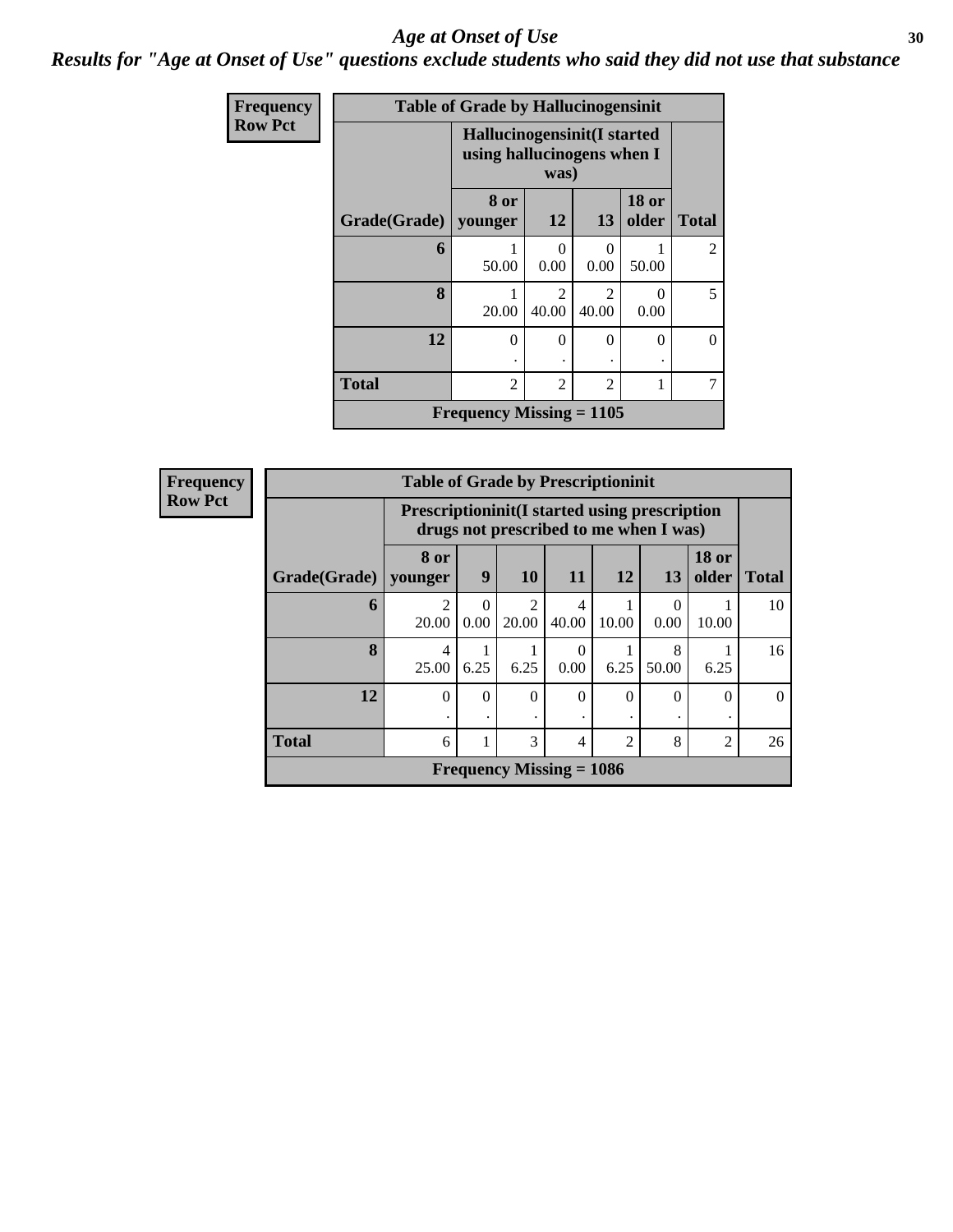# Age at Onset of Use

## Results for "Age at Onset of Use" questions exclude students who said they did not use that substance

**Frequency**
**Row Pct**

| Table of Grade by Hallucinogensinit | | | | | |
|---|---|---|---|---|---|
| | Hallucinogensinit(I started using hallucinogens when I was) | | | | |
| Grade(Grade) | 8 or younger | 12 | 13 | 18 or older | Total |
| **6** | 1<br>50.00 | 0<br>0.00 | 0<br>0.00 | 1<br>50.00 | 2 |
| **8** | 1<br>20.00 | 2<br>40.00 | 2<br>40.00 | 0<br>0.00 | 5 |
| **12** | 0<br>. | 0<br>. | 0<br>. | 0<br>. | 0 |
| **Total** | 2 | 2 | 2 | 1 | 7 |
| **Frequency Missing = 1105** | | | | | |

**Frequency**
**Row Pct**

| Table of Grade by Prescriptioninit | | | | | | | | |
|---|---|---|---|---|---|---|---|---|
| | Prescriptioninit(I started using prescription drugs not prescribed to me when I was) | | | | | | | |
| Grade(Grade) | 8 or younger | 9 | 10 | 11 | 12 | 13 | 18 or older | Total |
| **6** | 2<br>20.00 | 0<br>0.00 | 2<br>20.00 | 4<br>40.00 | 1<br>10.00 | 0<br>0.00 | 1<br>10.00 | 10 |
| **8** | 4<br>25.00 | 1<br>6.25 | 1<br>6.25 | 0<br>0.00 | 1<br>6.25 | 8<br>50.00 | 1<br>6.25 | 16 |
| **12** | 0<br>. | 0<br>. | 0<br>. | 0<br>. | 0<br>. | 0<br>. | 0<br>. | 0 |
| **Total** | 6 | 1 | 3 | 4 | 2 | 8 | 2 | 26 |
| **Frequency Missing = 1086** | | | | | | | | |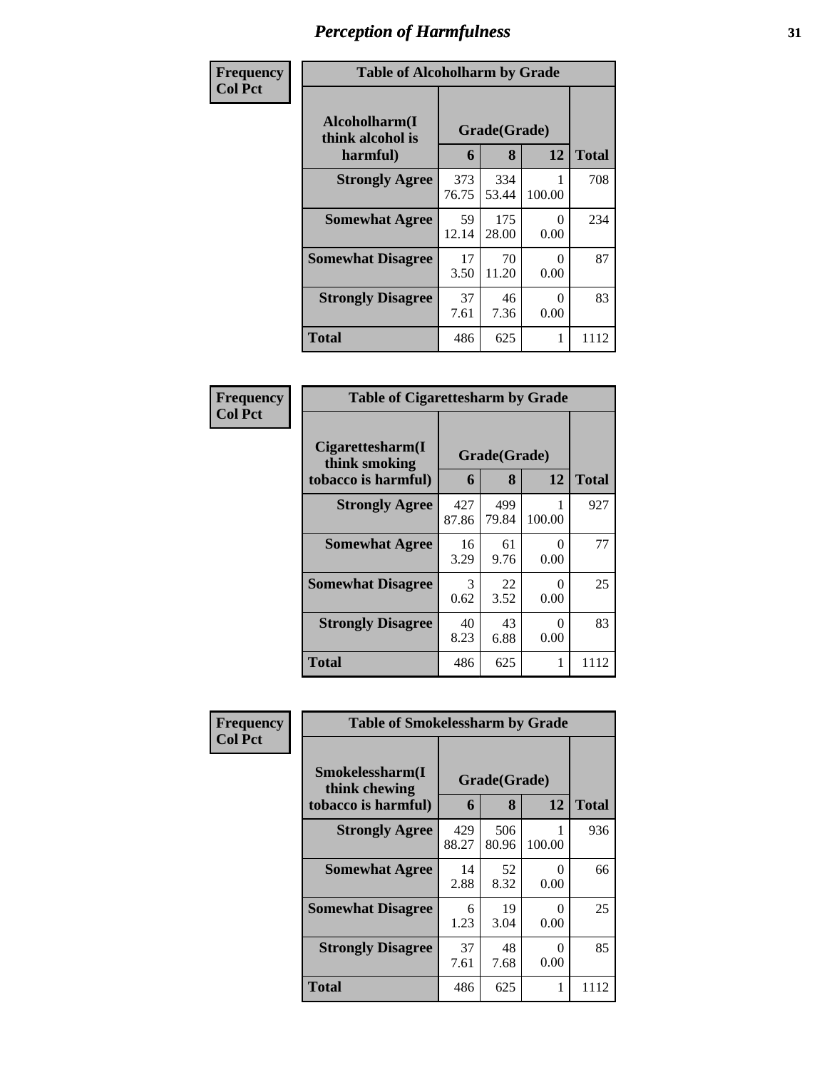# Perception of Harmfulness

**Frequency / Col Pct**

**Table of Alcoholharm by Grade**

| Alcoholharm(I think alcohol is harmful) | Grade(Grade) | | | Total |
|---|---|---|---|---|
| | 6 | 8 | 12 | |
| **Strongly Agree** | 373<br>76.75 | 334<br>53.44 | 1<br>100.00 | 708 |
| **Somewhat Agree** | 59<br>12.14 | 175<br>28.00 | 0<br>0.00 | 234 |
| **Somewhat Disagree** | 17<br>3.50 | 70<br>11.20 | 0<br>0.00 | 87 |
| **Strongly Disagree** | 37<br>7.61 | 46<br>7.36 | 0<br>0.00 | 83 |
| **Total** | 486 | 625 | 1 | 1112 |

**Frequency / Col Pct**

**Table of Cigarettesharm by Grade**

| Cigarettesharm(I think smoking tobacco is harmful) | Grade(Grade) | | | Total |
|---|---|---|---|---|
| | 6 | 8 | 12 | |
| **Strongly Agree** | 427<br>87.86 | 499<br>79.84 | 1<br>100.00 | 927 |
| **Somewhat Agree** | 16<br>3.29 | 61<br>9.76 | 0<br>0.00 | 77 |
| **Somewhat Disagree** | 3<br>0.62 | 22<br>3.52 | 0<br>0.00 | 25 |
| **Strongly Disagree** | 40<br>8.23 | 43<br>6.88 | 0<br>0.00 | 83 |
| **Total** | 486 | 625 | 1 | 1112 |

**Frequency / Col Pct**

**Table of Smokelessharm by Grade**

| Smokelessharm(I think chewing tobacco is harmful) | Grade(Grade) | | | Total |
|---|---|---|---|---|
| | 6 | 8 | 12 | |
| **Strongly Agree** | 429<br>88.27 | 506<br>80.96 | 1<br>100.00 | 936 |
| **Somewhat Agree** | 14<br>2.88 | 52<br>8.32 | 0<br>0.00 | 66 |
| **Somewhat Disagree** | 6<br>1.23 | 19<br>3.04 | 0<br>0.00 | 25 |
| **Strongly Disagree** | 37<br>7.61 | 48<br>7.68 | 0<br>0.00 | 85 |
| **Total** | 486 | 625 | 1 | 1112 |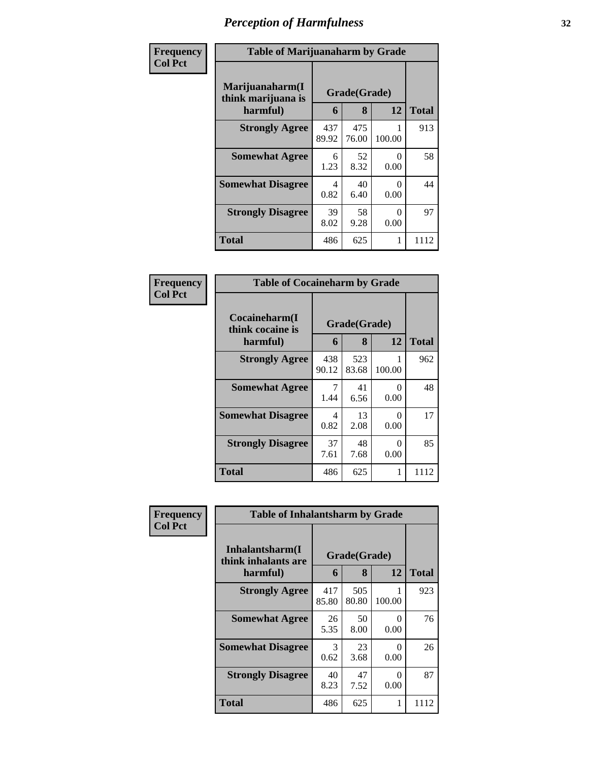# Perception of Harmfulness

**Frequency**
**Col Pct**

**Table of Marijuanaharm by Grade**

| Marijuanaharm(I think marijuana is harmful) | Grade(Grade) | | | Total |
|---|---|---|---|---|
| | 6 | 8 | 12 | |
| **Strongly Agree** | 437<br>89.92 | 475<br>76.00 | 1<br>100.00 | 913 |
| **Somewhat Agree** | 6<br>1.23 | 52<br>8.32 | 0<br>0.00 | 58 |
| **Somewhat Disagree** | 4<br>0.82 | 40<br>6.40 | 0<br>0.00 | 44 |
| **Strongly Disagree** | 39<br>8.02 | 58<br>9.28 | 0<br>0.00 | 97 |
| **Total** | 486 | 625 | 1 | 1112 |

**Frequency**
**Col Pct**

**Table of Cocaineharm by Grade**

| Cocaineharm(I think cocaine is harmful) | Grade(Grade) | | | Total |
|---|---|---|---|---|
| | 6 | 8 | 12 | |
| **Strongly Agree** | 438<br>90.12 | 523<br>83.68 | 1<br>100.00 | 962 |
| **Somewhat Agree** | 7<br>1.44 | 41<br>6.56 | 0<br>0.00 | 48 |
| **Somewhat Disagree** | 4<br>0.82 | 13<br>2.08 | 0<br>0.00 | 17 |
| **Strongly Disagree** | 37<br>7.61 | 48<br>7.68 | 0<br>0.00 | 85 |
| **Total** | 486 | 625 | 1 | 1112 |

**Frequency**
**Col Pct**

**Table of Inhalantsharm by Grade**

| Inhalantsharm(I think inhalants are harmful) | Grade(Grade) | | | Total |
|---|---|---|---|---|
| | 6 | 8 | 12 | |
| **Strongly Agree** | 417<br>85.80 | 505<br>80.80 | 1<br>100.00 | 923 |
| **Somewhat Agree** | 26<br>5.35 | 50<br>8.00 | 0<br>0.00 | 76 |
| **Somewhat Disagree** | 3<br>0.62 | 23<br>3.68 | 0<br>0.00 | 26 |
| **Strongly Disagree** | 40<br>8.23 | 47<br>7.52 | 0<br>0.00 | 87 |
| **Total** | 486 | 625 | 1 | 1112 |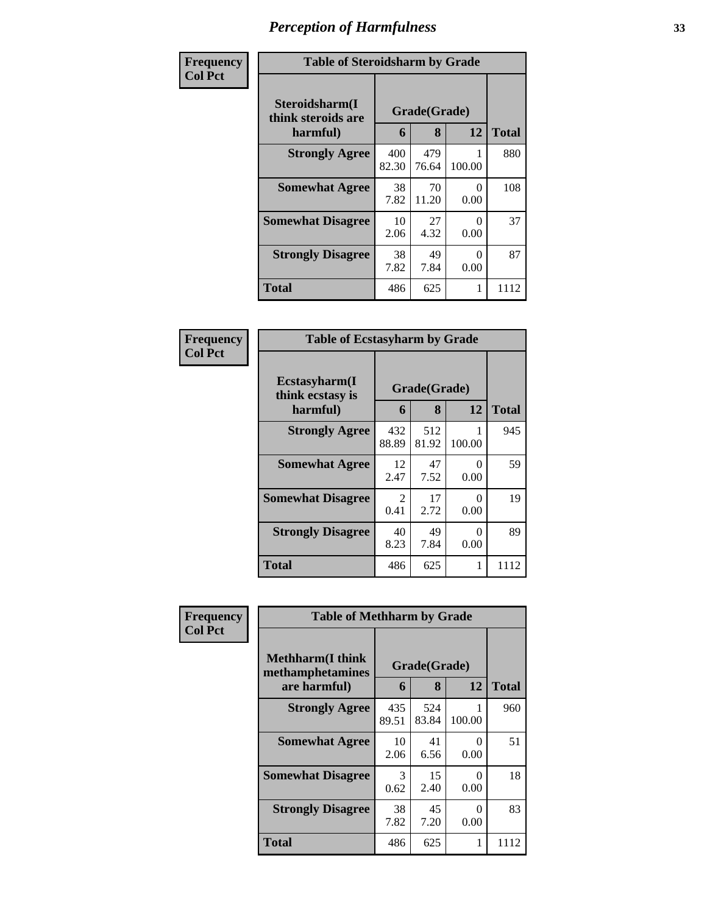# Perception of Harmfulness

**Frequency**
**Col Pct**

| Table of Steroidsharm by Grade | | | | |
|---|---|---|---|---|
| Steroidsharm(I think steroids are harmful) | Grade(Grade) | | | |
| | 6 | 8 | 12 | Total |
| **Strongly Agree** | 400<br>82.30 | 479<br>76.64 | 1<br>100.00 | 880 |
| **Somewhat Agree** | 38<br>7.82 | 70<br>11.20 | 0<br>0.00 | 108 |
| **Somewhat Disagree** | 10<br>2.06 | 27<br>4.32 | 0<br>0.00 | 37 |
| **Strongly Disagree** | 38<br>7.82 | 49<br>7.84 | 0<br>0.00 | 87 |
| **Total** | 486 | 625 | 1 | 1112 |

**Frequency**
**Col Pct**

| Table of Ecstasyharm by Grade | | | | |
|---|---|---|---|---|
| Ecstasyharm(I think ecstasy is harmful) | Grade(Grade) | | | |
| | 6 | 8 | 12 | Total |
| **Strongly Agree** | 432<br>88.89 | 512<br>81.92 | 1<br>100.00 | 945 |
| **Somewhat Agree** | 12<br>2.47 | 47<br>7.52 | 0<br>0.00 | 59 |
| **Somewhat Disagree** | 2<br>0.41 | 17<br>2.72 | 0<br>0.00 | 19 |
| **Strongly Disagree** | 40<br>8.23 | 49<br>7.84 | 0<br>0.00 | 89 |
| **Total** | 486 | 625 | 1 | 1112 |

**Frequency**
**Col Pct**

| Table of Methharm by Grade | | | | |
|---|---|---|---|---|
| Methharm(I think methamphetamines are harmful) | Grade(Grade) | | | |
| | 6 | 8 | 12 | Total |
| **Strongly Agree** | 435<br>89.51 | 524<br>83.84 | 1<br>100.00 | 960 |
| **Somewhat Agree** | 10<br>2.06 | 41<br>6.56 | 0<br>0.00 | 51 |
| **Somewhat Disagree** | 3<br>0.62 | 15<br>2.40 | 0<br>0.00 | 18 |
| **Strongly Disagree** | 38<br>7.82 | 45<br>7.20 | 0<br>0.00 | 83 |
| **Total** | 486 | 625 | 1 | 1112 |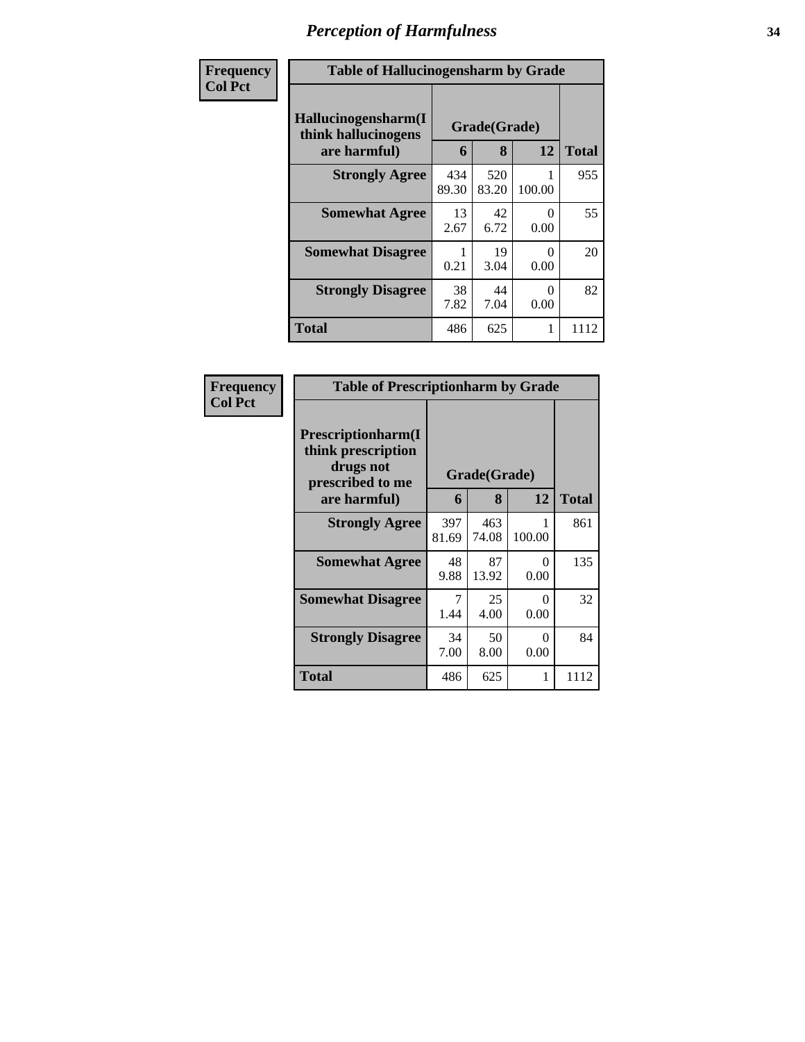# Perception of Harmfulness

**Frequency**
**Col Pct**

| Table of Hallucinogensharm by Grade | | | | |
|---|---|---|---|---|
| **Hallucinogensharm(I think hallucinogens are harmful)** | **Grade(Grade)** | | | **Total** |
| | **6** | **8** | **12** | |
| **Strongly Agree** | 434<br>89.30 | 520<br>83.20 | 1<br>100.00 | 955 |
| **Somewhat Agree** | 13<br>2.67 | 42<br>6.72 | 0<br>0.00 | 55 |
| **Somewhat Disagree** | 1<br>0.21 | 19<br>3.04 | 0<br>0.00 | 20 |
| **Strongly Disagree** | 38<br>7.82 | 44<br>7.04 | 0<br>0.00 | 82 |
| **Total** | 486 | 625 | 1 | 1112 |

**Frequency**
**Col Pct**

| Table of Prescriptionharm by Grade | | | | |
|---|---|---|---|---|
| **Prescriptionharm(I think prescription drugs not prescribed to me are harmful)** | **Grade(Grade)** | | | **Total** |
| | **6** | **8** | **12** | |
| **Strongly Agree** | 397<br>81.69 | 463<br>74.08 | 1<br>100.00 | 861 |
| **Somewhat Agree** | 48<br>9.88 | 87<br>13.92 | 0<br>0.00 | 135 |
| **Somewhat Disagree** | 7<br>1.44 | 25<br>4.00 | 0<br>0.00 | 32 |
| **Strongly Disagree** | 34<br>7.00 | 50<br>8.00 | 0<br>0.00 | 84 |
| **Total** | 486 | 625 | 1 | 1112 |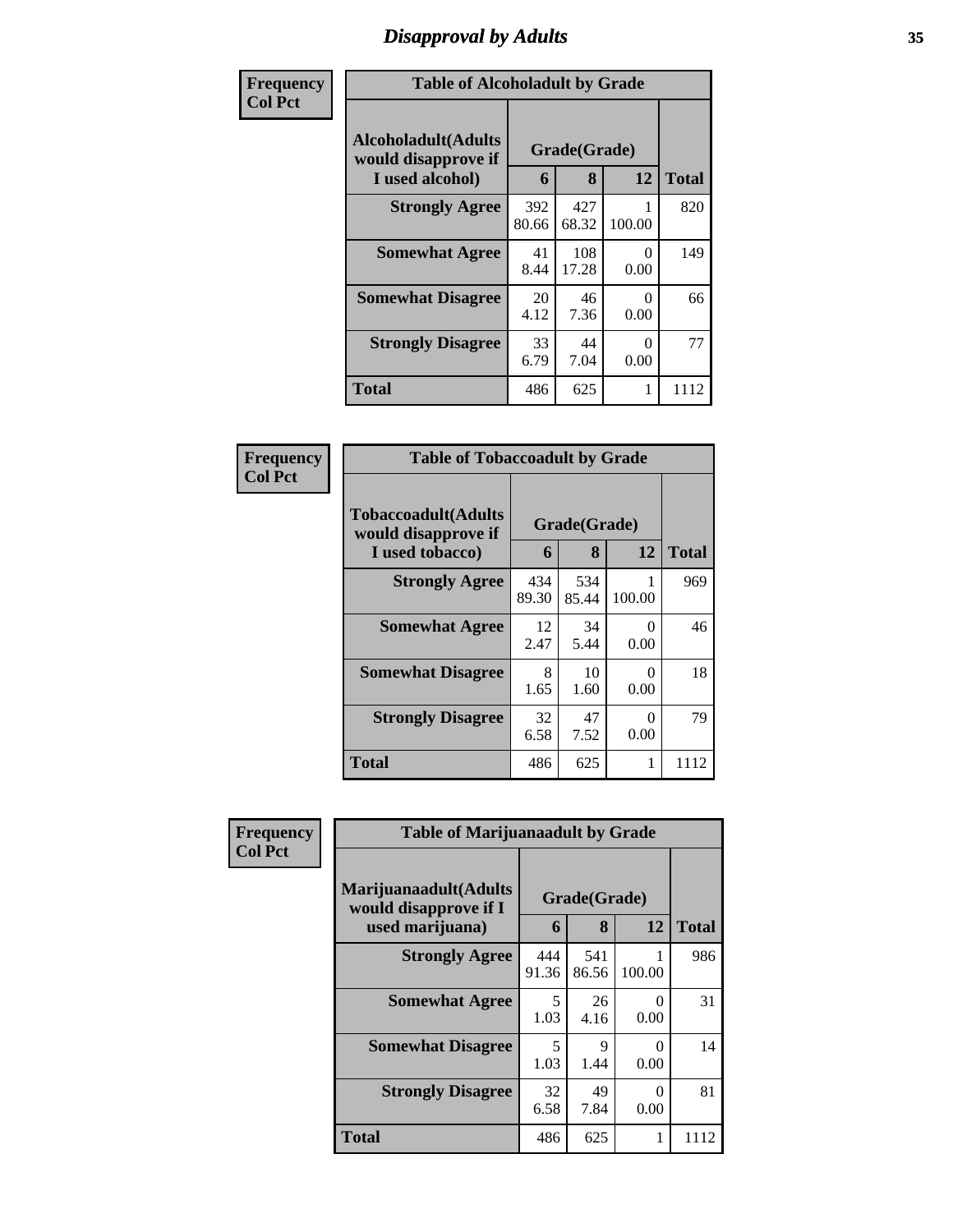# Disapproval by Adults

**Frequency**
**Col Pct**

| Table of Alcoholadult by Grade | | | | |
|---|---|---|---|---|
| Alcoholadult(Adults would disapprove if I used alcohol) | Grade(Grade) | | | Total |
| | 6 | 8 | 12 | |
| Strongly Agree | 392<br>80.66 | 427<br>68.32 | 1<br>100.00 | 820 |
| Somewhat Agree | 41<br>8.44 | 108<br>17.28 | 0<br>0.00 | 149 |
| Somewhat Disagree | 20<br>4.12 | 46<br>7.36 | 0<br>0.00 | 66 |
| Strongly Disagree | 33<br>6.79 | 44<br>7.04 | 0<br>0.00 | 77 |
| Total | 486 | 625 | 1 | 1112 |

**Frequency**
**Col Pct**

| Table of Tobaccoadult by Grade | | | | |
|---|---|---|---|---|
| Tobaccoadult(Adults would disapprove if I used tobacco) | Grade(Grade) | | | Total |
| | 6 | 8 | 12 | |
| Strongly Agree | 434<br>89.30 | 534<br>85.44 | 1<br>100.00 | 969 |
| Somewhat Agree | 12<br>2.47 | 34<br>5.44 | 0<br>0.00 | 46 |
| Somewhat Disagree | 8<br>1.65 | 10<br>1.60 | 0<br>0.00 | 18 |
| Strongly Disagree | 32<br>6.58 | 47<br>7.52 | 0<br>0.00 | 79 |
| Total | 486 | 625 | 1 | 1112 |

**Frequency**
**Col Pct**

| Table of Marijuanaadult by Grade | | | | |
|---|---|---|---|---|
| Marijuanaadult(Adults would disapprove if I used marijuana) | Grade(Grade) | | | Total |
| | 6 | 8 | 12 | |
| Strongly Agree | 444<br>91.36 | 541<br>86.56 | 1<br>100.00 | 986 |
| Somewhat Agree | 5<br>1.03 | 26<br>4.16 | 0<br>0.00 | 31 |
| Somewhat Disagree | 5<br>1.03 | 9<br>1.44 | 0<br>0.00 | 14 |
| Strongly Disagree | 32<br>6.58 | 49<br>7.84 | 0<br>0.00 | 81 |
| Total | 486 | 625 | 1 | 1112 |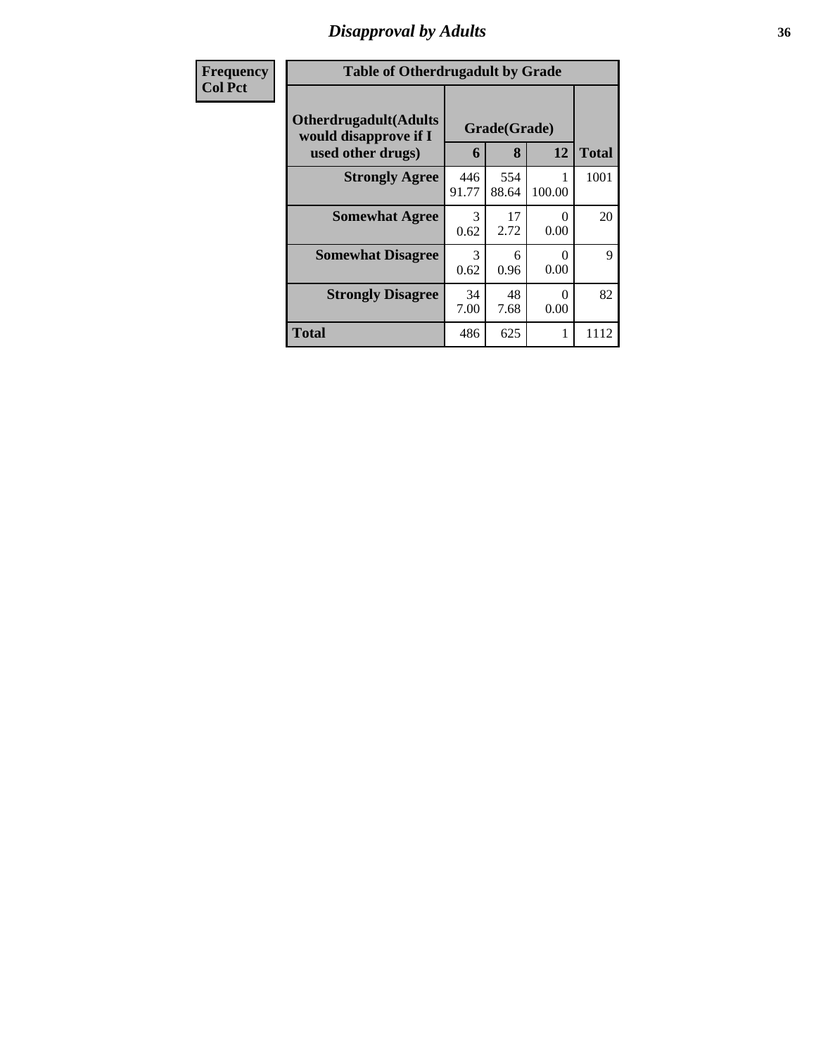## Disapproval by Adults

| Frequency<br>Col Pct | | | | |
|---|---|---|---|---|

**Table of Otherdrugadult by Grade**

| Otherdrugadult(Adults would disapprove if I used other drugs) | Grade(Grade) | | | Total |
|---|---|---|---|---|
| | 6 | 8 | 12 | |
| **Strongly Agree** | 446<br>91.77 | 554<br>88.64 | 1<br>100.00 | 1001 |
| **Somewhat Agree** | 3<br>0.62 | 17<br>2.72 | 0<br>0.00 | 20 |
| **Somewhat Disagree** | 3<br>0.62 | 6<br>0.96 | 0<br>0.00 | 9 |
| **Strongly Disagree** | 34<br>7.00 | 48<br>7.68 | 0<br>0.00 | 82 |
| **Total** | 486 | 625 | 1 | 1112 |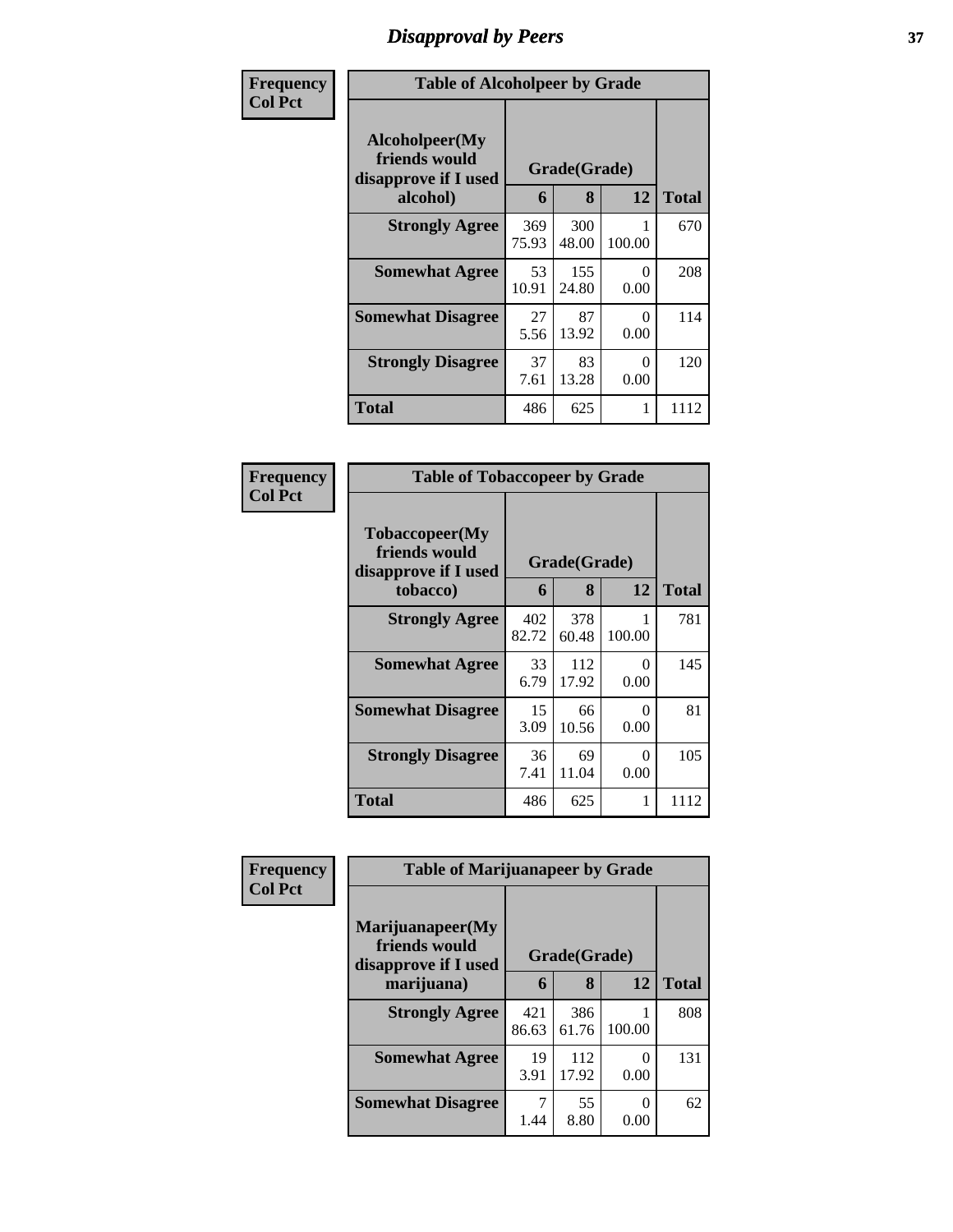# Disapproval by Peers

| Frequency<br>Col Pct | Table of Alcoholpeer by Grade | | | |
|---|---|---|---|---|
| **Alcoholpeer(My friends would disapprove if I used alcohol)** | **Grade(Grade)** | | | **Total** |
| | **6** | **8** | **12** | |
| **Strongly Agree** | 369<br>75.93 | 300<br>48.00 | 1<br>100.00 | 670 |
| **Somewhat Agree** | 53<br>10.91 | 155<br>24.80 | 0<br>0.00 | 208 |
| **Somewhat Disagree** | 27<br>5.56 | 87<br>13.92 | 0<br>0.00 | 114 |
| **Strongly Disagree** | 37<br>7.61 | 83<br>13.28 | 0<br>0.00 | 120 |
| **Total** | 486 | 625 | 1 | 1112 |

| Frequency<br>Col Pct | Table of Tobaccopeer by Grade | | | |
|---|---|---|---|---|
| **Tobaccopeer(My friends would disapprove if I used tobacco)** | **Grade(Grade)** | | | **Total** |
| | **6** | **8** | **12** | |
| **Strongly Agree** | 402<br>82.72 | 378<br>60.48 | 1<br>100.00 | 781 |
| **Somewhat Agree** | 33<br>6.79 | 112<br>17.92 | 0<br>0.00 | 145 |
| **Somewhat Disagree** | 15<br>3.09 | 66<br>10.56 | 0<br>0.00 | 81 |
| **Strongly Disagree** | 36<br>7.41 | 69<br>11.04 | 0<br>0.00 | 105 |
| **Total** | 486 | 625 | 1 | 1112 |

| Frequency<br>Col Pct | Table of Marijuanapeer by Grade | | | |
|---|---|---|---|---|
| **Marijuanapeer(My friends would disapprove if I used marijuana)** | **Grade(Grade)** | | | **Total** |
| | **6** | **8** | **12** | |
| **Strongly Agree** | 421<br>86.63 | 386<br>61.76 | 1<br>100.00 | 808 |
| **Somewhat Agree** | 19<br>3.91 | 112<br>17.92 | 0<br>0.00 | 131 |
| **Somewhat Disagree** | 7<br>1.44 | 55<br>8.80 | 0<br>0.00 | 62 |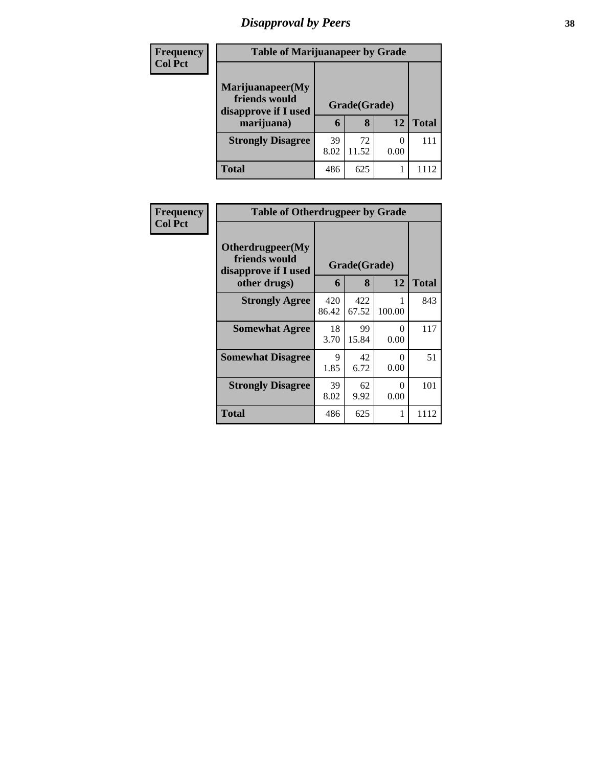## Disapproval by Peers

**Frequency**
**Col Pct**

| Table of Marijuanapeer by Grade | | | | |
|---|---|---|---|---|
| **Marijuanapeer(My friends would disapprove if I used marijuana)** | **Grade(Grade)** | | | **Total** |
| | **6** | **8** | **12** | |
| **Strongly Disagree** | 39<br>8.02 | 72<br>11.52 | 0<br>0.00 | 111 |
| **Total** | 486 | 625 | 1 | 1112 |

**Frequency**
**Col Pct**

| Table of Otherdrugpeer by Grade | | | | |
|---|---|---|---|---|
| **Otherdrugpeer(My friends would disapprove if I used other drugs)** | **Grade(Grade)** | | | **Total** |
| | **6** | **8** | **12** | |
| **Strongly Agree** | 420<br>86.42 | 422<br>67.52 | 1<br>100.00 | 843 |
| **Somewhat Agree** | 18<br>3.70 | 99<br>15.84 | 0<br>0.00 | 117 |
| **Somewhat Disagree** | 9<br>1.85 | 42<br>6.72 | 0<br>0.00 | 51 |
| **Strongly Disagree** | 39<br>8.02 | 62<br>9.92 | 0<br>0.00 | 101 |
| **Total** | 486 | 625 | 1 | 1112 |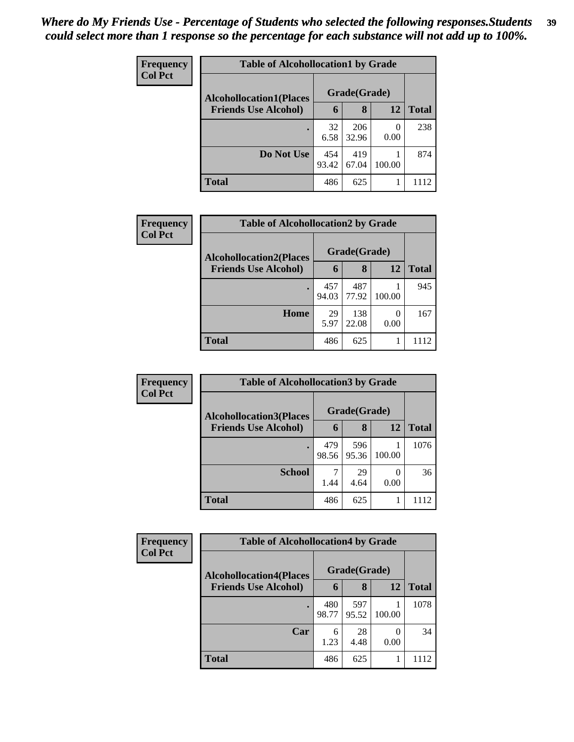*Where do My Friends Use - Percentage of Students who selected the following responses.Students could select more than 1 response so the percentage for each substance will not add up to 100%.*

**Frequency**
**Col Pct**

| Table of Alcohollocation1 by Grade | | | | |
|---|---|---|---|---|
| **Alcohollocation1(Places Friends Use Alcohol)** | **Grade(Grade)** | | | **Total** |
| | **6** | **8** | **12** | |
| **.** | 32<br>6.58 | 206<br>32.96 | 0<br>0.00 | 238 |
| **Do Not Use** | 454<br>93.42 | 419<br>67.04 | 1<br>100.00 | 874 |
| **Total** | 486 | 625 | 1 | 1112 |

**Frequency**
**Col Pct**

| Table of Alcohollocation2 by Grade | | | | |
|---|---|---|---|---|
| **Alcohollocation2(Places Friends Use Alcohol)** | **Grade(Grade)** | | | **Total** |
| | **6** | **8** | **12** | |
| **.** | 457<br>94.03 | 487<br>77.92 | 1<br>100.00 | 945 |
| **Home** | 29<br>5.97 | 138<br>22.08 | 0<br>0.00 | 167 |
| **Total** | 486 | 625 | 1 | 1112 |

**Frequency**
**Col Pct**

| Table of Alcohollocation3 by Grade | | | | |
|---|---|---|---|---|
| **Alcohollocation3(Places Friends Use Alcohol)** | **Grade(Grade)** | | | **Total** |
| | **6** | **8** | **12** | |
| **.** | 479<br>98.56 | 596<br>95.36 | 1<br>100.00 | 1076 |
| **School** | 7<br>1.44 | 29<br>4.64 | 0<br>0.00 | 36 |
| **Total** | 486 | 625 | 1 | 1112 |

**Frequency**
**Col Pct**

| Table of Alcohollocation4 by Grade | | | | |
|---|---|---|---|---|
| **Alcohollocation4(Places Friends Use Alcohol)** | **Grade(Grade)** | | | **Total** |
| | **6** | **8** | **12** | |
| **.** | 480<br>98.77 | 597<br>95.52 | 1<br>100.00 | 1078 |
| **Car** | 6<br>1.23 | 28<br>4.48 | 0<br>0.00 | 34 |
| **Total** | 486 | 625 | 1 | 1112 |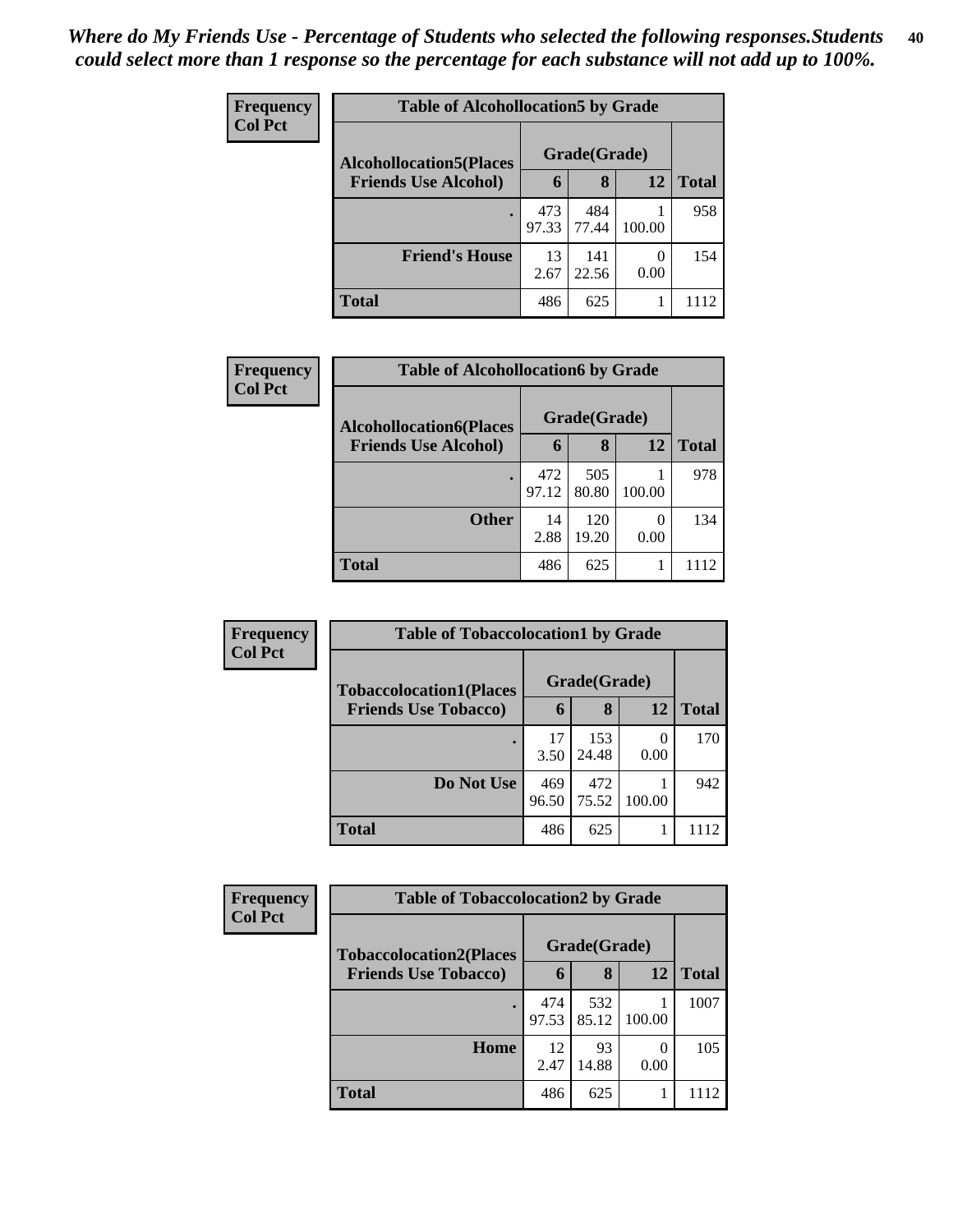*Where do My Friends Use - Percentage of Students who selected the following responses.Students could select more than 1 response so the percentage for each substance will not add up to 100%.*

**Frequency**
**Col Pct**

| Table of Alcohollocation5 by Grade | | | | |
|---|---|---|---|---|
| **Alcohollocation5(Places Friends Use Alcohol)** | **Grade(Grade)** | | | **Total** |
| | **6** | **8** | **12** | |
| **.** | 473<br>97.33 | 484<br>77.44 | 1<br>100.00 | 958 |
| **Friend's House** | 13<br>2.67 | 141<br>22.56 | 0<br>0.00 | 154 |
| **Total** | 486 | 625 | 1 | 1112 |

**Frequency**
**Col Pct**

| Table of Alcohollocation6 by Grade | | | | |
|---|---|---|---|---|
| **Alcohollocation6(Places Friends Use Alcohol)** | **Grade(Grade)** | | | **Total** |
| | **6** | **8** | **12** | |
| **.** | 472<br>97.12 | 505<br>80.80 | 1<br>100.00 | 978 |
| **Other** | 14<br>2.88 | 120<br>19.20 | 0<br>0.00 | 134 |
| **Total** | 486 | 625 | 1 | 1112 |

**Frequency**
**Col Pct**

| Table of Tobaccolocation1 by Grade | | | | |
|---|---|---|---|---|
| **Tobaccolocation1(Places Friends Use Tobacco)** | **Grade(Grade)** | | | **Total** |
| | **6** | **8** | **12** | |
| **.** | 17<br>3.50 | 153<br>24.48 | 0<br>0.00 | 170 |
| **Do Not Use** | 469<br>96.50 | 472<br>75.52 | 1<br>100.00 | 942 |
| **Total** | 486 | 625 | 1 | 1112 |

**Frequency**
**Col Pct**

| Table of Tobaccolocation2 by Grade | | | | |
|---|---|---|---|---|
| **Tobaccolocation2(Places Friends Use Tobacco)** | **Grade(Grade)** | | | **Total** |
| | **6** | **8** | **12** | |
| **.** | 474<br>97.53 | 532<br>85.12 | 1<br>100.00 | 1007 |
| **Home** | 12<br>2.47 | 93<br>14.88 | 0<br>0.00 | 105 |
| **Total** | 486 | 625 | 1 | 1112 |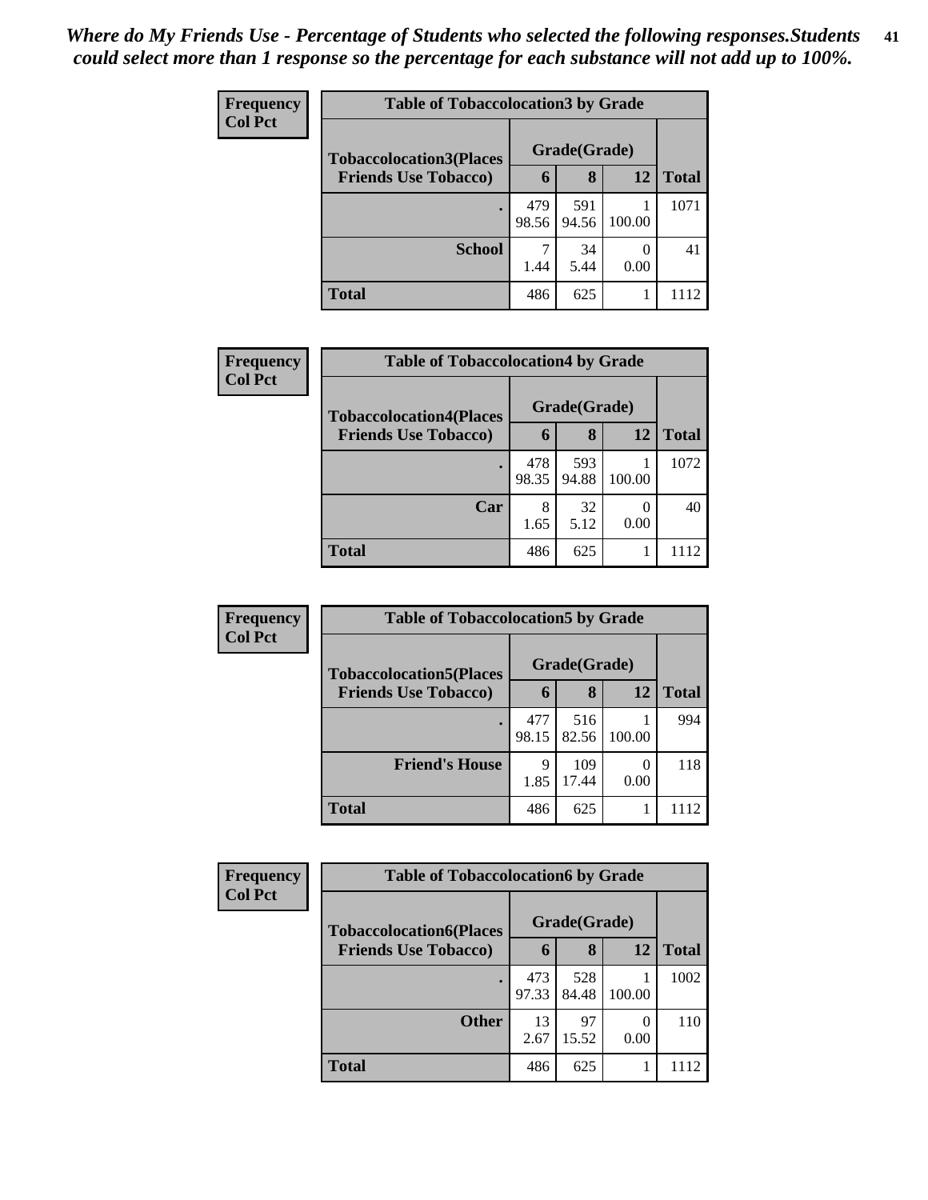*Where do My Friends Use - Percentage of Students who selected the following responses.Students could select more than 1 response so the percentage for each substance will not add up to 100%.*

**Frequency**
**Col Pct**

**Table of Tobaccolocation3 by Grade**

| Tobaccolocation3(Places Friends Use Tobacco) | Grade(Grade) | | | Total |
|---|---|---|---|---|
| | 6 | 8 | 12 | |
| . | 479<br>98.56 | 591<br>94.56 | 1<br>100.00 | 1071 |
| School | 7<br>1.44 | 34<br>5.44 | 0<br>0.00 | 41 |
| Total | 486 | 625 | 1 | 1112 |

**Frequency**
**Col Pct**

**Table of Tobaccolocation4 by Grade**

| Tobaccolocation4(Places Friends Use Tobacco) | Grade(Grade) | | | Total |
|---|---|---|---|---|
| | 6 | 8 | 12 | |
| . | 478<br>98.35 | 593<br>94.88 | 1<br>100.00 | 1072 |
| Car | 8<br>1.65 | 32<br>5.12 | 0<br>0.00 | 40 |
| Total | 486 | 625 | 1 | 1112 |

**Frequency**
**Col Pct**

**Table of Tobaccolocation5 by Grade**

| Tobaccolocation5(Places Friends Use Tobacco) | Grade(Grade) | | | Total |
|---|---|---|---|---|
| | 6 | 8 | 12 | |
| . | 477<br>98.15 | 516<br>82.56 | 1<br>100.00 | 994 |
| Friend's House | 9<br>1.85 | 109<br>17.44 | 0<br>0.00 | 118 |
| Total | 486 | 625 | 1 | 1112 |

**Frequency**
**Col Pct**

**Table of Tobaccolocation6 by Grade**

| Tobaccolocation6(Places Friends Use Tobacco) | Grade(Grade) | | | Total |
|---|---|---|---|---|
| | 6 | 8 | 12 | |
| . | 473<br>97.33 | 528<br>84.48 | 1<br>100.00 | 1002 |
| Other | 13<br>2.67 | 97<br>15.52 | 0<br>0.00 | 110 |
| Total | 486 | 625 | 1 | 1112 |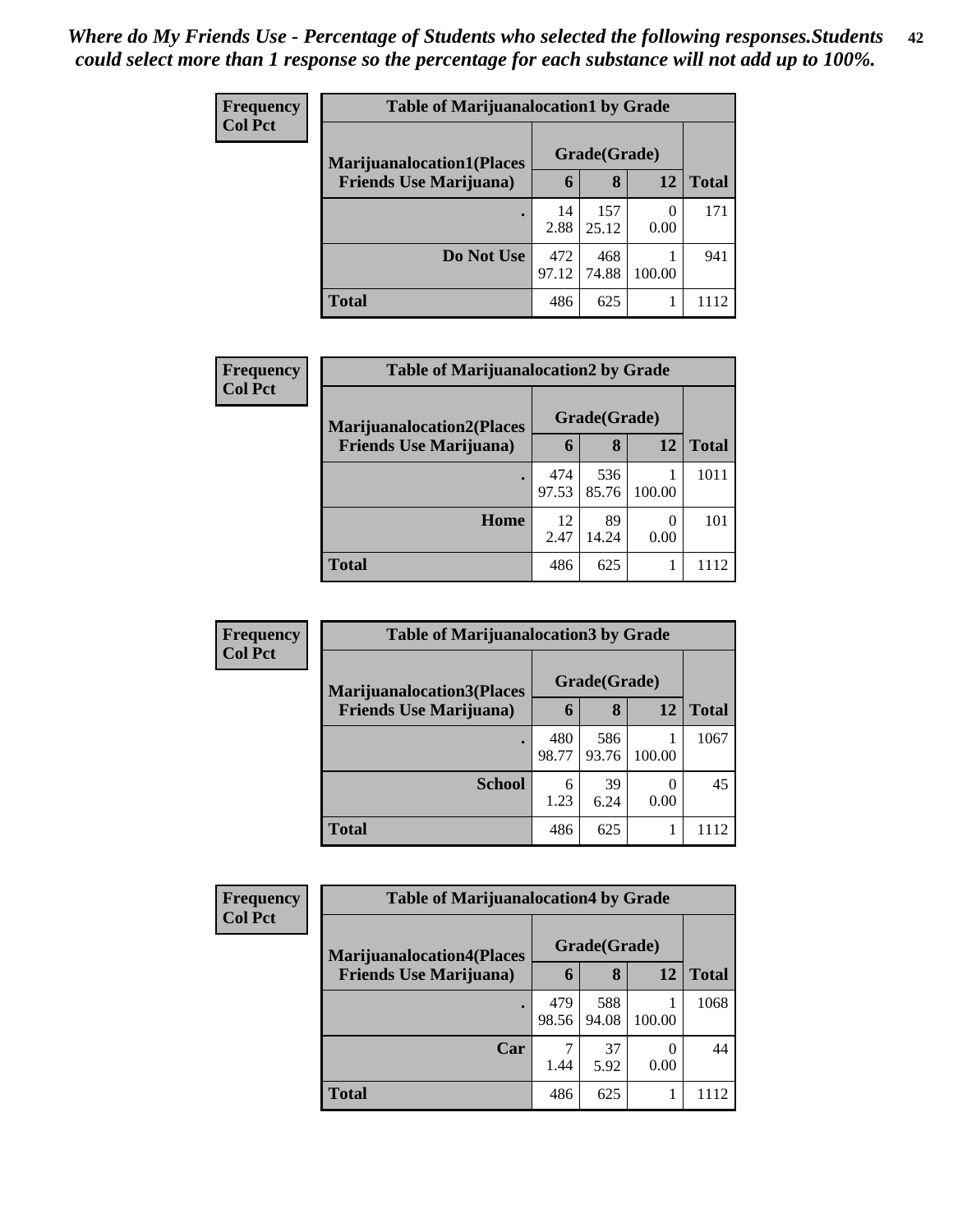*Where do My Friends Use - Percentage of Students who selected the following responses.Students could select more than 1 response so the percentage for each substance will not add up to 100%.*

**Frequency**
**Col Pct**

| Table of Marijuanalocation1 by Grade | | | | |
|---|---|---|---|---|
| **Marijuanalocation1(Places Friends Use Marijuana)** | **Grade(Grade)** | | | **Total** |
| | **6** | **8** | **12** | |
| **.** | 14<br>2.88 | 157<br>25.12 | 0<br>0.00 | 171 |
| **Do Not Use** | 472<br>97.12 | 468<br>74.88 | 1<br>100.00 | 941 |
| **Total** | 486 | 625 | 1 | 1112 |

**Frequency**
**Col Pct**

| Table of Marijuanalocation2 by Grade | | | | |
|---|---|---|---|---|
| **Marijuanalocation2(Places Friends Use Marijuana)** | **Grade(Grade)** | | | **Total** |
| | **6** | **8** | **12** | |
| **.** | 474<br>97.53 | 536<br>85.76 | 1<br>100.00 | 1011 |
| **Home** | 12<br>2.47 | 89<br>14.24 | 0<br>0.00 | 101 |
| **Total** | 486 | 625 | 1 | 1112 |

**Frequency**
**Col Pct**

| Table of Marijuanalocation3 by Grade | | | | |
|---|---|---|---|---|
| **Marijuanalocation3(Places Friends Use Marijuana)** | **Grade(Grade)** | | | **Total** |
| | **6** | **8** | **12** | |
| **.** | 480<br>98.77 | 586<br>93.76 | 1<br>100.00 | 1067 |
| **School** | 6<br>1.23 | 39<br>6.24 | 0<br>0.00 | 45 |
| **Total** | 486 | 625 | 1 | 1112 |

**Frequency**
**Col Pct**

| Table of Marijuanalocation4 by Grade | | | | |
|---|---|---|---|---|
| **Marijuanalocation4(Places Friends Use Marijuana)** | **Grade(Grade)** | | | **Total** |
| | **6** | **8** | **12** | |
| **.** | 479<br>98.56 | 588<br>94.08 | 1<br>100.00 | 1068 |
| **Car** | 7<br>1.44 | 37<br>5.92 | 0<br>0.00 | 44 |
| **Total** | 486 | 625 | 1 | 1112 |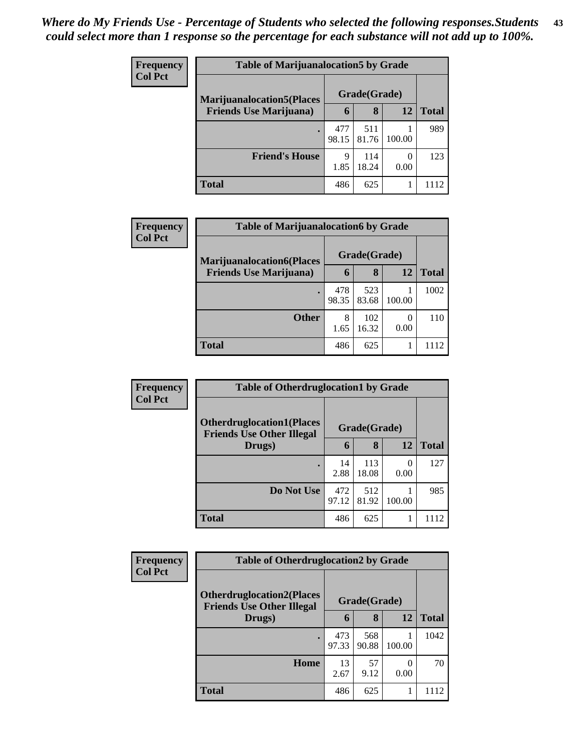*Where do My Friends Use - Percentage of Students who selected the following responses.Students could select more than 1 response so the percentage for each substance will not add up to 100%.*

**Frequency**
**Col Pct**

| Table of Marijuanalocation5 by Grade | | | | |
|---|---|---|---|---|
| **Marijuanalocation5(Places Friends Use Marijuana)** | **Grade(Grade)** | | | **Total** |
| | **6** | **8** | **12** | |
| **.** | 477<br>98.15 | 511<br>81.76 | 1<br>100.00 | 989 |
| **Friend's House** | 9<br>1.85 | 114<br>18.24 | 0<br>0.00 | 123 |
| **Total** | 486 | 625 | 1 | 1112 |

**Frequency**
**Col Pct**

| Table of Marijuanalocation6 by Grade | | | | |
|---|---|---|---|---|
| **Marijuanalocation6(Places Friends Use Marijuana)** | **Grade(Grade)** | | | **Total** |
| | **6** | **8** | **12** | |
| **.** | 478<br>98.35 | 523<br>83.68 | 1<br>100.00 | 1002 |
| **Other** | 8<br>1.65 | 102<br>16.32 | 0<br>0.00 | 110 |
| **Total** | 486 | 625 | 1 | 1112 |

**Frequency**
**Col Pct**

| Table of Otherdruglocation1 by Grade | | | | |
|---|---|---|---|---|
| **Otherdruglocation1(Places Friends Use Other Illegal Drugs)** | **Grade(Grade)** | | | **Total** |
| | **6** | **8** | **12** | |
| **.** | 14<br>2.88 | 113<br>18.08 | 0<br>0.00 | 127 |
| **Do Not Use** | 472<br>97.12 | 512<br>81.92 | 1<br>100.00 | 985 |
| **Total** | 486 | 625 | 1 | 1112 |

**Frequency**
**Col Pct**

| Table of Otherdruglocation2 by Grade | | | | |
|---|---|---|---|---|
| **Otherdruglocation2(Places Friends Use Other Illegal Drugs)** | **Grade(Grade)** | | | **Total** |
| | **6** | **8** | **12** | |
| **.** | 473<br>97.33 | 568<br>90.88 | 1<br>100.00 | 1042 |
| **Home** | 13<br>2.67 | 57<br>9.12 | 0<br>0.00 | 70 |
| **Total** | 486 | 625 | 1 | 1112 |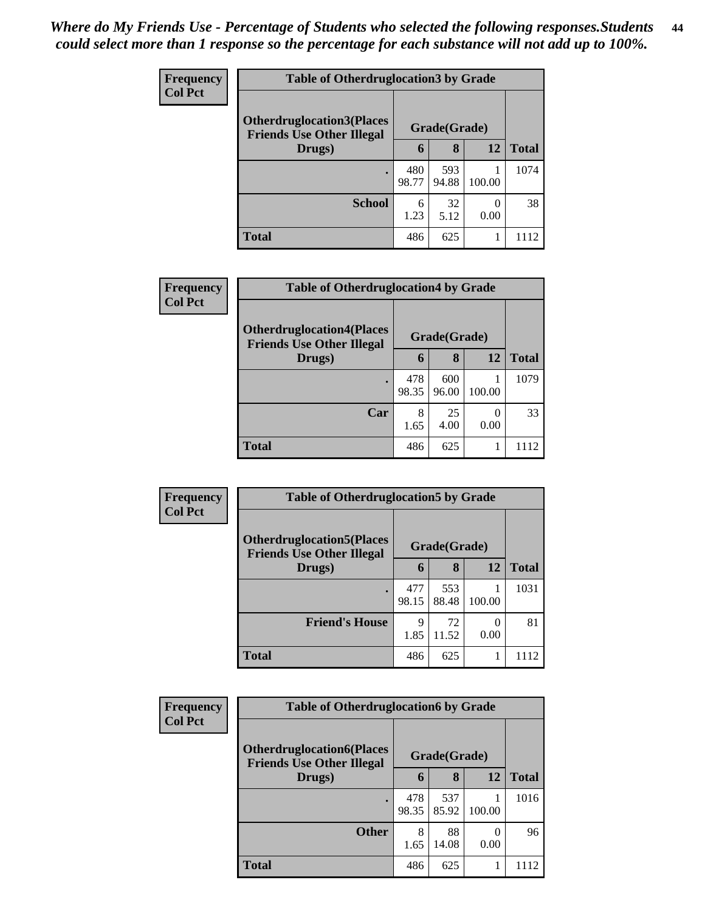*Where do My Friends Use - Percentage of Students who selected the following responses.Students could select more than 1 response so the percentage for each substance will not add up to 100%.*

**Frequency**
**Col Pct**

| Table of Otherdruglocation3 by Grade | | | | |
|---|---|---|---|---|
| **Otherdruglocation3(Places Friends Use Other Illegal Drugs)** | **Grade(Grade)** | | | **Total** |
| | **6** | **8** | **12** | |
| **.** | 480<br>98.77 | 593<br>94.88 | 1<br>100.00 | 1074 |
| **School** | 6<br>1.23 | 32<br>5.12 | 0<br>0.00 | 38 |
| **Total** | 486 | 625 | 1 | 1112 |

**Frequency**
**Col Pct**

| Table of Otherdruglocation4 by Grade | | | | |
|---|---|---|---|---|
| **Otherdruglocation4(Places Friends Use Other Illegal Drugs)** | **Grade(Grade)** | | | **Total** |
| | **6** | **8** | **12** | |
| **.** | 478<br>98.35 | 600<br>96.00 | 1<br>100.00 | 1079 |
| **Car** | 8<br>1.65 | 25<br>4.00 | 0<br>0.00 | 33 |
| **Total** | 486 | 625 | 1 | 1112 |

**Frequency**
**Col Pct**

| Table of Otherdruglocation5 by Grade | | | | |
|---|---|---|---|---|
| **Otherdruglocation5(Places Friends Use Other Illegal Drugs)** | **Grade(Grade)** | | | **Total** |
| | **6** | **8** | **12** | |
| **.** | 477<br>98.15 | 553<br>88.48 | 1<br>100.00 | 1031 |
| **Friend's House** | 9<br>1.85 | 72<br>11.52 | 0<br>0.00 | 81 |
| **Total** | 486 | 625 | 1 | 1112 |

**Frequency**
**Col Pct**

| Table of Otherdruglocation6 by Grade | | | | |
|---|---|---|---|---|
| **Otherdruglocation6(Places Friends Use Other Illegal Drugs)** | **Grade(Grade)** | | | **Total** |
| | **6** | **8** | **12** | |
| **.** | 478<br>98.35 | 537<br>85.92 | 1<br>100.00 | 1016 |
| **Other** | 8<br>1.65 | 88<br>14.08 | 0<br>0.00 | 96 |
| **Total** | 486 | 625 | 1 | 1112 |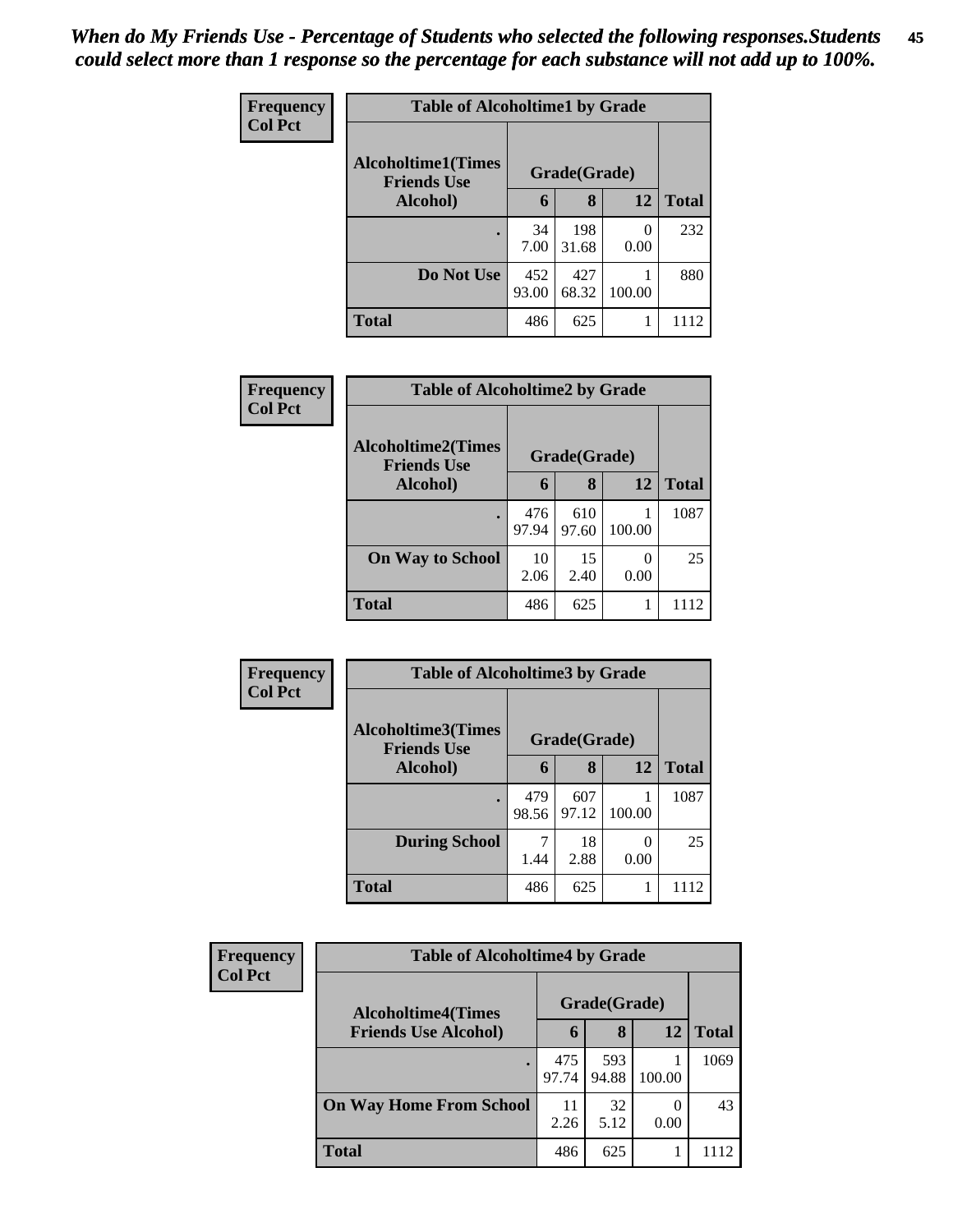*When do My Friends Use - Percentage of Students who selected the following responses.Students could select more than 1 response so the percentage for each substance will not add up to 100%.*

**Frequency**
**Col Pct**

| Table of Alcoholtime1 by Grade | | | | |
|---|---|---|---|---|
| **Alcoholtime1(Times Friends Use Alcohol)** | **Grade(Grade)** | | | **Total** |
| | **6** | **8** | **12** | |
| **.** | 34<br>7.00 | 198<br>31.68 | 0<br>0.00 | 232 |
| **Do Not Use** | 452<br>93.00 | 427<br>68.32 | 1<br>100.00 | 880 |
| **Total** | 486 | 625 | 1 | 1112 |

**Frequency**
**Col Pct**

| Table of Alcoholtime2 by Grade | | | | |
|---|---|---|---|---|
| **Alcoholtime2(Times Friends Use Alcohol)** | **Grade(Grade)** | | | **Total** |
| | **6** | **8** | **12** | |
| **.** | 476<br>97.94 | 610<br>97.60 | 1<br>100.00 | 1087 |
| **On Way to School** | 10<br>2.06 | 15<br>2.40 | 0<br>0.00 | 25 |
| **Total** | 486 | 625 | 1 | 1112 |

**Frequency**
**Col Pct**

| Table of Alcoholtime3 by Grade | | | | |
|---|---|---|---|---|
| **Alcoholtime3(Times Friends Use Alcohol)** | **Grade(Grade)** | | | **Total** |
| | **6** | **8** | **12** | |
| **.** | 479<br>98.56 | 607<br>97.12 | 1<br>100.00 | 1087 |
| **During School** | 7<br>1.44 | 18<br>2.88 | 0<br>0.00 | 25 |
| **Total** | 486 | 625 | 1 | 1112 |

**Frequency**
**Col Pct**

| Table of Alcoholtime4 by Grade | | | | |
|---|---|---|---|---|
| **Alcoholtime4(Times Friends Use Alcohol)** | **Grade(Grade)** | | | **Total** |
| | **6** | **8** | **12** | |
| **.** | 475<br>97.74 | 593<br>94.88 | 1<br>100.00 | 1069 |
| **On Way Home From School** | 11<br>2.26 | 32<br>5.12 | 0<br>0.00 | 43 |
| **Total** | 486 | 625 | 1 | 1112 |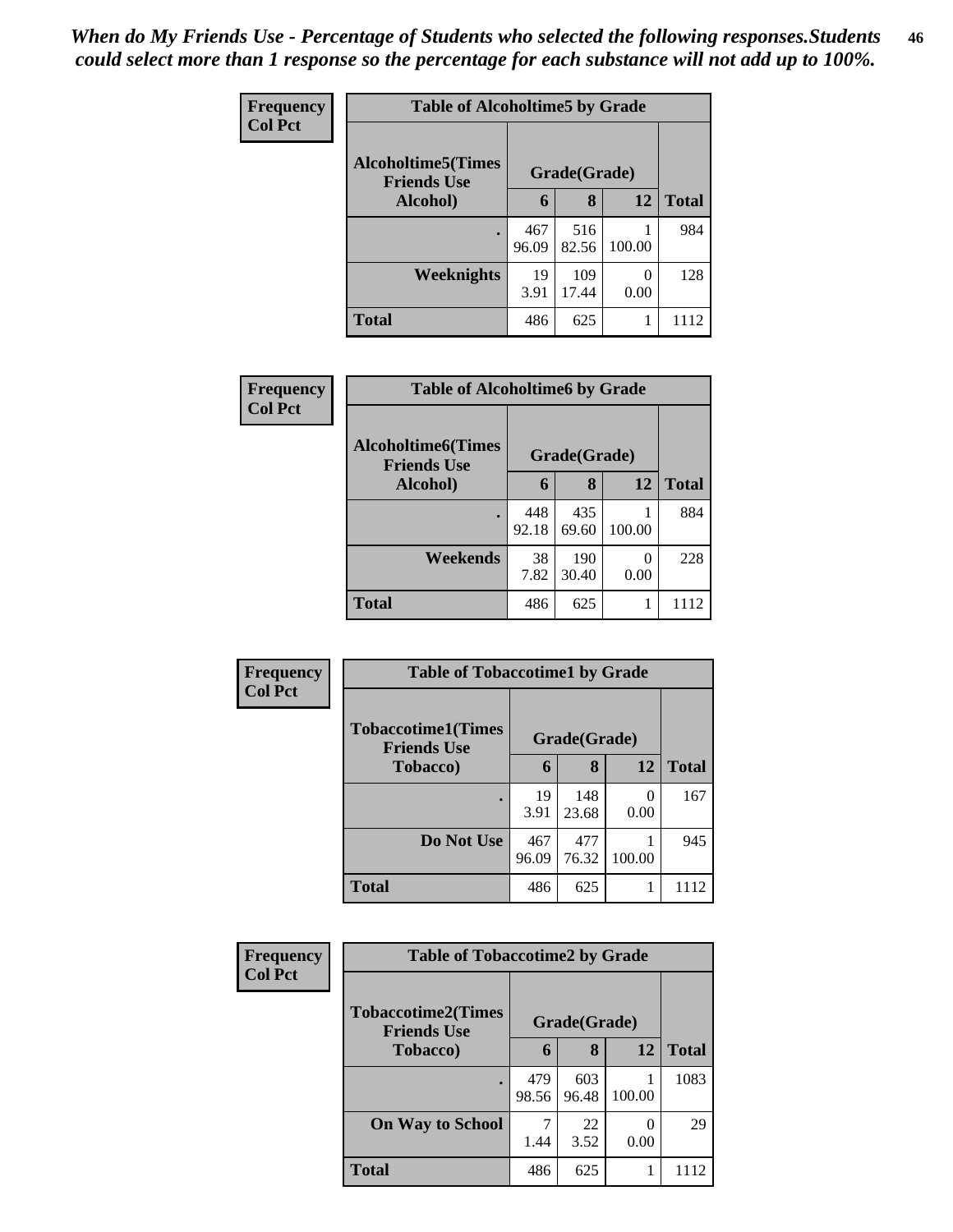*When do My Friends Use - Percentage of Students who selected the following responses.Students could select more than 1 response so the percentage for each substance will not add up to 100%.*

**Frequency**
**Col Pct**

**Table of Alcoholtime5 by Grade**

| Alcoholtime5(Times Friends Use Alcohol) | Grade(Grade) | | | Total |
|---|---|---|---|---|
| | 6 | 8 | 12 | |
| . | 467<br>96.09 | 516<br>82.56 | 1<br>100.00 | 984 |
| Weeknights | 19<br>3.91 | 109<br>17.44 | 0<br>0.00 | 128 |
| Total | 486 | 625 | 1 | 1112 |

**Frequency**
**Col Pct**

**Table of Alcoholtime6 by Grade**

| Alcoholtime6(Times Friends Use Alcohol) | Grade(Grade) | | | Total |
|---|---|---|---|---|
| | 6 | 8 | 12 | |
| . | 448<br>92.18 | 435<br>69.60 | 1<br>100.00 | 884 |
| Weekends | 38<br>7.82 | 190<br>30.40 | 0<br>0.00 | 228 |
| Total | 486 | 625 | 1 | 1112 |

**Frequency**
**Col Pct**

**Table of Tobaccotime1 by Grade**

| Tobaccotime1(Times Friends Use Tobacco) | Grade(Grade) | | | Total |
|---|---|---|---|---|
| | 6 | 8 | 12 | |
| . | 19<br>3.91 | 148<br>23.68 | 0<br>0.00 | 167 |
| Do Not Use | 467<br>96.09 | 477<br>76.32 | 1<br>100.00 | 945 |
| Total | 486 | 625 | 1 | 1112 |

**Frequency**
**Col Pct**

**Table of Tobaccotime2 by Grade**

| Tobaccotime2(Times Friends Use Tobacco) | Grade(Grade) | | | Total |
|---|---|---|---|---|
| | 6 | 8 | 12 | |
| . | 479<br>98.56 | 603<br>96.48 | 1<br>100.00 | 1083 |
| On Way to School | 7<br>1.44 | 22<br>3.52 | 0<br>0.00 | 29 |
| Total | 486 | 625 | 1 | 1112 |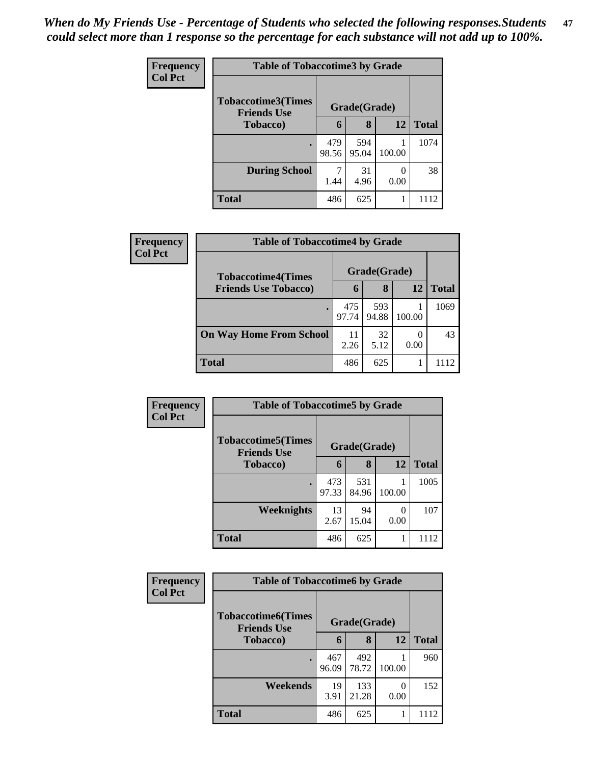*When do My Friends Use - Percentage of Students who selected the following responses.Students could select more than 1 response so the percentage for each substance will not add up to 100%.*

**Frequency**
**Col Pct**

| Table of Tobaccotime3 by Grade | | | | |
|---|---|---|---|---|
| **Tobaccotime3(Times Friends Use Tobacco)** | **Grade(Grade)** | | | **Total** |
| | **6** | **8** | **12** | |
| **.** | 479<br>98.56 | 594<br>95.04 | 1<br>100.00 | 1074 |
| **During School** | 7<br>1.44 | 31<br>4.96 | 0<br>0.00 | 38 |
| **Total** | 486 | 625 | 1 | 1112 |

**Frequency**
**Col Pct**

| Table of Tobaccotime4 by Grade | | | | |
|---|---|---|---|---|
| **Tobaccotime4(Times Friends Use Tobacco)** | **Grade(Grade)** | | | **Total** |
| | **6** | **8** | **12** | |
| **.** | 475<br>97.74 | 593<br>94.88 | 1<br>100.00 | 1069 |
| **On Way Home From School** | 11<br>2.26 | 32<br>5.12 | 0<br>0.00 | 43 |
| **Total** | 486 | 625 | 1 | 1112 |

**Frequency**
**Col Pct**

| Table of Tobaccotime5 by Grade | | | | |
|---|---|---|---|---|
| **Tobaccotime5(Times Friends Use Tobacco)** | **Grade(Grade)** | | | **Total** |
| | **6** | **8** | **12** | |
| **.** | 473<br>97.33 | 531<br>84.96 | 1<br>100.00 | 1005 |
| **Weeknights** | 13<br>2.67 | 94<br>15.04 | 0<br>0.00 | 107 |
| **Total** | 486 | 625 | 1 | 1112 |

**Frequency**
**Col Pct**

| Table of Tobaccotime6 by Grade | | | | |
|---|---|---|---|---|
| **Tobaccotime6(Times Friends Use Tobacco)** | **Grade(Grade)** | | | **Total** |
| | **6** | **8** | **12** | |
| **.** | 467<br>96.09 | 492<br>78.72 | 1<br>100.00 | 960 |
| **Weekends** | 19<br>3.91 | 133<br>21.28 | 0<br>0.00 | 152 |
| **Total** | 486 | 625 | 1 | 1112 |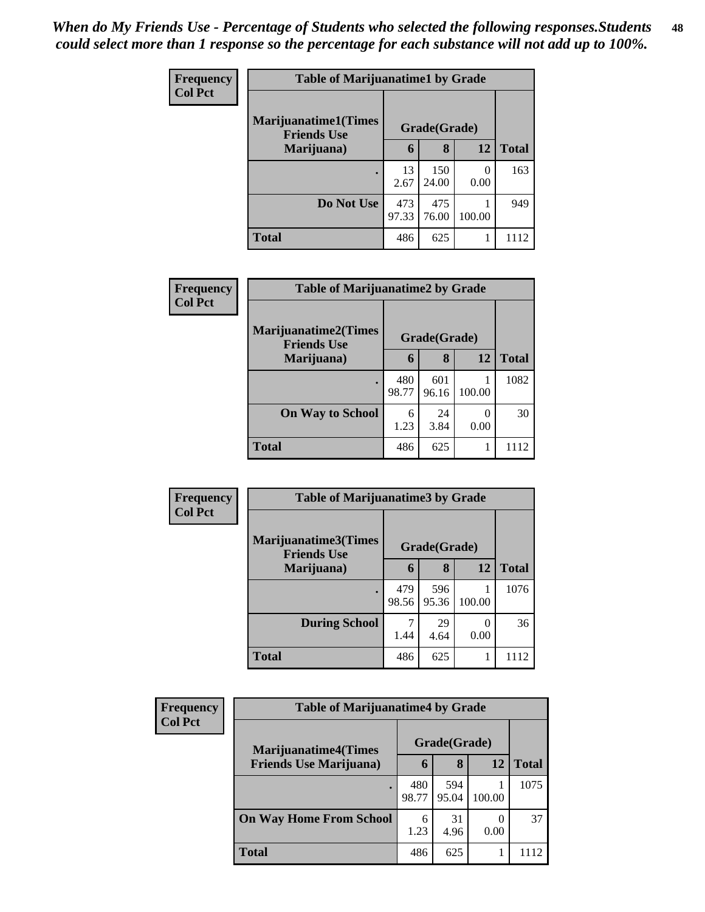*When do My Friends Use - Percentage of Students who selected the following responses.Students could select more than 1 response so the percentage for each substance will not add up to 100%.*

**Frequency**
**Col Pct**

| Table of Marijuanatime1 by Grade | | | | |
|---|---|---|---|---|
| **Marijuanatime1(Times Friends Use Marijuana)** | **Grade(Grade)** | | | **Total** |
| | **6** | **8** | **12** | |
| **.** | 13<br>2.67 | 150<br>24.00 | 0<br>0.00 | 163 |
| **Do Not Use** | 473<br>97.33 | 475<br>76.00 | 1<br>100.00 | 949 |
| **Total** | 486 | 625 | 1 | 1112 |

**Frequency**
**Col Pct**

| Table of Marijuanatime2 by Grade | | | | |
|---|---|---|---|---|
| **Marijuanatime2(Times Friends Use Marijuana)** | **Grade(Grade)** | | | **Total** |
| | **6** | **8** | **12** | |
| **.** | 480<br>98.77 | 601<br>96.16 | 1<br>100.00 | 1082 |
| **On Way to School** | 6<br>1.23 | 24<br>3.84 | 0<br>0.00 | 30 |
| **Total** | 486 | 625 | 1 | 1112 |

**Frequency**
**Col Pct**

| Table of Marijuanatime3 by Grade | | | | |
|---|---|---|---|---|
| **Marijuanatime3(Times Friends Use Marijuana)** | **Grade(Grade)** | | | **Total** |
| | **6** | **8** | **12** | |
| **.** | 479<br>98.56 | 596<br>95.36 | 1<br>100.00 | 1076 |
| **During School** | 7<br>1.44 | 29<br>4.64 | 0<br>0.00 | 36 |
| **Total** | 486 | 625 | 1 | 1112 |

**Frequency**
**Col Pct**

| Table of Marijuanatime4 by Grade | | | | |
|---|---|---|---|---|
| **Marijuanatime4(Times Friends Use Marijuana)** | **Grade(Grade)** | | | **Total** |
| | **6** | **8** | **12** | |
| **.** | 480<br>98.77 | 594<br>95.04 | 1<br>100.00 | 1075 |
| **On Way Home From School** | 6<br>1.23 | 31<br>4.96 | 0<br>0.00 | 37 |
| **Total** | 486 | 625 | 1 | 1112 |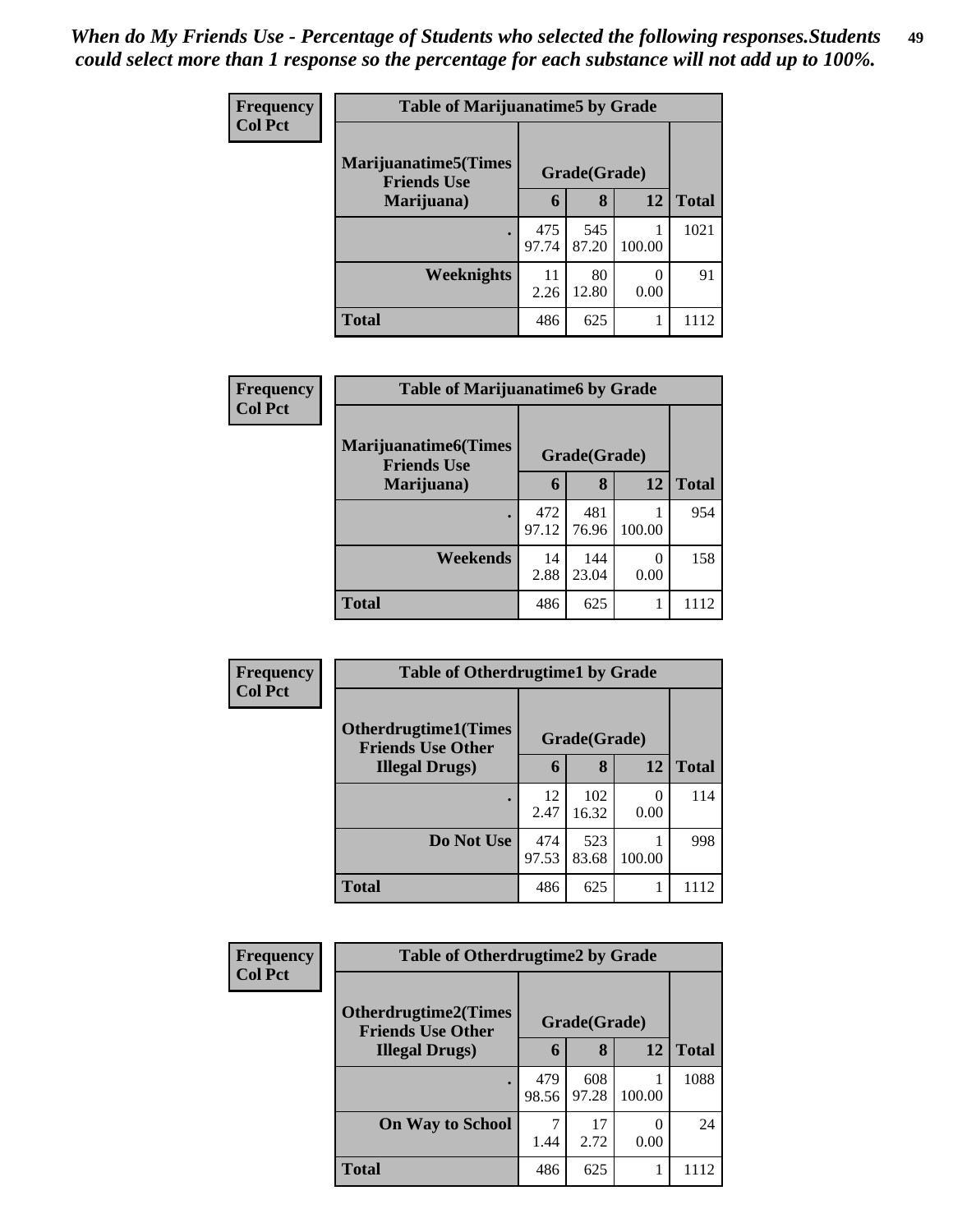*When do My Friends Use - Percentage of Students who selected the following responses.Students could select more than 1 response so the percentage for each substance will not add up to 100%.*

**Frequency**
**Col Pct**

**Table of Marijuanatime5 by Grade**

| Marijuanatime5(Times Friends Use Marijuana) | Grade(Grade) | | | Total |
|---|---|---|---|---|
| | 6 | 8 | 12 | |
| . | 475<br>97.74 | 545<br>87.20 | 1<br>100.00 | 1021 |
| Weeknights | 11<br>2.26 | 80<br>12.80 | 0<br>0.00 | 91 |
| Total | 486 | 625 | 1 | 1112 |

**Frequency**
**Col Pct**

**Table of Marijuanatime6 by Grade**

| Marijuanatime6(Times Friends Use Marijuana) | Grade(Grade) | | | Total |
|---|---|---|---|---|
| | 6 | 8 | 12 | |
| . | 472<br>97.12 | 481<br>76.96 | 1<br>100.00 | 954 |
| Weekends | 14<br>2.88 | 144<br>23.04 | 0<br>0.00 | 158 |
| Total | 486 | 625 | 1 | 1112 |

**Frequency**
**Col Pct**

**Table of Otherdrugtime1 by Grade**

| Otherdrugtime1(Times Friends Use Other Illegal Drugs) | Grade(Grade) | | | Total |
|---|---|---|---|---|
| | 6 | 8 | 12 | |
| . | 12<br>2.47 | 102<br>16.32 | 0<br>0.00 | 114 |
| Do Not Use | 474<br>97.53 | 523<br>83.68 | 1<br>100.00 | 998 |
| Total | 486 | 625 | 1 | 1112 |

**Frequency**
**Col Pct**

**Table of Otherdrugtime2 by Grade**

| Otherdrugtime2(Times Friends Use Other Illegal Drugs) | Grade(Grade) | | | Total |
|---|---|---|---|---|
| | 6 | 8 | 12 | |
| . | 479<br>98.56 | 608<br>97.28 | 1<br>100.00 | 1088 |
| On Way to School | 7<br>1.44 | 17<br>2.72 | 0<br>0.00 | 24 |
| Total | 486 | 625 | 1 | 1112 |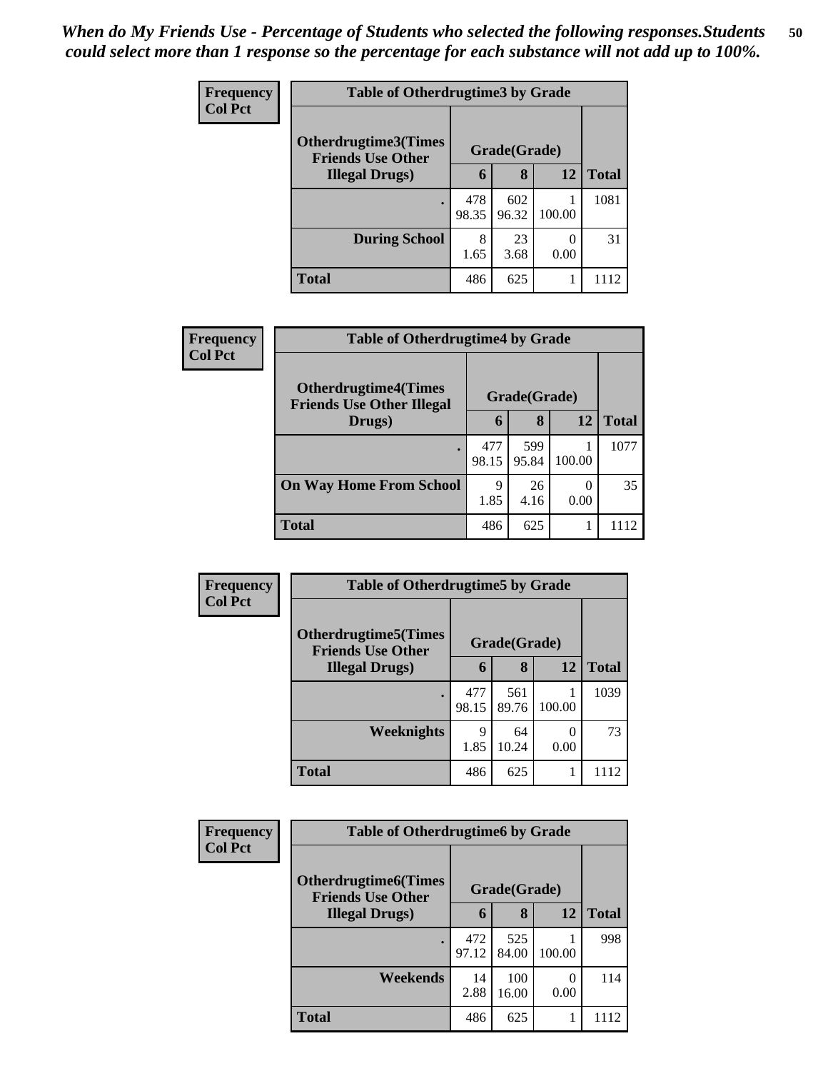*When do My Friends Use - Percentage of Students who selected the following responses.Students could select more than 1 response so the percentage for each substance will not add up to 100%.*

**Frequency / Col Pct**

| Table of Otherdrugtime3 by Grade | | | | |
|---|---|---|---|---|
| **Otherdrugtime3(Times Friends Use Other Illegal Drugs)** | **Grade(Grade)** | | | |
| | **6** | **8** | **12** | **Total** |
| **.** | 478<br>98.35 | 602<br>96.32 | 1<br>100.00 | 1081 |
| **During School** | 8<br>1.65 | 23<br>3.68 | 0<br>0.00 | 31 |
| **Total** | 486 | 625 | 1 | 1112 |

**Frequency / Col Pct**

| Table of Otherdrugtime4 by Grade | | | | |
|---|---|---|---|---|
| **Otherdrugtime4(Times Friends Use Other Illegal Drugs)** | **Grade(Grade)** | | | |
| | **6** | **8** | **12** | **Total** |
| **.** | 477<br>98.15 | 599<br>95.84 | 1<br>100.00 | 1077 |
| **On Way Home From School** | 9<br>1.85 | 26<br>4.16 | 0<br>0.00 | 35 |
| **Total** | 486 | 625 | 1 | 1112 |

**Frequency / Col Pct**

| Table of Otherdrugtime5 by Grade | | | | |
|---|---|---|---|---|
| **Otherdrugtime5(Times Friends Use Other Illegal Drugs)** | **Grade(Grade)** | | | |
| | **6** | **8** | **12** | **Total** |
| **.** | 477<br>98.15 | 561<br>89.76 | 1<br>100.00 | 1039 |
| **Weeknights** | 9<br>1.85 | 64<br>10.24 | 0<br>0.00 | 73 |
| **Total** | 486 | 625 | 1 | 1112 |

**Frequency / Col Pct**

| Table of Otherdrugtime6 by Grade | | | | |
|---|---|---|---|---|
| **Otherdrugtime6(Times Friends Use Other Illegal Drugs)** | **Grade(Grade)** | | | |
| | **6** | **8** | **12** | **Total** |
| **.** | 472<br>97.12 | 525<br>84.00 | 1<br>100.00 | 998 |
| **Weekends** | 14<br>2.88 | 100<br>16.00 | 0<br>0.00 | 114 |
| **Total** | 486 | 625 | 1 | 1112 |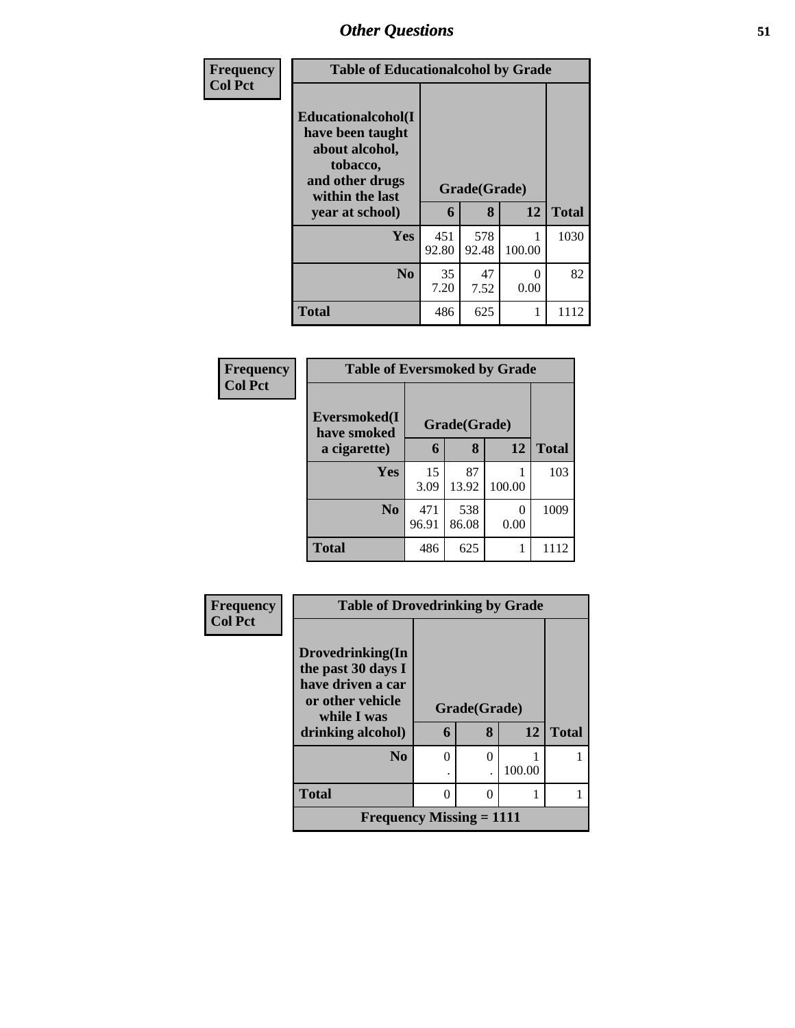## Other Questions

Frequency
Col Pct

| Table of Educationalcohol by Grade | | | | |
|---|---|---|---|---|
| Educationalcohol(I have been taught about alcohol, tobacco, and other drugs within the last year at school) | Grade(Grade) | | | |
| | 6 | 8 | 12 | Total |
| Yes | 451<br>92.80 | 578<br>92.48 | 1<br>100.00 | 1030 |
| No | 35<br>7.20 | 47<br>7.52 | 0<br>0.00 | 82 |
| Total | 486 | 625 | 1 | 1112 |

Frequency
Col Pct

| Table of Eversmoked by Grade | | | | |
|---|---|---|---|---|
| Eversmoked(I have smoked a cigarette) | Grade(Grade) | | | |
| | 6 | 8 | 12 | Total |
| Yes | 15<br>3.09 | 87<br>13.92 | 1<br>100.00 | 103 |
| No | 471<br>96.91 | 538<br>86.08 | 0<br>0.00 | 1009 |
| Total | 486 | 625 | 1 | 1112 |

Frequency
Col Pct

| Table of Drovedrinking by Grade | | | | |
|---|---|---|---|---|
| Drovedrinking(In the past 30 days I have driven a car or other vehicle while I was drinking alcohol) | Grade(Grade) | | | |
| | 6 | 8 | 12 | Total |
| No | 0<br>. | 0<br>. | 1<br>100.00 | 1 |
| Total | 0 | 0 | 1 | 1 |
| Frequency Missing = 1111 | | | | |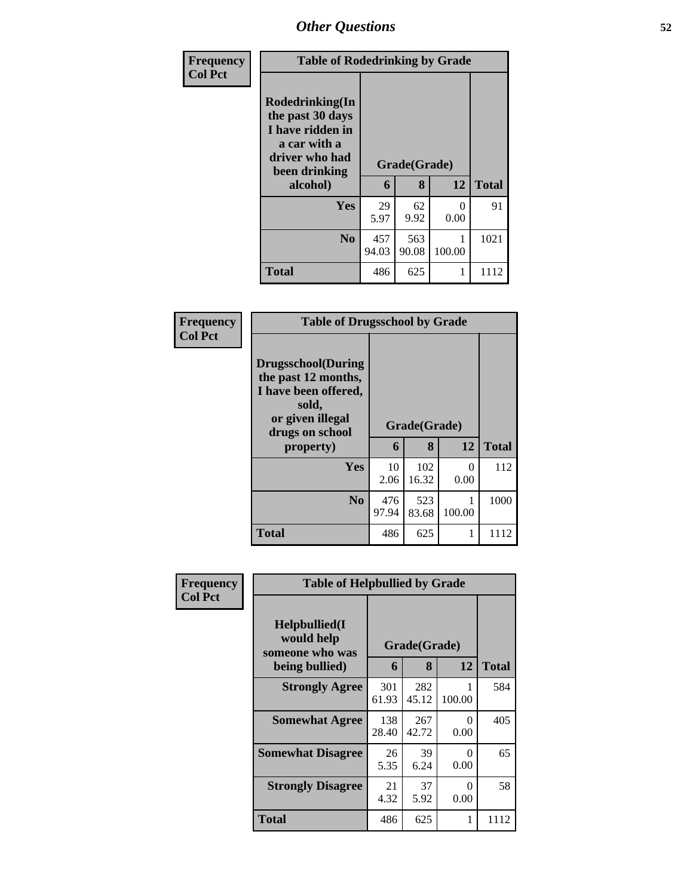# Other Questions

**Frequency**
**Col Pct**

| Table of Rodedrinking by Grade | | | | |
|---|---|---|---|---|
| **Rodedrinking(In the past 30 days I have ridden in a car with a driver who had been drinking alcohol)** | **Grade(Grade)** | | | |
| | **6** | **8** | **12** | **Total** |
| **Yes** | 29<br>5.97 | 62<br>9.92 | 0<br>0.00 | 91 |
| **No** | 457<br>94.03 | 563<br>90.08 | 1<br>100.00 | 1021 |
| **Total** | 486 | 625 | 1 | 1112 |

**Frequency**
**Col Pct**

| Table of Drugsschool by Grade | | | | |
|---|---|---|---|---|
| **Drugsschool(During the past 12 months, I have been offered, sold, or given illegal drugs on school property)** | **Grade(Grade)** | | | |
| | **6** | **8** | **12** | **Total** |
| **Yes** | 10<br>2.06 | 102<br>16.32 | 0<br>0.00 | 112 |
| **No** | 476<br>97.94 | 523<br>83.68 | 1<br>100.00 | 1000 |
| **Total** | 486 | 625 | 1 | 1112 |

**Frequency**
**Col Pct**

| Table of Helpbullied by Grade | | | | |
|---|---|---|---|---|
| **Helpbullied(I would help someone who was being bullied)** | **Grade(Grade)** | | | |
| | **6** | **8** | **12** | **Total** |
| **Strongly Agree** | 301<br>61.93 | 282<br>45.12 | 1<br>100.00 | 584 |
| **Somewhat Agree** | 138<br>28.40 | 267<br>42.72 | 0<br>0.00 | 405 |
| **Somewhat Disagree** | 26<br>5.35 | 39<br>6.24 | 0<br>0.00 | 65 |
| **Strongly Disagree** | 21<br>4.32 | 37<br>5.92 | 0<br>0.00 | 58 |
| **Total** | 486 | 625 | 1 | 1112 |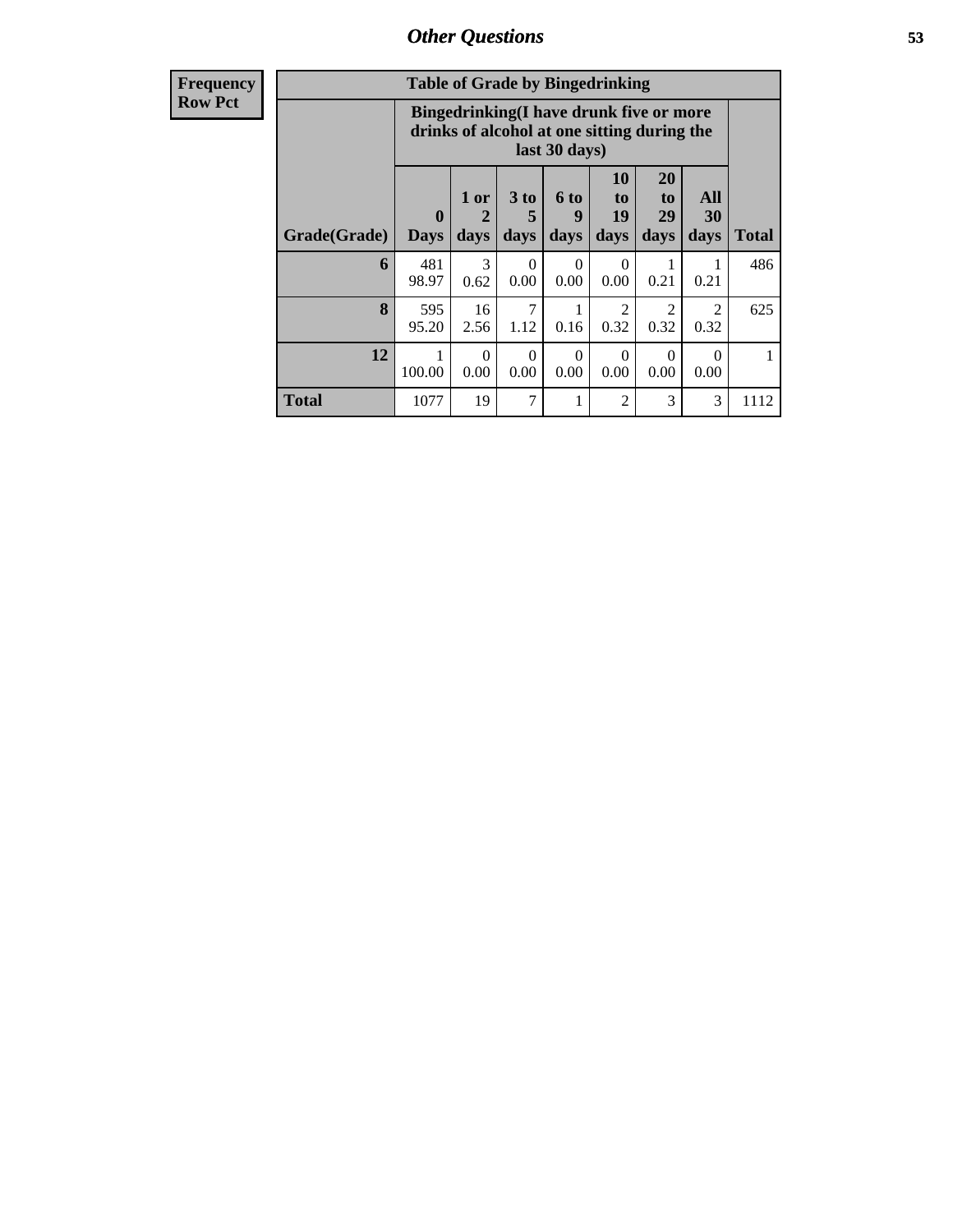## Other Questions

**Frequency**
**Row Pct**

| Table of Grade by Bingedrinking | | | | | | | | |
|---|---|---|---|---|---|---|---|---|
| | Bingedrinking(I have drunk five or more drinks of alcohol at one sitting during the last 30 days) | | | | | | | |
| Grade(Grade) | 0 Days | 1 or 2 days | 3 to 5 days | 6 to 9 days | 10 to 19 days | 20 to 29 days | All 30 days | Total |
| 6 | 481<br>98.97 | 3<br>0.62 | 0<br>0.00 | 0<br>0.00 | 0<br>0.00 | 1<br>0.21 | 1<br>0.21 | 486 |
| 8 | 595<br>95.20 | 16<br>2.56 | 7<br>1.12 | 1<br>0.16 | 2<br>0.32 | 2<br>0.32 | 2<br>0.32 | 625 |
| 12 | 1<br>100.00 | 0<br>0.00 | 0<br>0.00 | 0<br>0.00 | 0<br>0.00 | 0<br>0.00 | 0<br>0.00 | 1 |
| Total | 1077 | 19 | 7 | 1 | 2 | 3 | 3 | 1112 |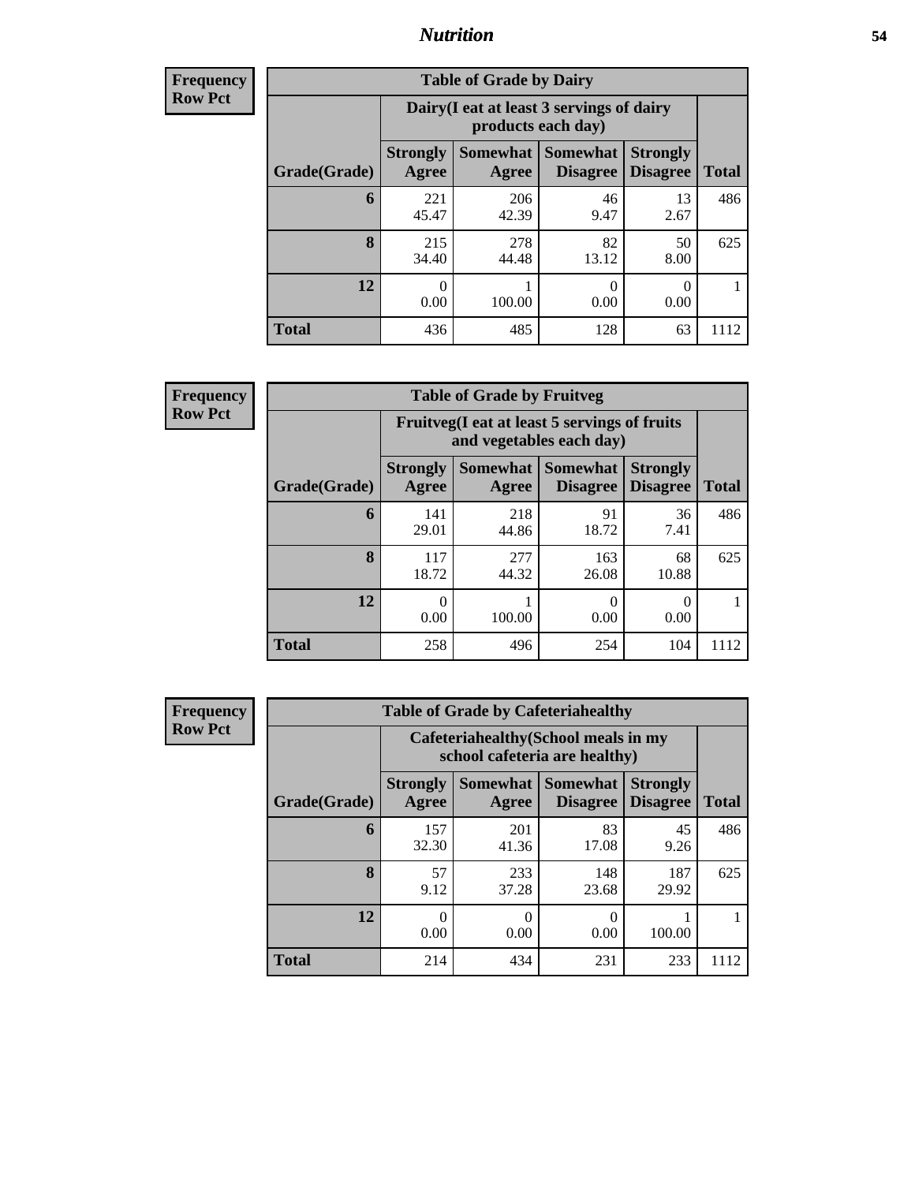# Nutrition

**Frequency**
**Row Pct**

| Table of Grade by Dairy | | | | | |
|---|---|---|---|---|---|
| | Dairy(I eat at least 3 servings of dairy products each day) | | | | |
| Grade(Grade) | Strongly Agree | Somewhat Agree | Somewhat Disagree | Strongly Disagree | Total |
| **6** | 221<br>45.47 | 206<br>42.39 | 46<br>9.47 | 13<br>2.67 | 486 |
| **8** | 215<br>34.40 | 278<br>44.48 | 82<br>13.12 | 50<br>8.00 | 625 |
| **12** | 0<br>0.00 | 1<br>100.00 | 0<br>0.00 | 0<br>0.00 | 1 |
| **Total** | 436 | 485 | 128 | 63 | 1112 |

**Frequency**
**Row Pct**

| Table of Grade by Fruitveg | | | | | |
|---|---|---|---|---|---|
| | Fruitveg(I eat at least 5 servings of fruits and vegetables each day) | | | | |
| Grade(Grade) | Strongly Agree | Somewhat Agree | Somewhat Disagree | Strongly Disagree | Total |
| **6** | 141<br>29.01 | 218<br>44.86 | 91<br>18.72 | 36<br>7.41 | 486 |
| **8** | 117<br>18.72 | 277<br>44.32 | 163<br>26.08 | 68<br>10.88 | 625 |
| **12** | 0<br>0.00 | 1<br>100.00 | 0<br>0.00 | 0<br>0.00 | 1 |
| **Total** | 258 | 496 | 254 | 104 | 1112 |

**Frequency**
**Row Pct**

| Table of Grade by Cafeteriahealthy | | | | | |
|---|---|---|---|---|---|
| | Cafeteriahealthy(School meals in my school cafeteria are healthy) | | | | |
| Grade(Grade) | Strongly Agree | Somewhat Agree | Somewhat Disagree | Strongly Disagree | Total |
| **6** | 157<br>32.30 | 201<br>41.36 | 83<br>17.08 | 45<br>9.26 | 486 |
| **8** | 57<br>9.12 | 233<br>37.28 | 148<br>23.68 | 187<br>29.92 | 625 |
| **12** | 0<br>0.00 | 0<br>0.00 | 0<br>0.00 | 1<br>100.00 | 1 |
| **Total** | 214 | 434 | 231 | 233 | 1112 |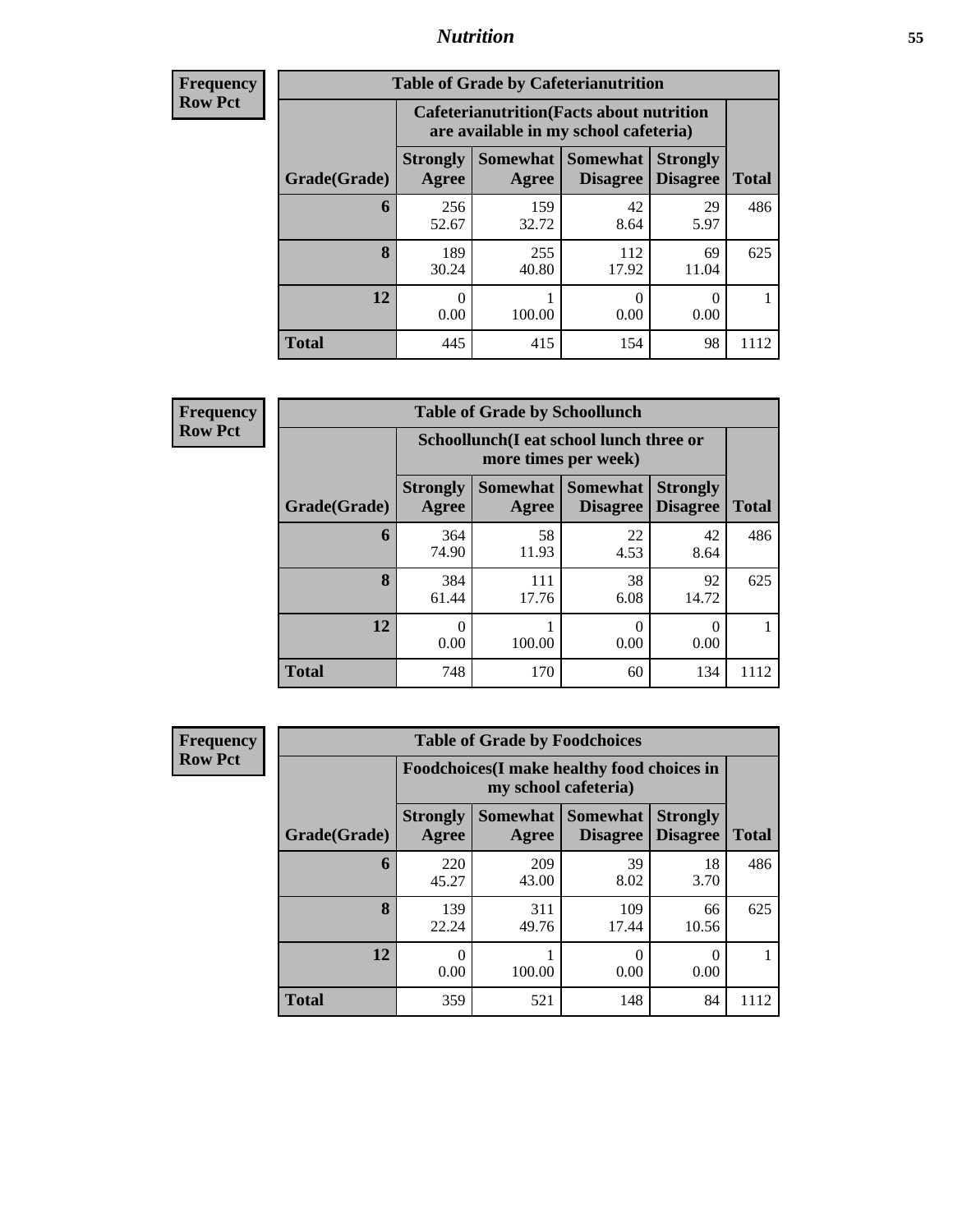| Frequency |
|---|
| Row Pct |

**Table of Grade by Cafeterianutrition**

| Grade(Grade) | Cafeterianutrition(Facts about nutrition are available in my school cafeteria) | | | | Total |
|---|---|---|---|---|---|
| | Strongly Agree | Somewhat Agree | Somewhat Disagree | Strongly Disagree | Total |
| 6 | 256<br>52.67 | 159<br>32.72 | 42<br>8.64 | 29<br>5.97 | 486 |
| 8 | 189<br>30.24 | 255<br>40.80 | 112<br>17.92 | 69<br>11.04 | 625 |
| 12 | 0<br>0.00 | 1<br>100.00 | 0<br>0.00 | 0<br>0.00 | 1 |
| Total | 445 | 415 | 154 | 98 | 1112 |

| Frequency |
|---|
| Row Pct |

**Table of Grade by Schoollunch**

| Grade(Grade) | Schoollunch(I eat school lunch three or more times per week) | | | | Total |
|---|---|---|---|---|---|
| | Strongly Agree | Somewhat Agree | Somewhat Disagree | Strongly Disagree | Total |
| 6 | 364<br>74.90 | 58<br>11.93 | 22<br>4.53 | 42<br>8.64 | 486 |
| 8 | 384<br>61.44 | 111<br>17.76 | 38<br>6.08 | 92<br>14.72 | 625 |
| 12 | 0<br>0.00 | 1<br>100.00 | 0<br>0.00 | 0<br>0.00 | 1 |
| Total | 748 | 170 | 60 | 134 | 1112 |

| Frequency |
|---|
| Row Pct |

**Table of Grade by Foodchoices**

| Grade(Grade) | Foodchoices(I make healthy food choices in my school cafeteria) | | | | Total |
|---|---|---|---|---|---|
| | Strongly Agree | Somewhat Agree | Somewhat Disagree | Strongly Disagree | Total |
| 6 | 220<br>45.27 | 209<br>43.00 | 39<br>8.02 | 18<br>3.70 | 486 |
| 8 | 139<br>22.24 | 311<br>49.76 | 109<br>17.44 | 66<br>10.56 | 625 |
| 12 | 0<br>0.00 | 1<br>100.00 | 0<br>0.00 | 0<br>0.00 | 1 |
| Total | 359 | 521 | 148 | 84 | 1112 |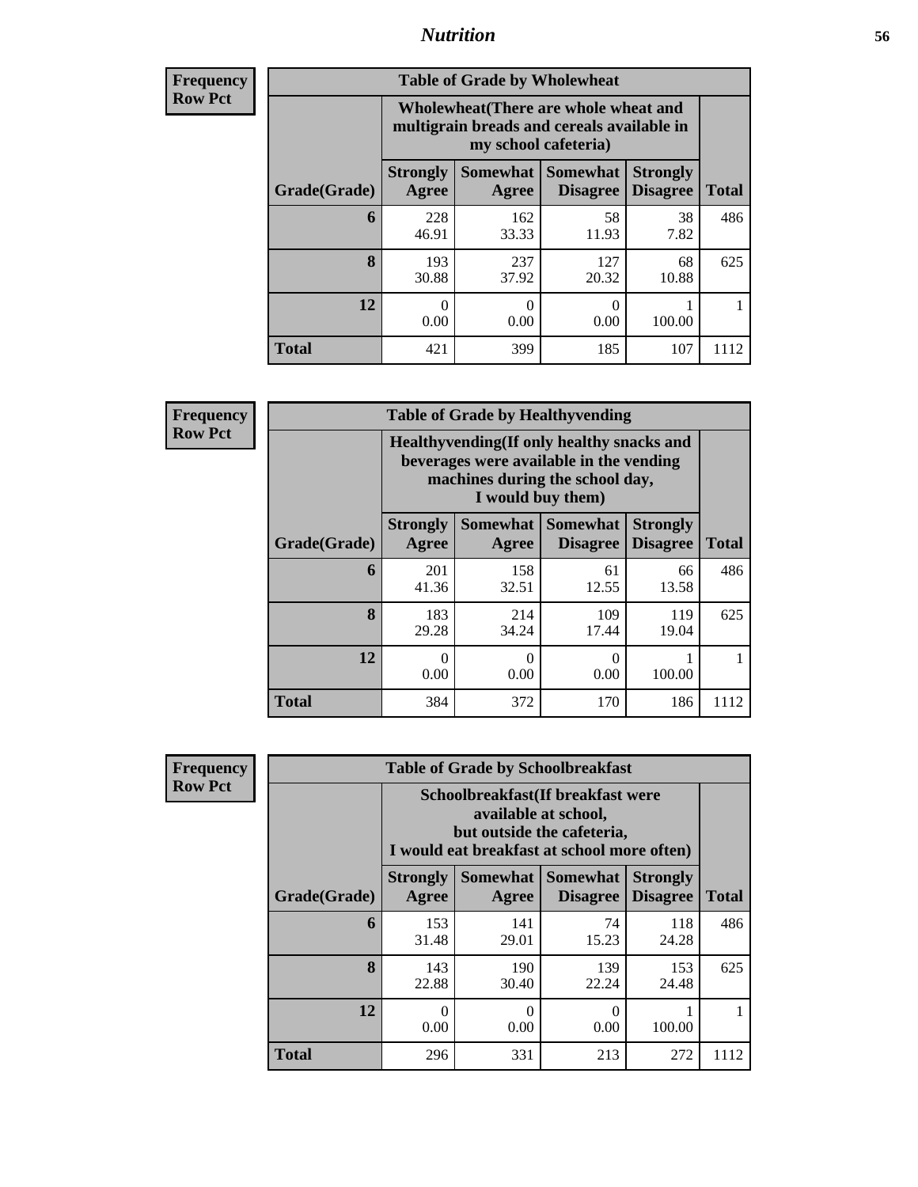**Frequency Row Pct**

| Table of Grade by Wholewheat | | | | | |
|---|---|---|---|---|---|
| | Wholewheat(There are whole wheat and multigrain breads and cereals available in my school cafeteria) | | | | |
| Grade(Grade) | Strongly Agree | Somewhat Agree | Somewhat Disagree | Strongly Disagree | Total |
| 6 | 228<br>46.91 | 162<br>33.33 | 58<br>11.93 | 38<br>7.82 | 486 |
| 8 | 193<br>30.88 | 237<br>37.92 | 127<br>20.32 | 68<br>10.88 | 625 |
| 12 | 0<br>0.00 | 0<br>0.00 | 0<br>0.00 | 1<br>100.00 | 1 |
| Total | 421 | 399 | 185 | 107 | 1112 |

**Frequency Row Pct**

| Table of Grade by Healthyvending | | | | | |
|---|---|---|---|---|---|
| | Healthyvending(If only healthy snacks and beverages were available in the vending machines during the school day, I would buy them) | | | | |
| Grade(Grade) | Strongly Agree | Somewhat Agree | Somewhat Disagree | Strongly Disagree | Total |
| 6 | 201<br>41.36 | 158<br>32.51 | 61<br>12.55 | 66<br>13.58 | 486 |
| 8 | 183<br>29.28 | 214<br>34.24 | 109<br>17.44 | 119<br>19.04 | 625 |
| 12 | 0<br>0.00 | 0<br>0.00 | 0<br>0.00 | 1<br>100.00 | 1 |
| Total | 384 | 372 | 170 | 186 | 1112 |

**Frequency Row Pct**

| Table of Grade by Schoolbreakfast | | | | | |
|---|---|---|---|---|---|
| | Schoolbreakfast(If breakfast were available at school, but outside the cafeteria, I would eat breakfast at school more often) | | | | |
| Grade(Grade) | Strongly Agree | Somewhat Agree | Somewhat Disagree | Strongly Disagree | Total |
| 6 | 153<br>31.48 | 141<br>29.01 | 74<br>15.23 | 118<br>24.28 | 486 |
| 8 | 143<br>22.88 | 190<br>30.40 | 139<br>22.24 | 153<br>24.48 | 625 |
| 12 | 0<br>0.00 | 0<br>0.00 | 0<br>0.00 | 1<br>100.00 | 1 |
| Total | 296 | 331 | 213 | 272 | 1112 |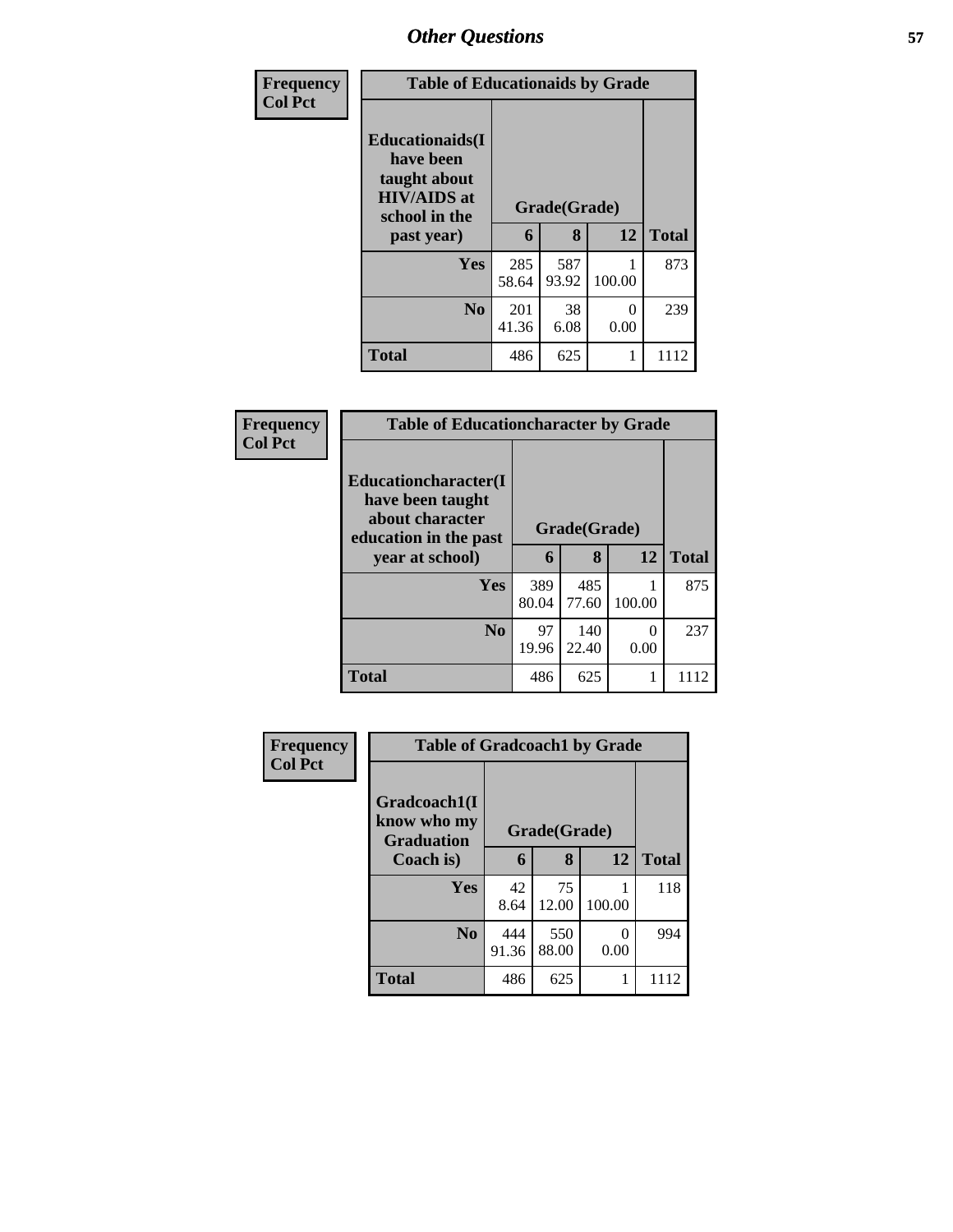## Other Questions

| Frequency<br>Col Pct | Table of Educationaids by Grade | | | |
|---|---|---|---|---|
| Educationaids(I have been taught about HIV/AIDS at school in the past year) | Grade(Grade) | | | |
| | 6 | 8 | 12 | Total |
| Yes | 285<br>58.64 | 587<br>93.92 | 1<br>100.00 | 873 |
| No | 201<br>41.36 | 38<br>6.08 | 0<br>0.00 | 239 |
| Total | 486 | 625 | 1 | 1112 |

| Frequency<br>Col Pct | Table of Educationcharacter by Grade | | | |
|---|---|---|---|---|
| Educationcharacter(I have been taught about character education in the past year at school) | Grade(Grade) | | | |
| | 6 | 8 | 12 | Total |
| Yes | 389<br>80.04 | 485<br>77.60 | 1<br>100.00 | 875 |
| No | 97<br>19.96 | 140<br>22.40 | 0<br>0.00 | 237 |
| Total | 486 | 625 | 1 | 1112 |

| Frequency<br>Col Pct | Table of Gradcoach1 by Grade | | | |
|---|---|---|---|---|
| Gradcoach1(I know who my Graduation Coach is) | Grade(Grade) | | | |
| | 6 | 8 | 12 | Total |
| Yes | 42<br>8.64 | 75<br>12.00 | 1<br>100.00 | 118 |
| No | 444<br>91.36 | 550<br>88.00 | 0<br>0.00 | 994 |
| Total | 486 | 625 | 1 | 1112 |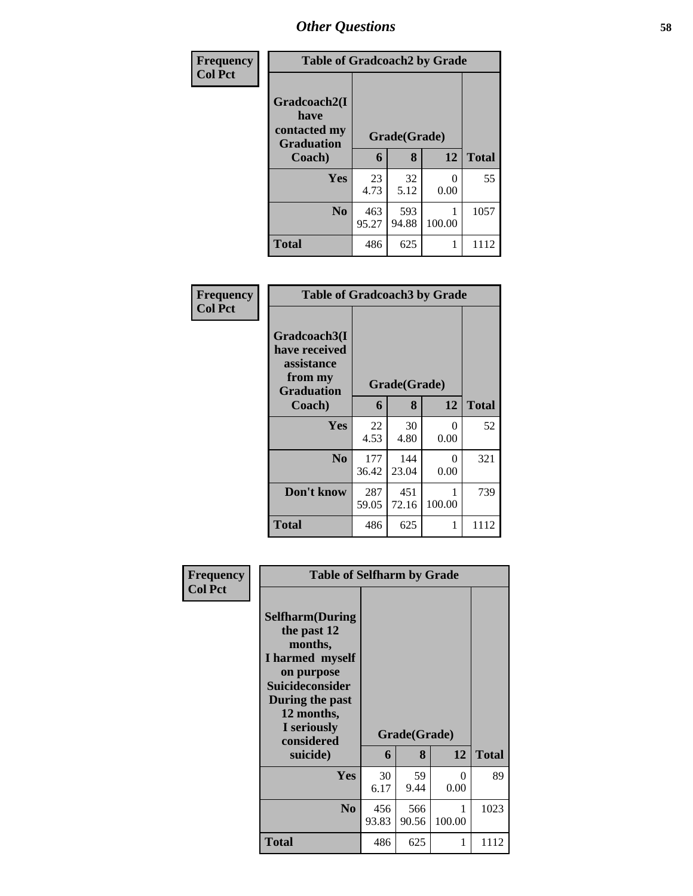| Frequency Col Pct | Table of Gradcoach2 by Grade | | | |
|---|---|---|---|---|
| Gradcoach2(I have contacted my Graduation Coach) | Grade(Grade) | | | |
| | 6 | 8 | 12 | Total |
| Yes | 23<br>4.73 | 32<br>5.12 | 0<br>0.00 | 55 |
| No | 463<br>95.27 | 593<br>94.88 | 1<br>100.00 | 1057 |
| Total | 486 | 625 | 1 | 1112 |

| Frequency Col Pct | Table of Gradcoach3 by Grade | | | |
|---|---|---|---|---|
| Gradcoach3(I have received assistance from my Graduation Coach) | Grade(Grade) | | | |
| | 6 | 8 | 12 | Total |
| Yes | 22<br>4.53 | 30<br>4.80 | 0<br>0.00 | 52 |
| No | 177<br>36.42 | 144<br>23.04 | 0<br>0.00 | 321 |
| Don't know | 287<br>59.05 | 451<br>72.16 | 1<br>100.00 | 739 |
| Total | 486 | 625 | 1 | 1112 |

| Frequency Col Pct | Table of Selfharm by Grade | | | |
|---|---|---|---|---|
| Selfharm(During the past 12 months, I harmed myself on purpose Suicideconsider During the past 12 months, I seriously considered suicide) | Grade(Grade) | | | |
| | 6 | 8 | 12 | Total |
| Yes | 30<br>6.17 | 59<br>9.44 | 0<br>0.00 | 89 |
| No | 456<br>93.83 | 566<br>90.56 | 1<br>100.00 | 1023 |
| Total | 486 | 625 | 1 | 1112 |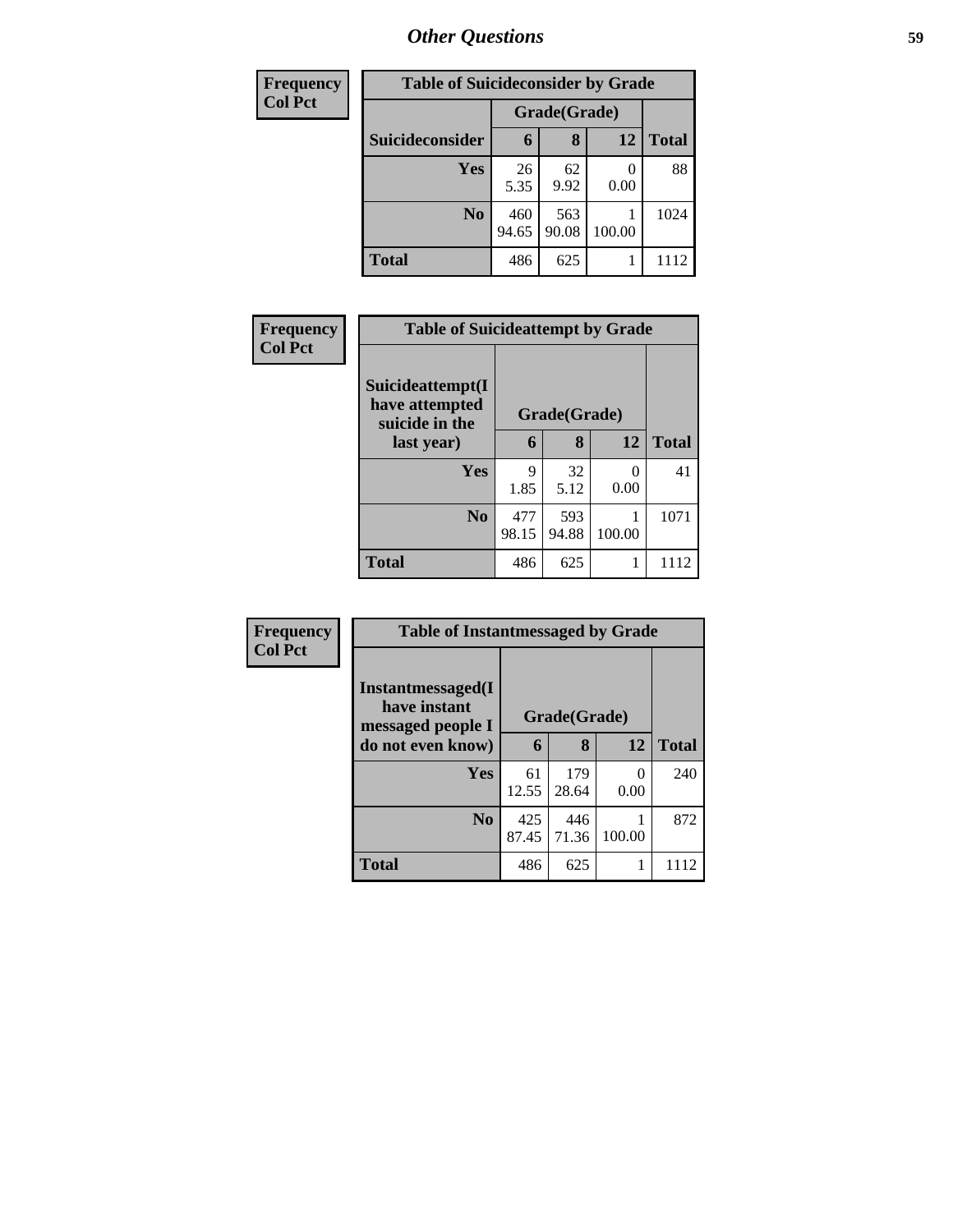| Frequency<br>Col Pct |
|---|

| Table of Suicideconsider by Grade | | | | |
|---|---|---|---|---|
| | Grade(Grade) | | | |
| Suicideconsider | 6 | 8 | 12 | Total |
| Yes | 26<br>5.35 | 62<br>9.92 | 0<br>0.00 | 88 |
| No | 460<br>94.65 | 563<br>90.08 | 1<br>100.00 | 1024 |
| Total | 486 | 625 | 1 | 1112 |

| Frequency<br>Col Pct |
|---|

| Table of Suicideattempt by Grade | | | | |
|---|---|---|---|---|
| Suicideattempt(I have attempted suicide in the last year) | Grade(Grade) | | | |
| | 6 | 8 | 12 | Total |
| Yes | 9<br>1.85 | 32<br>5.12 | 0<br>0.00 | 41 |
| No | 477<br>98.15 | 593<br>94.88 | 1<br>100.00 | 1071 |
| Total | 486 | 625 | 1 | 1112 |

| Frequency<br>Col Pct |
|---|

| Table of Instantmessaged by Grade | | | | |
|---|---|---|---|---|
| Instantmessaged(I have instant messaged people I do not even know) | Grade(Grade) | | | |
| | 6 | 8 | 12 | Total |
| Yes | 61<br>12.55 | 179<br>28.64 | 0<br>0.00 | 240 |
| No | 425<br>87.45 | 446<br>71.36 | 1<br>100.00 | 872 |
| Total | 486 | 625 | 1 | 1112 |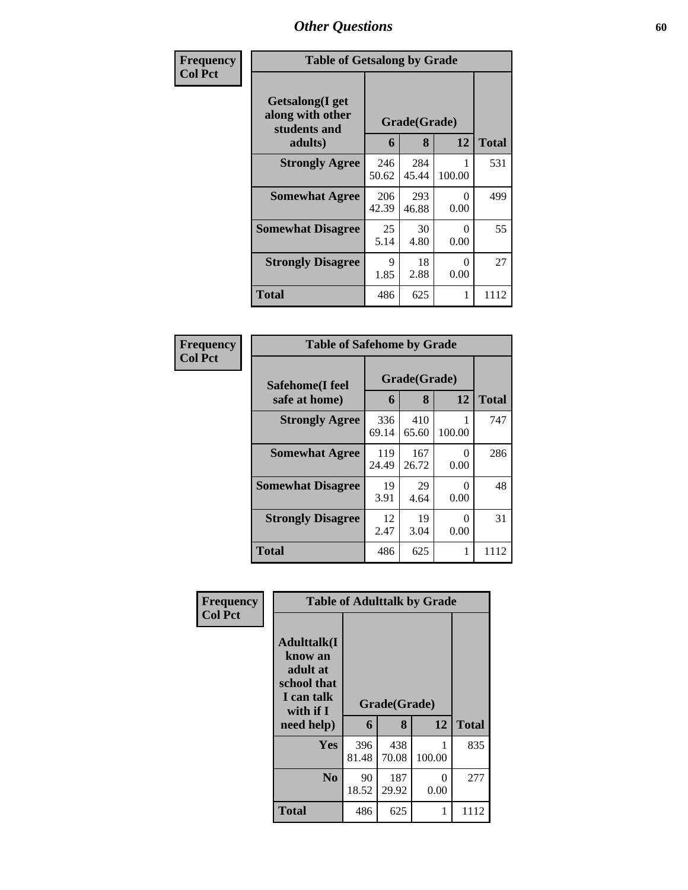| Frequency<br>Col Pct | Table of Getsalong by Grade | | | |
|---|---|---|---|---|
| Getsalong(I get along with other students and adults) | Grade(Grade) | | | Total |
| | 6 | 8 | 12 | |
| Strongly Agree | 246<br>50.62 | 284<br>45.44 | 1<br>100.00 | 531 |
| Somewhat Agree | 206<br>42.39 | 293<br>46.88 | 0<br>0.00 | 499 |
| Somewhat Disagree | 25<br>5.14 | 30<br>4.80 | 0<br>0.00 | 55 |
| Strongly Disagree | 9<br>1.85 | 18<br>2.88 | 0<br>0.00 | 27 |
| Total | 486 | 625 | 1 | 1112 |

| Frequency<br>Col Pct | Table of Safehome by Grade | | | |
|---|---|---|---|---|
| Safehome(I feel safe at home) | Grade(Grade) | | | Total |
| | 6 | 8 | 12 | |
| Strongly Agree | 336<br>69.14 | 410<br>65.60 | 1<br>100.00 | 747 |
| Somewhat Agree | 119<br>24.49 | 167<br>26.72 | 0<br>0.00 | 286 |
| Somewhat Disagree | 19<br>3.91 | 29<br>4.64 | 0<br>0.00 | 48 |
| Strongly Disagree | 12<br>2.47 | 19<br>3.04 | 0<br>0.00 | 31 |
| Total | 486 | 625 | 1 | 1112 |

| Frequency<br>Col Pct | Table of Adulttalk by Grade | | | |
|---|---|---|---|---|
| Adulttalk(I know an adult at school that I can talk with if I need help) | Grade(Grade) | | | Total |
| | 6 | 8 | 12 | |
| Yes | 396<br>81.48 | 438<br>70.08 | 1<br>100.00 | 835 |
| No | 90<br>18.52 | 187<br>29.92 | 0<br>0.00 | 277 |
| Total | 486 | 625 | 1 | 1112 |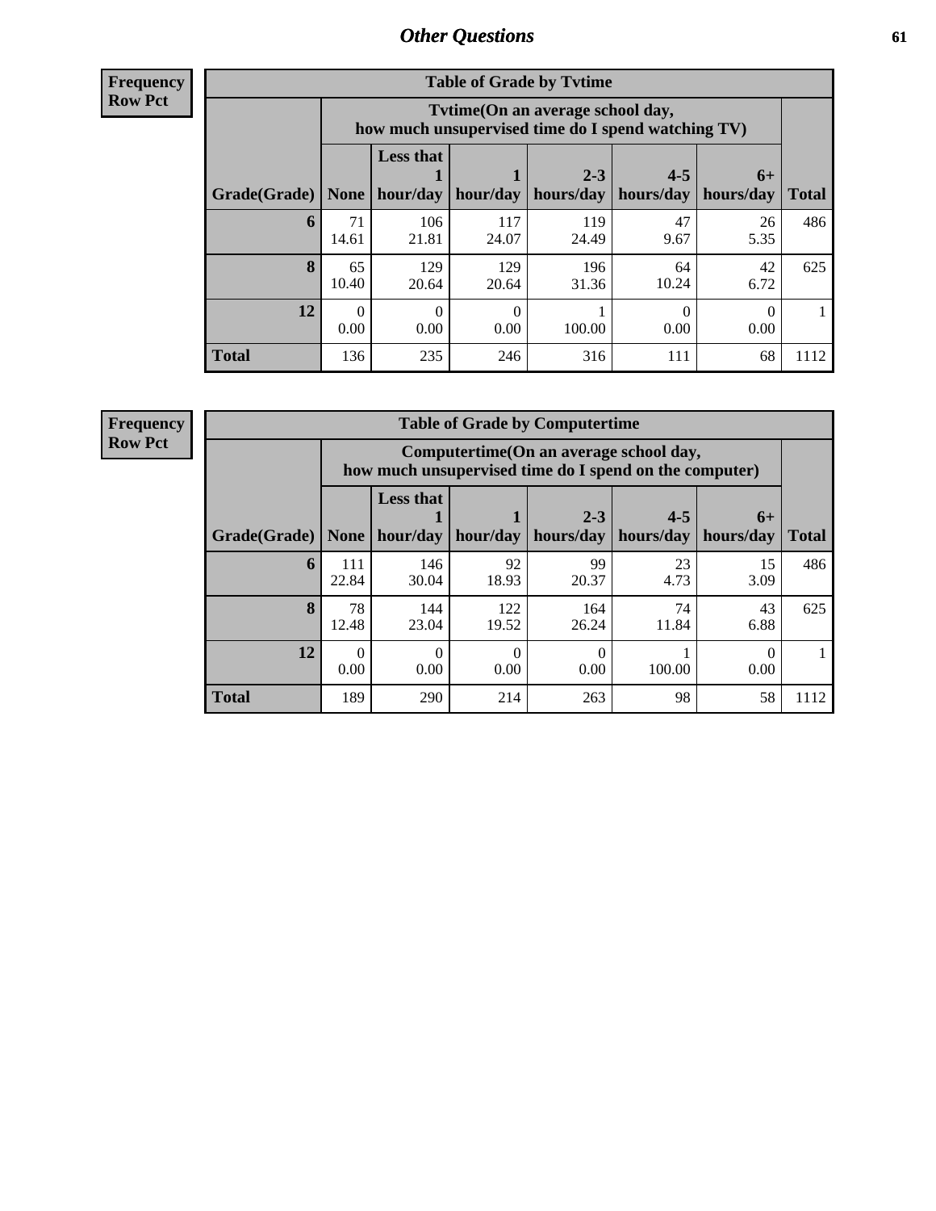# Other Questions

**Frequency**
**Row Pct**

| Table of Grade by Tvtime | | | | | | | |
|---|---|---|---|---|---|---|---|
| | Tvtime(On an average school day, how much unsupervised time do I spend watching TV) | | | | | | |
| Grade(Grade) | None | Less that 1 hour/day | 1 hour/day | 2-3 hours/day | 4-5 hours/day | 6+ hours/day | Total |
| **6** | 71<br>14.61 | 106<br>21.81 | 117<br>24.07 | 119<br>24.49 | 47<br>9.67 | 26<br>5.35 | 486 |
| **8** | 65<br>10.40 | 129<br>20.64 | 129<br>20.64 | 196<br>31.36 | 64<br>10.24 | 42<br>6.72 | 625 |
| **12** | 0<br>0.00 | 0<br>0.00 | 0<br>0.00 | 1<br>100.00 | 0<br>0.00 | 0<br>0.00 | 1 |
| **Total** | 136 | 235 | 246 | 316 | 111 | 68 | 1112 |

**Frequency**
**Row Pct**

| Table of Grade by Computertime | | | | | | | |
|---|---|---|---|---|---|---|---|
| | Computertime(On an average school day, how much unsupervised time do I spend on the computer) | | | | | | |
| Grade(Grade) | None | Less that 1 hour/day | 1 hour/day | 2-3 hours/day | 4-5 hours/day | 6+ hours/day | Total |
| **6** | 111<br>22.84 | 146<br>30.04 | 92<br>18.93 | 99<br>20.37 | 23<br>4.73 | 15<br>3.09 | 486 |
| **8** | 78<br>12.48 | 144<br>23.04 | 122<br>19.52 | 164<br>26.24 | 74<br>11.84 | 43<br>6.88 | 625 |
| **12** | 0<br>0.00 | 0<br>0.00 | 0<br>0.00 | 0<br>0.00 | 1<br>100.00 | 0<br>0.00 | 1 |
| **Total** | 189 | 290 | 214 | 263 | 98 | 58 | 1112 |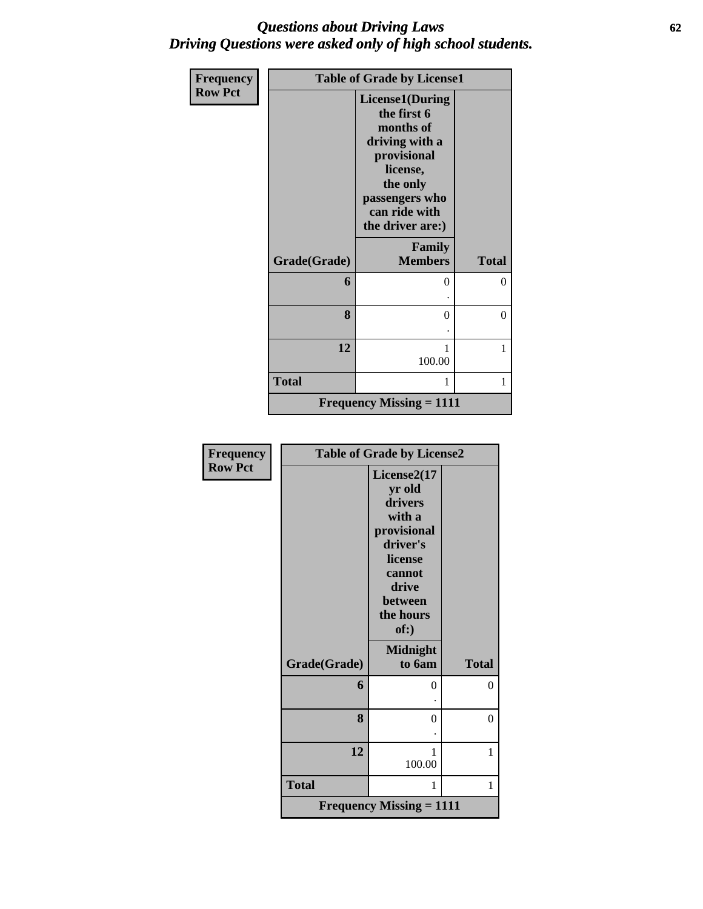## *Questions about Driving Laws*
## *Driving Questions were asked only of high school students.*

| Frequency Row Pct | Table of Grade by License1 | |
|---|---|---|
| | License1(During the first 6 months of driving with a provisional license, the only passengers who can ride with the driver are:) | |
| Grade(Grade) | Family Members | Total |
| 6 | 0<br>. | 0 |
| 8 | 0<br>. | 0 |
| 12 | 1<br>100.00 | 1 |
| Total | 1 | 1 |
| Frequency Missing = 1111 | | |

| Frequency Row Pct | Table of Grade by License2 | |
|---|---|---|
| | License2(17 yr old drivers with a provisional driver's license cannot drive between the hours of:) | |
| Grade(Grade) | Midnight to 6am | Total |
| 6 | 0<br>. | 0 |
| 8 | 0<br>. | 0 |
| 12 | 1<br>100.00 | 1 |
| Total | 1 | 1 |
| Frequency Missing = 1111 | | |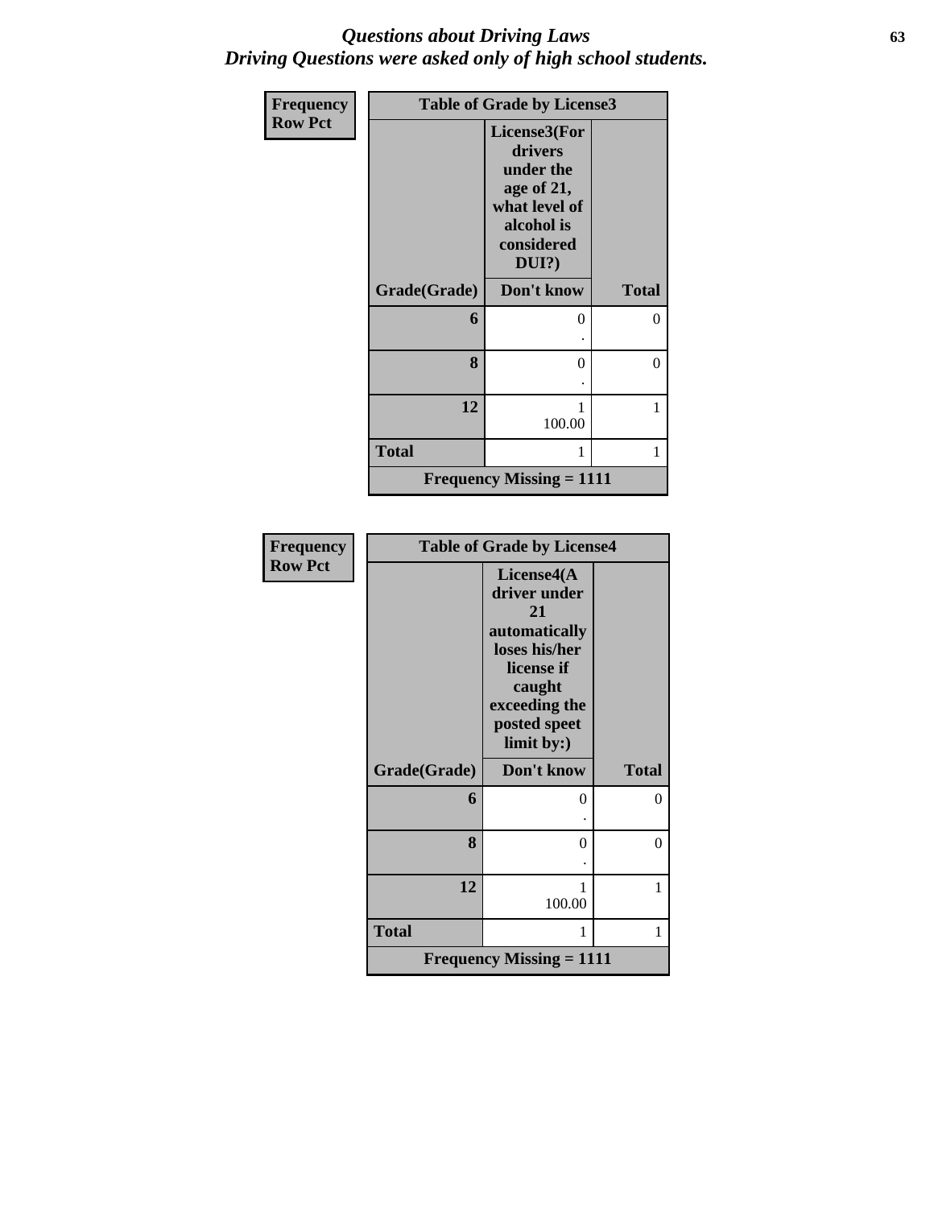# Questions about Driving Laws
## Driving Questions were asked only of high school students.

**Frequency**
**Row Pct**

| Table of Grade by License3 | | |
|---|---|---|
| | License3(For drivers under the age of 21, what level of alcohol is considered DUI?) | |
| Grade(Grade) | Don't know | Total |
| 6 | 0<br>. | 0 |
| 8 | 0<br>. | 0 |
| 12 | 1<br>100.00 | 1 |
| Total | 1 | 1 |
| Frequency Missing = 1111 | | |

**Frequency**
**Row Pct**

| Table of Grade by License4 | | |
|---|---|---|
| | License4(A driver under 21 automatically loses his/her license if caught exceeding the posted speet limit by:) | |
| Grade(Grade) | Don't know | Total |
| 6 | 0<br>. | 0 |
| 8 | 0<br>. | 0 |
| 12 | 1<br>100.00 | 1 |
| Total | 1 | 1 |
| Frequency Missing = 1111 | | |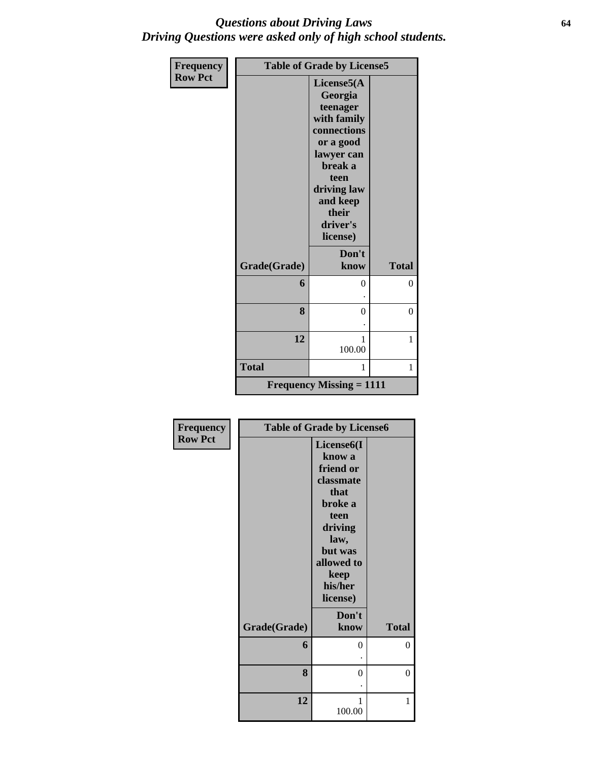# *Questions about Driving Laws*
# *Driving Questions were asked only of high school students.*

**Frequency**
**Row Pct**

| Table of Grade by License5 | | |
|---|---|---|
| | **License5(A Georgia teenager with family connections or a good lawyer can break a teen driving law and keep their driver's license)** | |
| **Grade(Grade)** | **Don't know** | **Total** |
| **6** | 0<br>. | 0 |
| **8** | 0<br>. | 0 |
| **12** | 1<br>100.00 | 1 |
| **Total** | 1 | 1 |
| **Frequency Missing = 1111** | | |

**Frequency**
**Row Pct**

| Table of Grade by License6 | | |
|---|---|---|
| | **License6(I know a friend or classmate that broke a teen driving law, but was allowed to keep his/her license)** | |
| **Grade(Grade)** | **Don't know** | **Total** |
| **6** | 0<br>. | 0 |
| **8** | 0<br>. | 0 |
| **12** | 1<br>100.00 | 1 |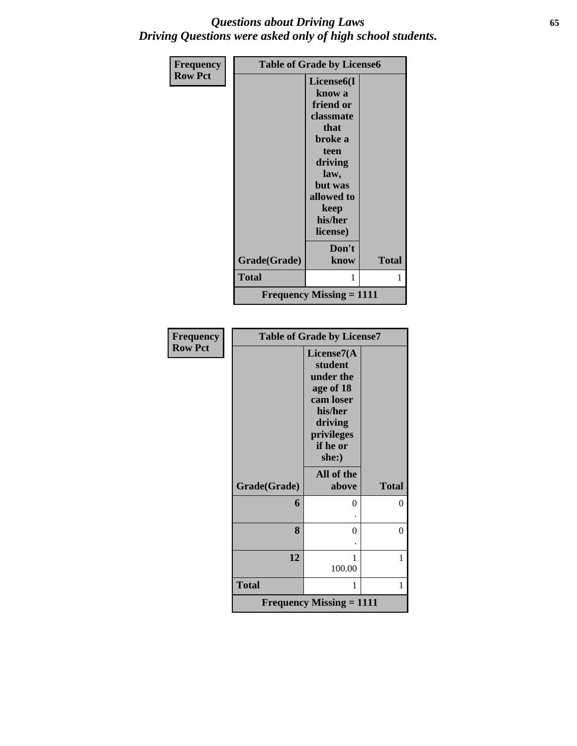# Questions about Driving Laws
## Driving Questions were asked only of high school students.

| Frequency<br>Row Pct | Table of Grade by License6 | |
|---|---|---|
| | License6(I know a friend or classmate that broke a teen driving law, but was allowed to keep his/her license) | |
| Grade(Grade) | Don't know | Total |
| Total | 1 | 1 |
| Frequency Missing = 1111 | | |

| Frequency<br>Row Pct | Table of Grade by License7 | |
|---|---|---|
| | License7(A student under the age of 18 cam loser his/her driving privileges if he or she:) | |
| Grade(Grade) | All of the above | Total |
| 6 | 0<br>. | 0 |
| 8 | 0<br>. | 0 |
| 12 | 1<br>100.00 | 1 |
| Total | 1 | 1 |
| Frequency Missing = 1111 | | |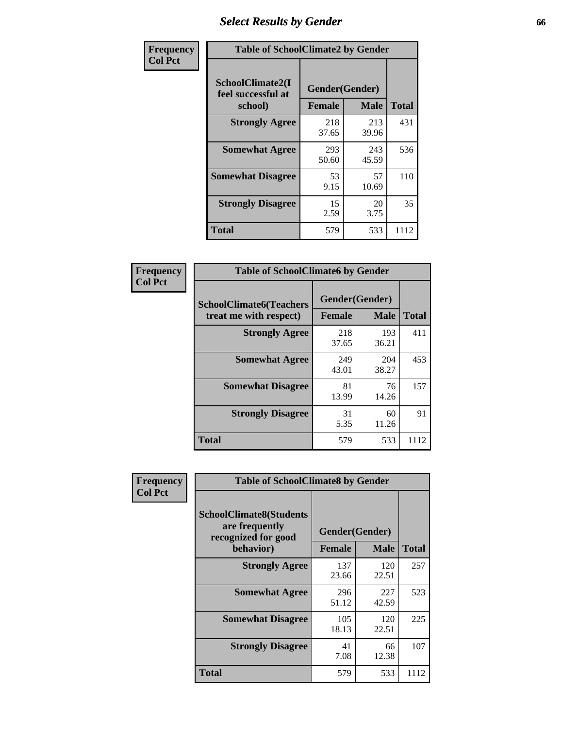# Select Results by Gender

**Frequency / Col Pct**

| SchoolClimate2(I feel successful at school) | Gender(Gender) Female | Male | Total |
|---|---|---|---|
| Strongly Agree | 218<br>37.65 | 213<br>39.96 | 431 |
| Somewhat Agree | 293<br>50.60 | 243<br>45.59 | 536 |
| Somewhat Disagree | 53<br>9.15 | 57<br>10.69 | 110 |
| Strongly Disagree | 15<br>2.59 | 20<br>3.75 | 35 |
| Total | 579 | 533 | 1112 |

Table of SchoolClimate2 by Gender

**Frequency / Col Pct**

| SchoolClimate6(Teachers treat me with respect) | Gender(Gender) Female | Male | Total |
|---|---|---|---|
| Strongly Agree | 218<br>37.65 | 193<br>36.21 | 411 |
| Somewhat Agree | 249<br>43.01 | 204<br>38.27 | 453 |
| Somewhat Disagree | 81<br>13.99 | 76<br>14.26 | 157 |
| Strongly Disagree | 31<br>5.35 | 60<br>11.26 | 91 |
| Total | 579 | 533 | 1112 |

Table of SchoolClimate6 by Gender

**Frequency / Col Pct**

| SchoolClimate8(Students are frequently recognized for good behavior) | Gender(Gender) Female | Male | Total |
|---|---|---|---|
| Strongly Agree | 137<br>23.66 | 120<br>22.51 | 257 |
| Somewhat Agree | 296<br>51.12 | 227<br>42.59 | 523 |
| Somewhat Disagree | 105<br>18.13 | 120<br>22.51 | 225 |
| Strongly Disagree | 41<br>7.08 | 66<br>12.38 | 107 |
| Total | 579 | 533 | 1112 |

Table of SchoolClimate8 by Gender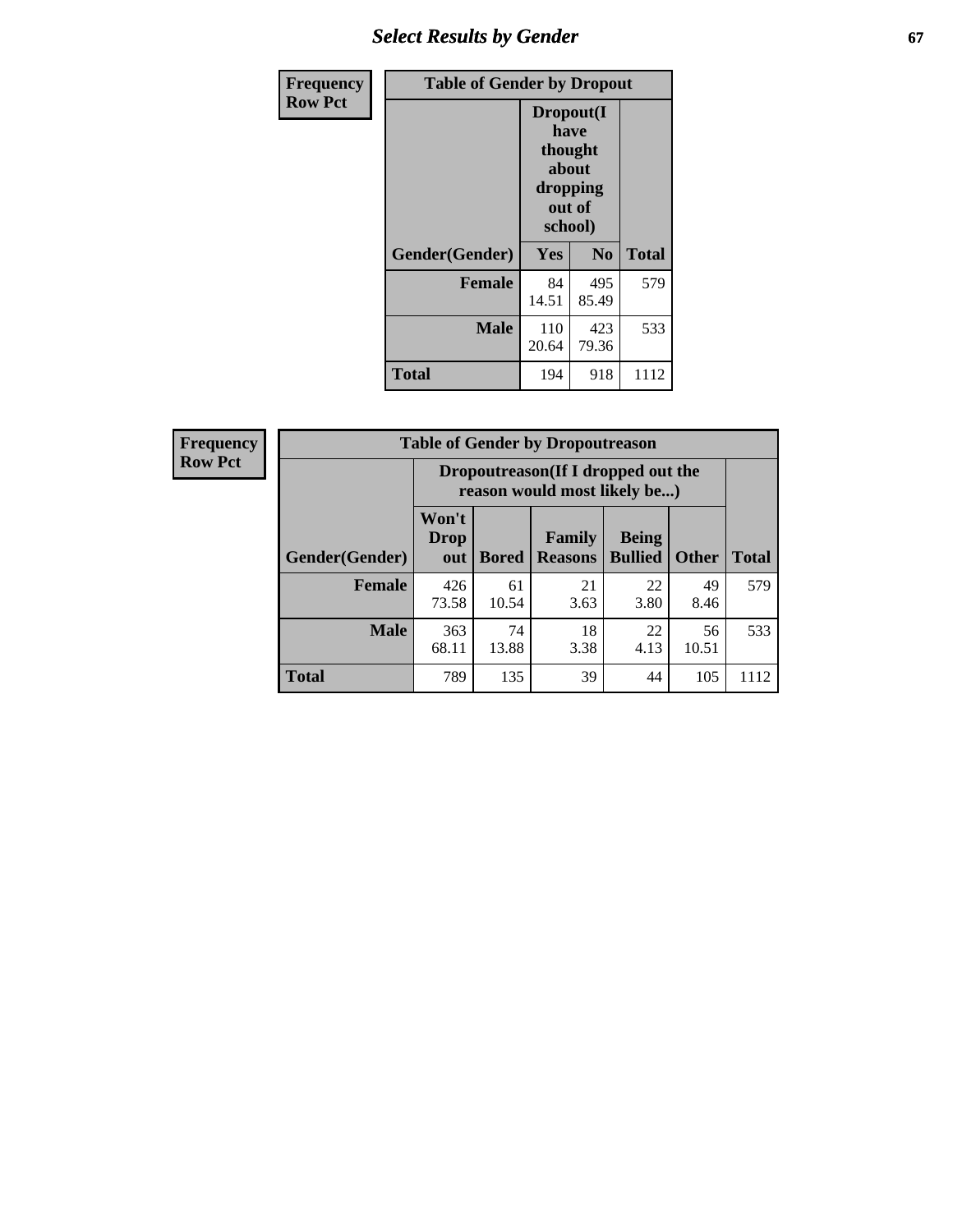# Select Results by Gender

**Frequency**
**Row Pct**

| Table of Gender by Dropout | | | |
|---|---|---|---|
| | Dropout(I have thought about dropping out of school) | | |
| Gender(Gender) | Yes | No | Total |
| **Female** | 84<br>14.51 | 495<br>85.49 | 579 |
| **Male** | 110<br>20.64 | 423<br>79.36 | 533 |
| **Total** | 194 | 918 | 1112 |

**Frequency**
**Row Pct**

| Table of Gender by Dropoutreason | | | | | | |
|---|---|---|---|---|---|---|
| | Dropoutreason(If I dropped out the reason would most likely be...) | | | | | |
| Gender(Gender) | Won't Drop out | Bored | Family Reasons | Being Bullied | Other | Total |
| **Female** | 426<br>73.58 | 61<br>10.54 | 21<br>3.63 | 22<br>3.80 | 49<br>8.46 | 579 |
| **Male** | 363<br>68.11 | 74<br>13.88 | 18<br>3.38 | 22<br>4.13 | 56<br>10.51 | 533 |
| **Total** | 789 | 135 | 39 | 44 | 105 | 1112 |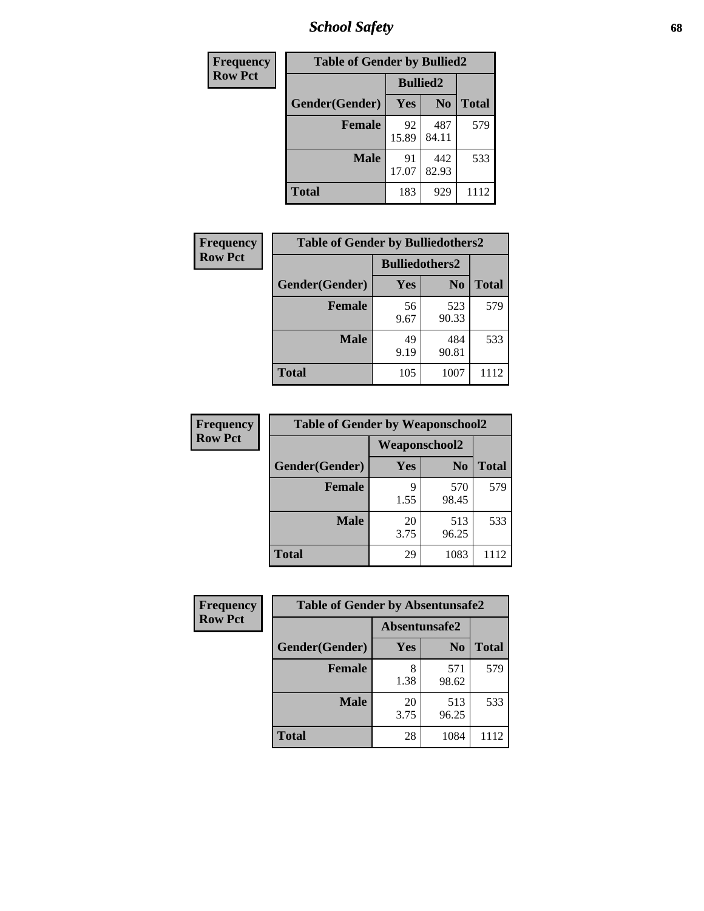| Frequency<br>Row Pct |
|---|

**Table of Gender by Bullied2**

| Gender(Gender) | Bullied2 Yes | Bullied2 No | Total |
|---|---|---|---|
| **Female** | 92<br>15.89 | 487<br>84.11 | 579 |
| **Male** | 91<br>17.07 | 442<br>82.93 | 533 |
| **Total** | 183 | 929 | 1112 |

| Frequency<br>Row Pct |
|---|

**Table of Gender by Bulliedothers2**

| Gender(Gender) | Bulliedothers2 Yes | Bulliedothers2 No | Total |
|---|---|---|---|
| **Female** | 56<br>9.67 | 523<br>90.33 | 579 |
| **Male** | 49<br>9.19 | 484<br>90.81 | 533 |
| **Total** | 105 | 1007 | 1112 |

| Frequency<br>Row Pct |
|---|

**Table of Gender by Weaponschool2**

| Gender(Gender) | Weaponschool2 Yes | Weaponschool2 No | Total |
|---|---|---|---|
| **Female** | 9<br>1.55 | 570<br>98.45 | 579 |
| **Male** | 20<br>3.75 | 513<br>96.25 | 533 |
| **Total** | 29 | 1083 | 1112 |

| Frequency<br>Row Pct |
|---|

**Table of Gender by Absentunsafe2**

| Gender(Gender) | Absentunsafe2 Yes | Absentunsafe2 No | Total |
|---|---|---|---|
| **Female** | 8<br>1.38 | 571<br>98.62 | 579 |
| **Male** | 20<br>3.75 | 513<br>96.25 | 533 |
| **Total** | 28 | 1084 | 1112 |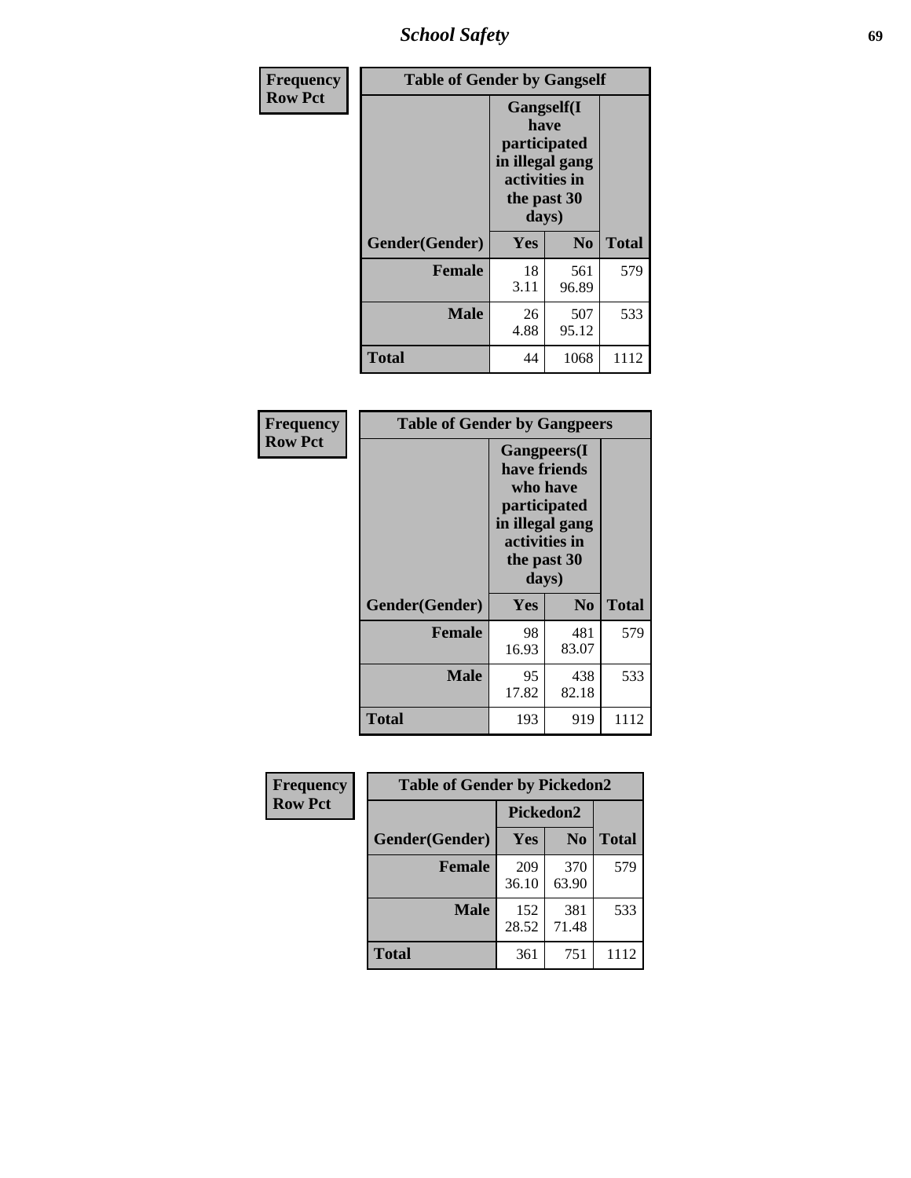| Frequency Row Pct | Table of Gender by Gangself | | |
|---|---|---|---|
| | Gangself(I have participated in illegal gang activities in the past 30 days) | | |
| Gender(Gender) | Yes | No | Total |
| Female | 18<br>3.11 | 561<br>96.89 | 579 |
| Male | 26<br>4.88 | 507<br>95.12 | 533 |
| Total | 44 | 1068 | 1112 |

| Frequency Row Pct | Table of Gender by Gangpeers | | |
|---|---|---|---|
| | Gangpeers(I have friends who have participated in illegal gang activities in the past 30 days) | | |
| Gender(Gender) | Yes | No | Total |
| Female | 98<br>16.93 | 481<br>83.07 | 579 |
| Male | 95<br>17.82 | 438<br>82.18 | 533 |
| Total | 193 | 919 | 1112 |

| Frequency Row Pct | Table of Gender by Pickedon2 | | |
|---|---|---|---|
| | Pickedon2 | | |
| Gender(Gender) | Yes | No | Total |
| Female | 209<br>36.10 | 370<br>63.90 | 579 |
| Male | 152<br>28.52 | 381<br>71.48 | 533 |
| Total | 361 | 751 | 1112 |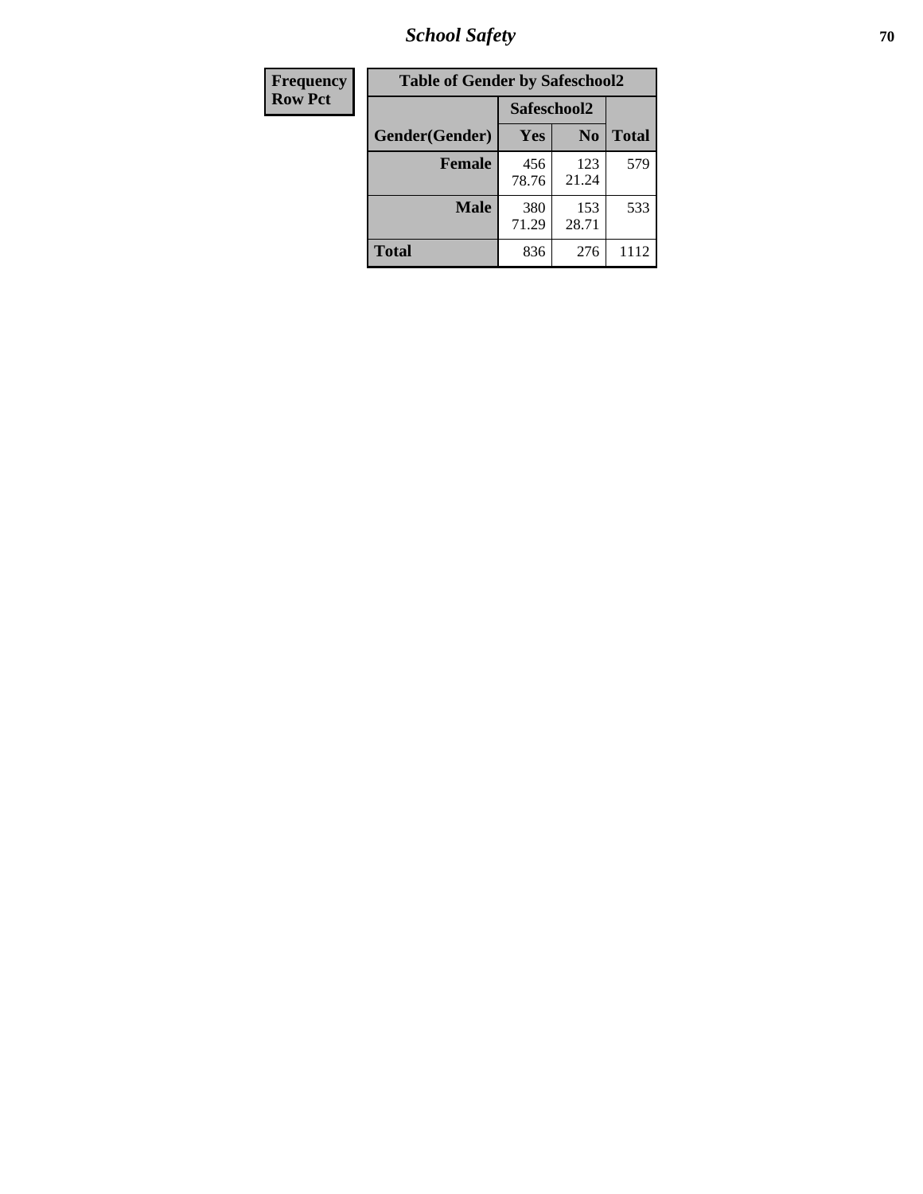| Frequency<br>Row Pct | Table of Gender by Safeschool2 | | | |
|---|---|---|---|---|
| | | Safeschool2 | | |
| | Gender(Gender) | Yes | No | Total |
| | **Female** | 456<br>78.76 | 123<br>21.24 | 579 |
| | **Male** | 380<br>71.29 | 153<br>28.71 | 533 |
| | **Total** | 836 | 276 | 1112 |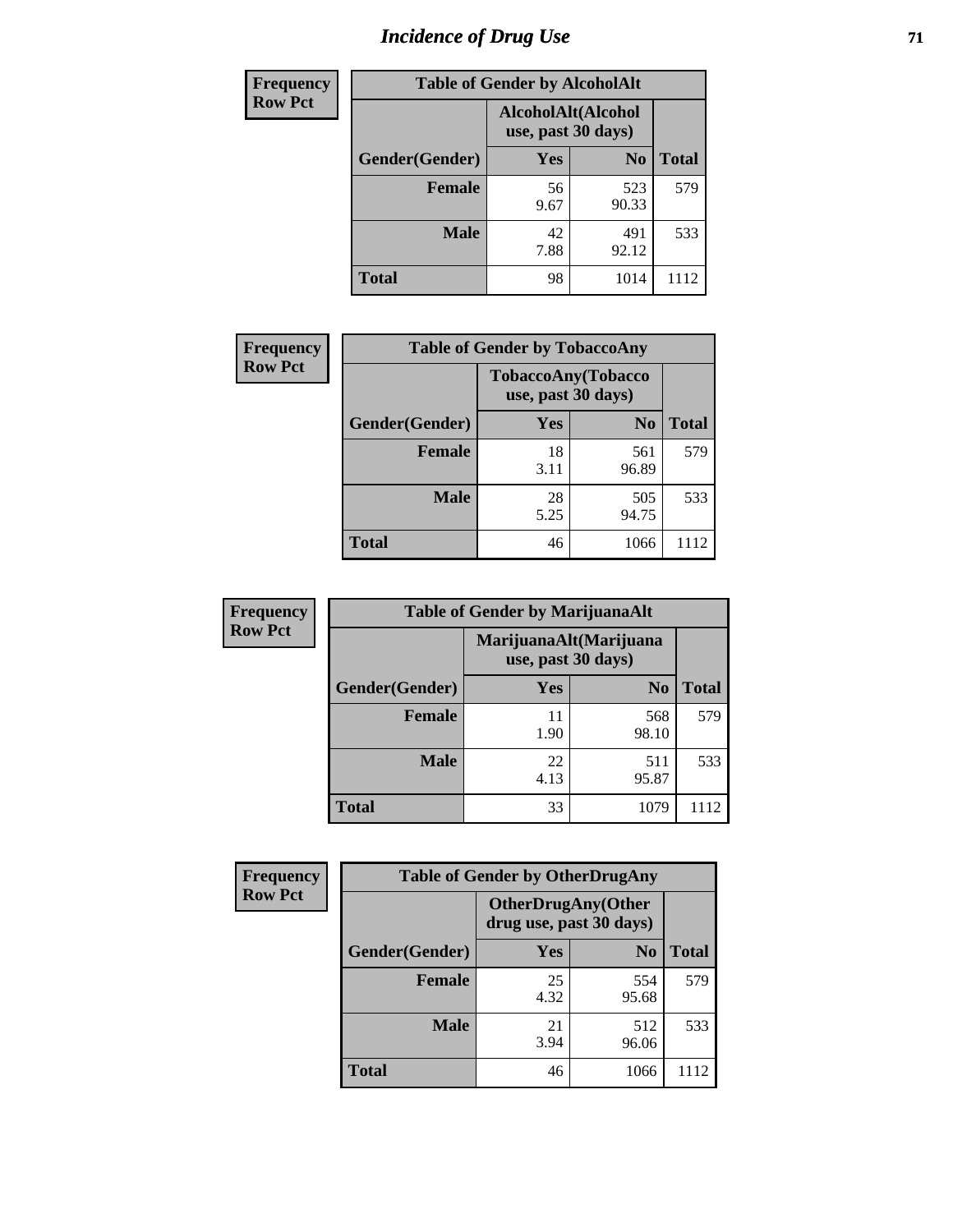# Incidence of Drug Use

| Frequency<br>Row Pct |
|---|

**Table of Gender by AlcoholAlt**

| | AlcoholAlt(Alcohol use, past 30 days) | | |
|---|---|---|---|
| Gender(Gender) | Yes | No | Total |
| Female | 56<br>9.67 | 523<br>90.33 | 579 |
| Male | 42<br>7.88 | 491<br>92.12 | 533 |
| Total | 98 | 1014 | 1112 |

| Frequency<br>Row Pct |
|---|

**Table of Gender by TobaccoAny**

| | TobaccoAny(Tobacco use, past 30 days) | | |
|---|---|---|---|
| Gender(Gender) | Yes | No | Total |
| Female | 18<br>3.11 | 561<br>96.89 | 579 |
| Male | 28<br>5.25 | 505<br>94.75 | 533 |
| Total | 46 | 1066 | 1112 |

| Frequency<br>Row Pct |
|---|

**Table of Gender by MarijuanaAlt**

| | MarijuanaAlt(Marijuana use, past 30 days) | | |
|---|---|---|---|
| Gender(Gender) | Yes | No | Total |
| Female | 11<br>1.90 | 568<br>98.10 | 579 |
| Male | 22<br>4.13 | 511<br>95.87 | 533 |
| Total | 33 | 1079 | 1112 |

| Frequency<br>Row Pct |
|---|

**Table of Gender by OtherDrugAny**

| | OtherDrugAny(Other drug use, past 30 days) | | |
|---|---|---|---|
| Gender(Gender) | Yes | No | Total |
| Female | 25<br>4.32 | 554<br>95.68 | 579 |
| Male | 21<br>3.94 | 512<br>96.06 | 533 |
| Total | 46 | 1066 | 1112 |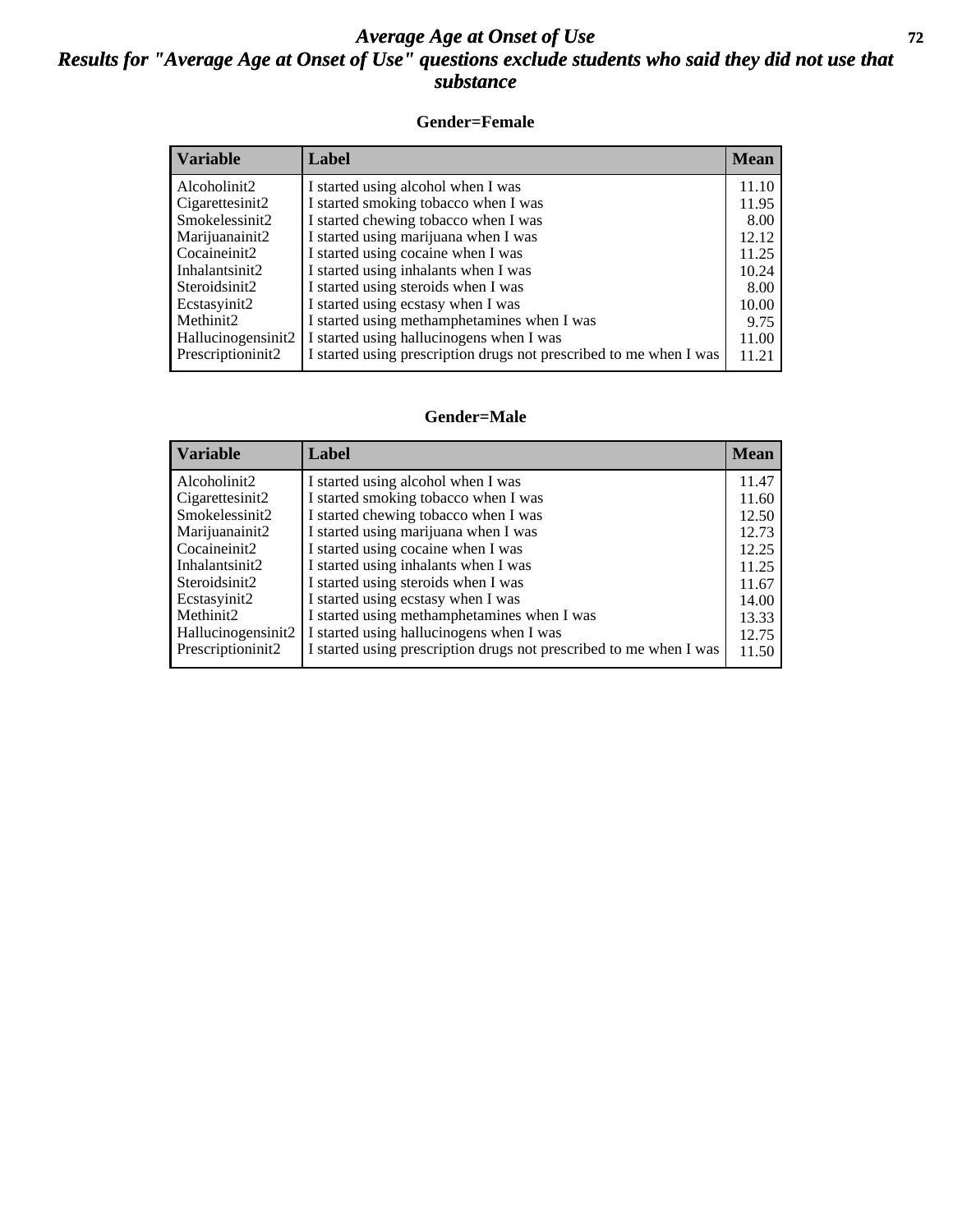# *Average Age at Onset of Use*

## *Results for "Average Age at Onset of Use" questions exclude students who said they did not use that substance*

### Gender=Female

| Variable | Label | Mean |
|---|---|---|
| Alcoholinit2 | I started using alcohol when I was | 11.10 |
| Cigarettesinit2 | I started smoking tobacco when I was | 11.95 |
| Smokelessinit2 | I started chewing tobacco when I was | 8.00 |
| Marijuanainit2 | I started using marijuana when I was | 12.12 |
| Cocaineinit2 | I started using cocaine when I was | 11.25 |
| Inhalantsinit2 | I started using inhalants when I was | 10.24 |
| Steroidsinit2 | I started using steroids when I was | 8.00 |
| Ecstasyinit2 | I started using ecstasy when I was | 10.00 |
| Methinit2 | I started using methamphetamines when I was | 9.75 |
| Hallucinogensinit2 | I started using hallucinogens when I was | 11.00 |
| Prescriptioninit2 | I started using prescription drugs not prescribed to me when I was | 11.21 |

### Gender=Male

| Variable | Label | Mean |
|---|---|---|
| Alcoholinit2 | I started using alcohol when I was | 11.47 |
| Cigarettesinit2 | I started smoking tobacco when I was | 11.60 |
| Smokelessinit2 | I started chewing tobacco when I was | 12.50 |
| Marijuanainit2 | I started using marijuana when I was | 12.73 |
| Cocaineinit2 | I started using cocaine when I was | 12.25 |
| Inhalantsinit2 | I started using inhalants when I was | 11.25 |
| Steroidsinit2 | I started using steroids when I was | 11.67 |
| Ecstasyinit2 | I started using ecstasy when I was | 14.00 |
| Methinit2 | I started using methamphetamines when I was | 13.33 |
| Hallucinogensinit2 | I started using hallucinogens when I was | 12.75 |
| Prescriptioninit2 | I started using prescription drugs not prescribed to me when I was | 11.50 |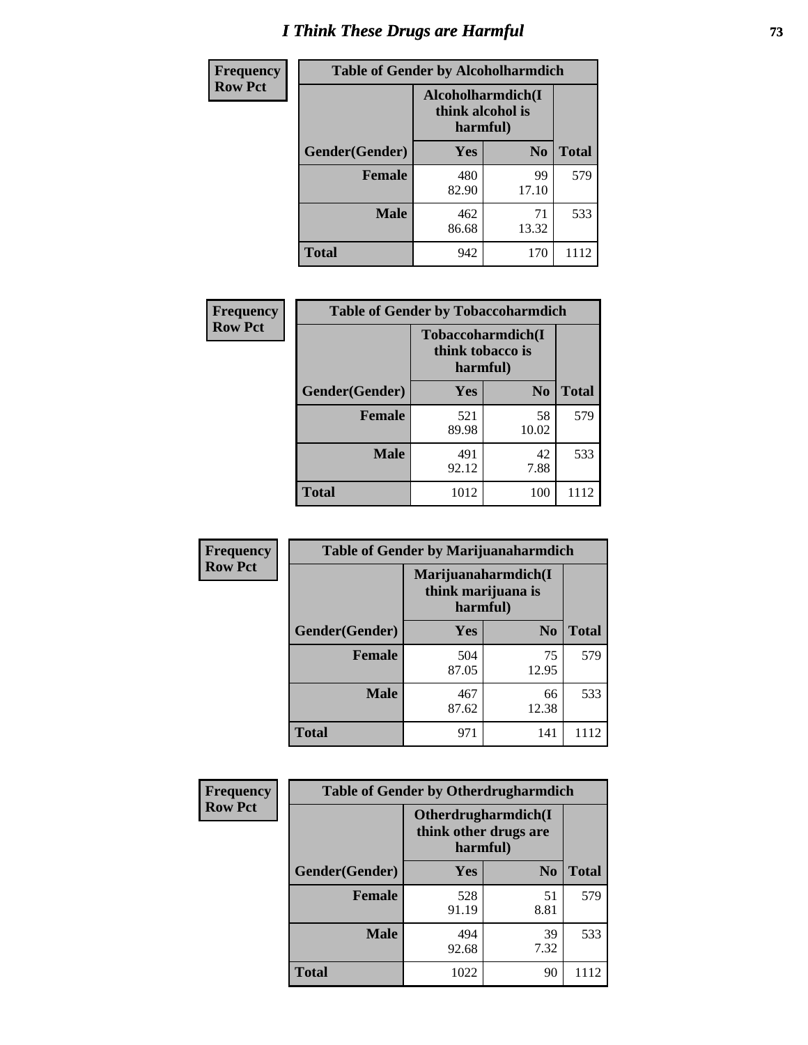# I Think These Drugs are Harmful

| Frequency<br>Row Pct | Table of Gender by Alcoholharmdich | | |
|---|---|---|---|
| | Alcoholharmdich(I think alcohol is harmful) | | |
| Gender(Gender) | Yes | No | Total |
| Female | 480<br>82.90 | 99<br>17.10 | 579 |
| Male | 462<br>86.68 | 71<br>13.32 | 533 |
| Total | 942 | 170 | 1112 |

| Frequency<br>Row Pct | Table of Gender by Tobaccoharmdich | | |
|---|---|---|---|
| | Tobaccoharmdich(I think tobacco is harmful) | | |
| Gender(Gender) | Yes | No | Total |
| Female | 521<br>89.98 | 58<br>10.02 | 579 |
| Male | 491<br>92.12 | 42<br>7.88 | 533 |
| Total | 1012 | 100 | 1112 |

| Frequency<br>Row Pct | Table of Gender by Marijuanaharmdich | | |
|---|---|---|---|
| | Marijuanaharmdich(I think marijuana is harmful) | | |
| Gender(Gender) | Yes | No | Total |
| Female | 504<br>87.05 | 75<br>12.95 | 579 |
| Male | 467<br>87.62 | 66<br>12.38 | 533 |
| Total | 971 | 141 | 1112 |

| Frequency<br>Row Pct | Table of Gender by Otherdrugharmdich | | |
|---|---|---|---|
| | Otherdrugharmdich(I think other drugs are harmful) | | |
| Gender(Gender) | Yes | No | Total |
| Female | 528<br>91.19 | 51<br>8.81 | 579 |
| Male | 494<br>92.68 | 39<br>7.32 | 533 |
| Total | 1022 | 90 | 1112 |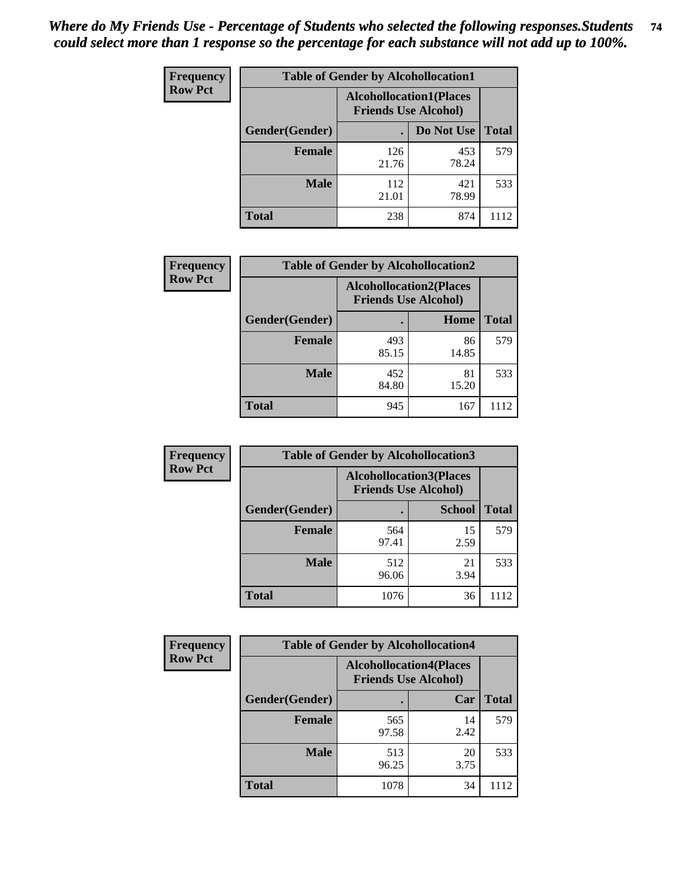*Where do My Friends Use - Percentage of Students who selected the following responses.Students could select more than 1 response so the percentage for each substance will not add up to 100%.*

**Frequency**
**Row Pct**

| Table of Gender by Alcohollocation1 | | | |
|---|---|---|---|
| | Alcohollocation1(Places Friends Use Alcohol) | | |
| Gender(Gender) | . | Do Not Use | Total |
| **Female** | 126<br>21.76 | 453<br>78.24 | 579 |
| **Male** | 112<br>21.01 | 421<br>78.99 | 533 |
| **Total** | 238 | 874 | 1112 |

**Frequency**
**Row Pct**

| Table of Gender by Alcohollocation2 | | | |
|---|---|---|---|
| | Alcohollocation2(Places Friends Use Alcohol) | | |
| Gender(Gender) | . | Home | Total |
| **Female** | 493<br>85.15 | 86<br>14.85 | 579 |
| **Male** | 452<br>84.80 | 81<br>15.20 | 533 |
| **Total** | 945 | 167 | 1112 |

**Frequency**
**Row Pct**

| Table of Gender by Alcohollocation3 | | | |
|---|---|---|---|
| | Alcohollocation3(Places Friends Use Alcohol) | | |
| Gender(Gender) | . | School | Total |
| **Female** | 564<br>97.41 | 15<br>2.59 | 579 |
| **Male** | 512<br>96.06 | 21<br>3.94 | 533 |
| **Total** | 1076 | 36 | 1112 |

**Frequency**
**Row Pct**

| Table of Gender by Alcohollocation4 | | | |
|---|---|---|---|
| | Alcohollocation4(Places Friends Use Alcohol) | | |
| Gender(Gender) | . | Car | Total |
| **Female** | 565<br>97.58 | 14<br>2.42 | 579 |
| **Male** | 513<br>96.25 | 20<br>3.75 | 533 |
| **Total** | 1078 | 34 | 1112 |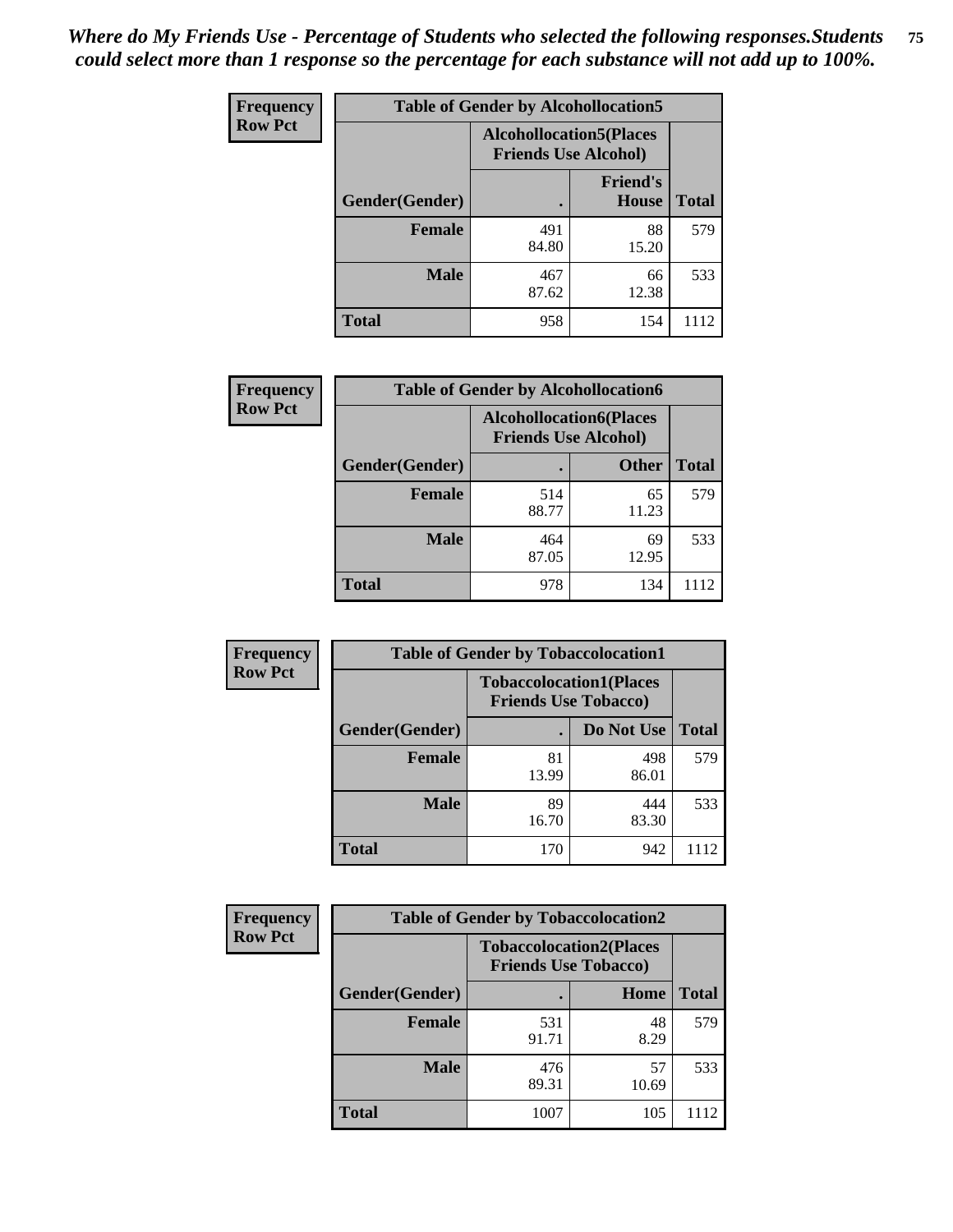*Where do My Friends Use - Percentage of Students who selected the following responses.Students could select more than 1 response so the percentage for each substance will not add up to 100%.*

**Frequency / Row Pct**

| Table of Gender by Alcohollocation5 | | | |
|---|---|---|---|
| | Alcohollocation5(Places Friends Use Alcohol) | | |
| Gender(Gender) | . | Friend's House | Total |
| Female | 491<br>84.80 | 88<br>15.20 | 579 |
| Male | 467<br>87.62 | 66<br>12.38 | 533 |
| Total | 958 | 154 | 1112 |

**Frequency / Row Pct**

| Table of Gender by Alcohollocation6 | | | |
|---|---|---|---|
| | Alcohollocation6(Places Friends Use Alcohol) | | |
| Gender(Gender) | . | Other | Total |
| Female | 514<br>88.77 | 65<br>11.23 | 579 |
| Male | 464<br>87.05 | 69<br>12.95 | 533 |
| Total | 978 | 134 | 1112 |

**Frequency / Row Pct**

| Table of Gender by Tobaccolocation1 | | | |
|---|---|---|---|
| | Tobaccolocation1(Places Friends Use Tobacco) | | |
| Gender(Gender) | . | Do Not Use | Total |
| Female | 81<br>13.99 | 498<br>86.01 | 579 |
| Male | 89<br>16.70 | 444<br>83.30 | 533 |
| Total | 170 | 942 | 1112 |

**Frequency / Row Pct**

| Table of Gender by Tobaccolocation2 | | | |
|---|---|---|---|
| | Tobaccolocation2(Places Friends Use Tobacco) | | |
| Gender(Gender) | . | Home | Total |
| Female | 531<br>91.71 | 48<br>8.29 | 579 |
| Male | 476<br>89.31 | 57<br>10.69 | 533 |
| Total | 1007 | 105 | 1112 |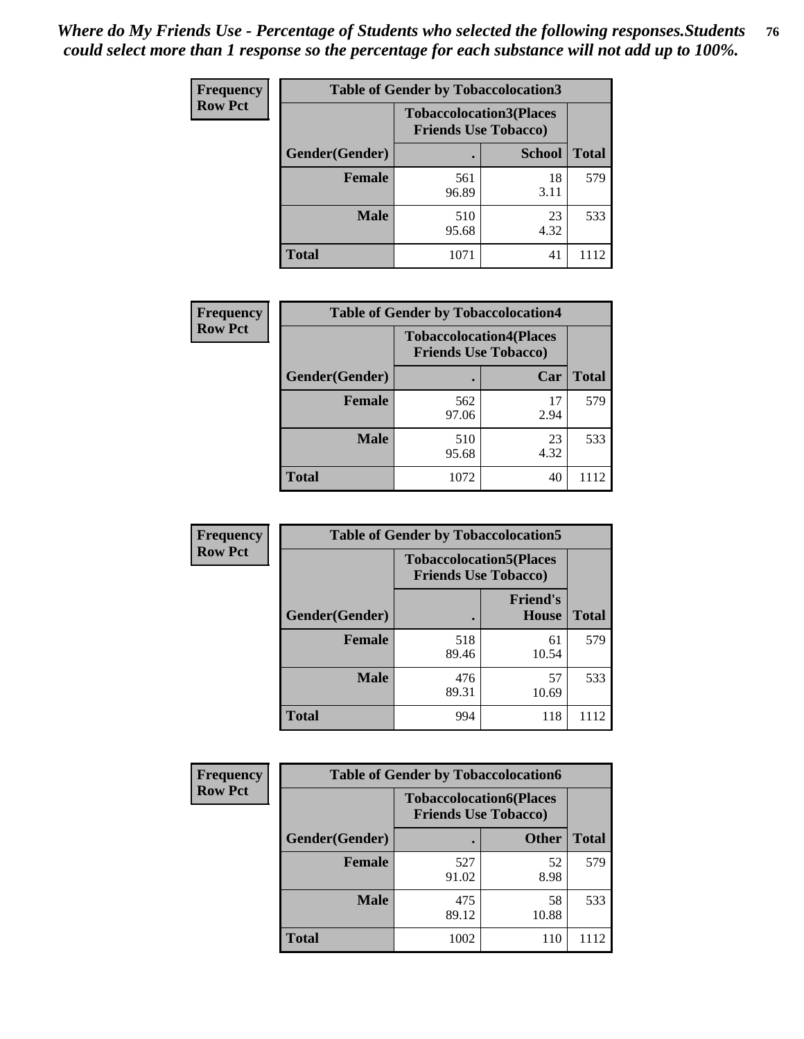*Where do My Friends Use - Percentage of Students who selected the following responses.Students could select more than 1 response so the percentage for each substance will not add up to 100%.*

**Frequency / Row Pct**

| Table of Gender by Tobaccolocation3 | | | |
|---|---|---|---|
| | Tobaccolocation3(Places Friends Use Tobacco) | | |
| Gender(Gender) | . | School | Total |
| Female | 561<br>96.89 | 18<br>3.11 | 579 |
| Male | 510<br>95.68 | 23<br>4.32 | 533 |
| Total | 1071 | 41 | 1112 |

**Frequency / Row Pct**

| Table of Gender by Tobaccolocation4 | | | |
|---|---|---|---|
| | Tobaccolocation4(Places Friends Use Tobacco) | | |
| Gender(Gender) | . | Car | Total |
| Female | 562<br>97.06 | 17<br>2.94 | 579 |
| Male | 510<br>95.68 | 23<br>4.32 | 533 |
| Total | 1072 | 40 | 1112 |

**Frequency / Row Pct**

| Table of Gender by Tobaccolocation5 | | | |
|---|---|---|---|
| | Tobaccolocation5(Places Friends Use Tobacco) | | |
| Gender(Gender) | . | Friend's House | Total |
| Female | 518<br>89.46 | 61<br>10.54 | 579 |
| Male | 476<br>89.31 | 57<br>10.69 | 533 |
| Total | 994 | 118 | 1112 |

**Frequency / Row Pct**

| Table of Gender by Tobaccolocation6 | | | |
|---|---|---|---|
| | Tobaccolocation6(Places Friends Use Tobacco) | | |
| Gender(Gender) | . | Other | Total |
| Female | 527<br>91.02 | 52<br>8.98 | 579 |
| Male | 475<br>89.12 | 58<br>10.88 | 533 |
| Total | 1002 | 110 | 1112 |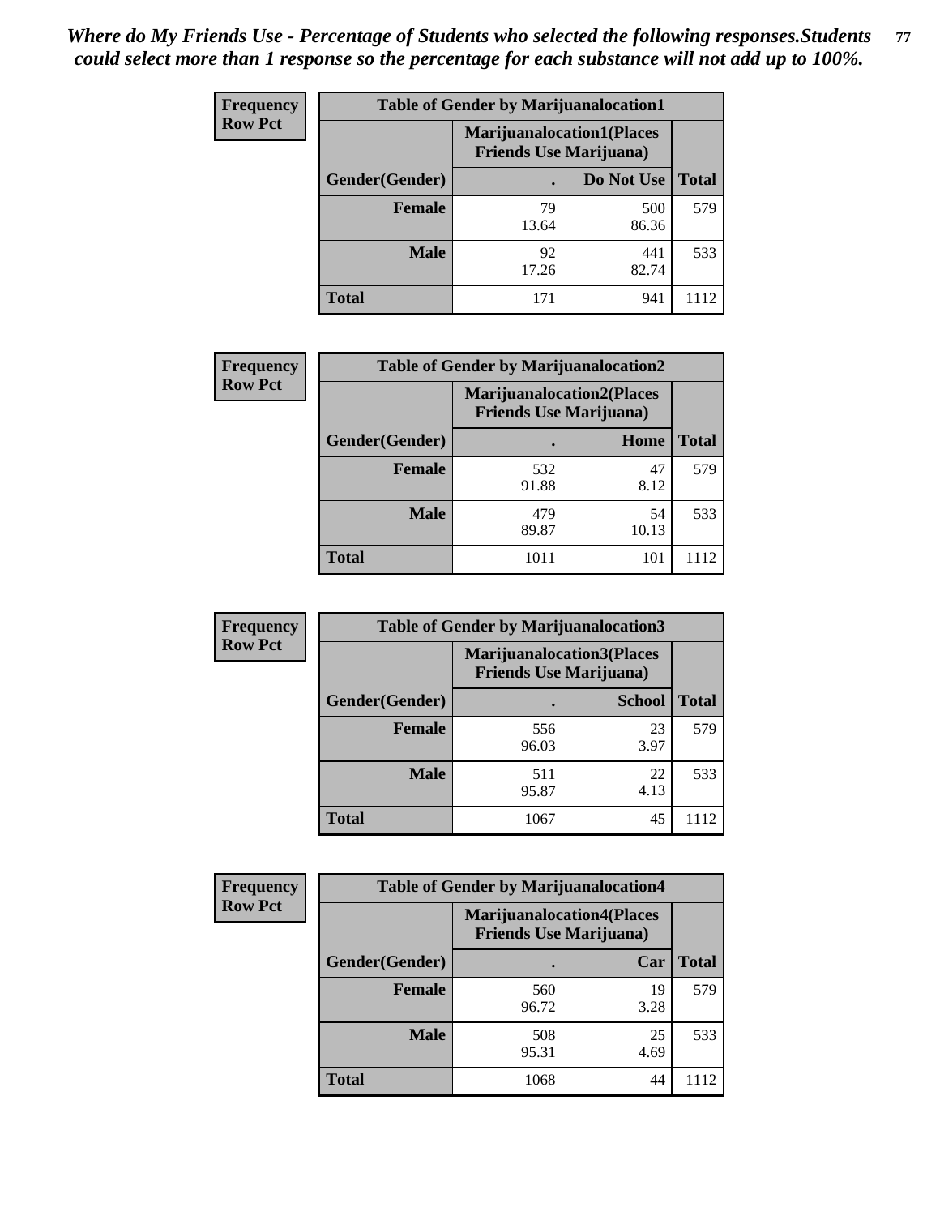*Where do My Friends Use - Percentage of Students who selected the following responses.Students could select more than 1 response so the percentage for each substance will not add up to 100%.*

**Frequency**
**Row Pct**

| Table of Gender by Marijuanalocation1 | | | |
|---|---|---|---|
| | Marijuanalocation1(Places Friends Use Marijuana) | | |
| Gender(Gender) | . | Do Not Use | Total |
| **Female** | 79<br>13.64 | 500<br>86.36 | 579 |
| **Male** | 92<br>17.26 | 441<br>82.74 | 533 |
| **Total** | 171 | 941 | 1112 |

**Frequency**
**Row Pct**

| Table of Gender by Marijuanalocation2 | | | |
|---|---|---|---|
| | Marijuanalocation2(Places Friends Use Marijuana) | | |
| Gender(Gender) | . | Home | Total |
| **Female** | 532<br>91.88 | 47<br>8.12 | 579 |
| **Male** | 479<br>89.87 | 54<br>10.13 | 533 |
| **Total** | 1011 | 101 | 1112 |

**Frequency**
**Row Pct**

| Table of Gender by Marijuanalocation3 | | | |
|---|---|---|---|
| | Marijuanalocation3(Places Friends Use Marijuana) | | |
| Gender(Gender) | . | School | Total |
| **Female** | 556<br>96.03 | 23<br>3.97 | 579 |
| **Male** | 511<br>95.87 | 22<br>4.13 | 533 |
| **Total** | 1067 | 45 | 1112 |

**Frequency**
**Row Pct**

| Table of Gender by Marijuanalocation4 | | | |
|---|---|---|---|
| | Marijuanalocation4(Places Friends Use Marijuana) | | |
| Gender(Gender) | . | Car | Total |
| **Female** | 560<br>96.72 | 19<br>3.28 | 579 |
| **Male** | 508<br>95.31 | 25<br>4.69 | 533 |
| **Total** | 1068 | 44 | 1112 |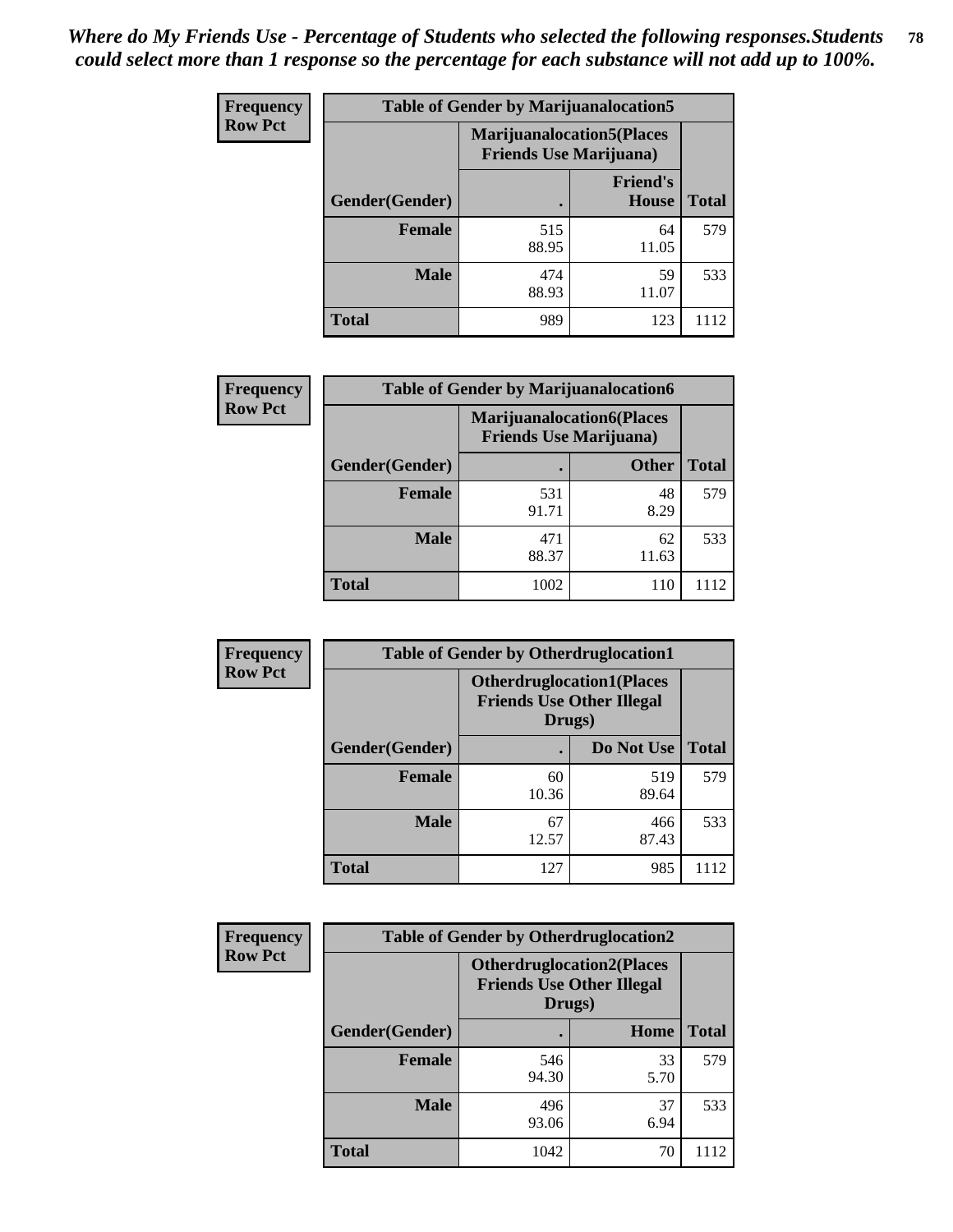*Where do My Friends Use - Percentage of Students who selected the following responses.Students could select more than 1 response so the percentage for each substance will not add up to 100%.*

**Frequency**
**Row Pct**

| Table of Gender by Marijuanalocation5 | | | |
|---|---|---|---|
| | Marijuanalocation5(Places Friends Use Marijuana) | | |
| Gender(Gender) | . | Friend's House | Total |
| **Female** | 515<br>88.95 | 64<br>11.05 | 579 |
| **Male** | 474<br>88.93 | 59<br>11.07 | 533 |
| **Total** | 989 | 123 | 1112 |

**Frequency**
**Row Pct**

| Table of Gender by Marijuanalocation6 | | | |
|---|---|---|---|
| | Marijuanalocation6(Places Friends Use Marijuana) | | |
| Gender(Gender) | . | Other | Total |
| **Female** | 531<br>91.71 | 48<br>8.29 | 579 |
| **Male** | 471<br>88.37 | 62<br>11.63 | 533 |
| **Total** | 1002 | 110 | 1112 |

**Frequency**
**Row Pct**

| Table of Gender by Otherdruglocation1 | | | |
|---|---|---|---|
| | Otherdruglocation1(Places Friends Use Other Illegal Drugs) | | |
| Gender(Gender) | . | Do Not Use | Total |
| **Female** | 60<br>10.36 | 519<br>89.64 | 579 |
| **Male** | 67<br>12.57 | 466<br>87.43 | 533 |
| **Total** | 127 | 985 | 1112 |

**Frequency**
**Row Pct**

| Table of Gender by Otherdruglocation2 | | | |
|---|---|---|---|
| | Otherdruglocation2(Places Friends Use Other Illegal Drugs) | | |
| Gender(Gender) | . | Home | Total |
| **Female** | 546<br>94.30 | 33<br>5.70 | 579 |
| **Male** | 496<br>93.06 | 37<br>6.94 | 533 |
| **Total** | 1042 | 70 | 1112 |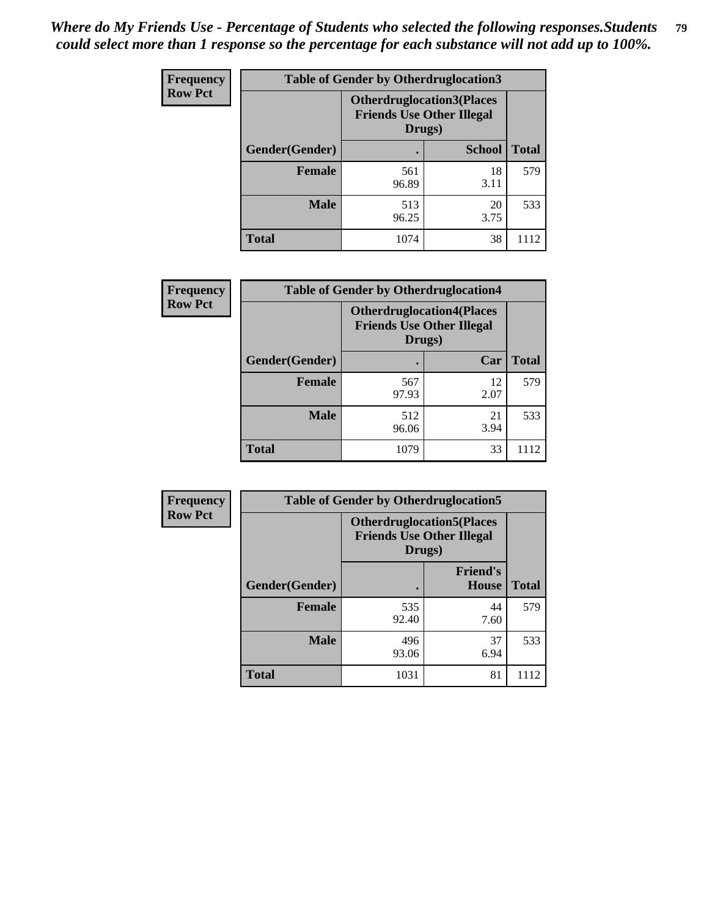*Where do My Friends Use - Percentage of Students who selected the following responses.Students could select more than 1 response so the percentage for each substance will not add up to 100%.*

**Frequency**
**Row Pct**

| Table of Gender by Otherdruglocation3 | | | |
|---|---|---|---|
| | Otherdruglocation3(Places Friends Use Other Illegal Drugs) | | |
| Gender(Gender) | . | School | Total |
| Female | 561<br>96.89 | 18<br>3.11 | 579 |
| Male | 513<br>96.25 | 20<br>3.75 | 533 |
| Total | 1074 | 38 | 1112 |

**Frequency**
**Row Pct**

| Table of Gender by Otherdruglocation4 | | | |
|---|---|---|---|
| | Otherdruglocation4(Places Friends Use Other Illegal Drugs) | | |
| Gender(Gender) | . | Car | Total |
| Female | 567<br>97.93 | 12<br>2.07 | 579 |
| Male | 512<br>96.06 | 21<br>3.94 | 533 |
| Total | 1079 | 33 | 1112 |

**Frequency**
**Row Pct**

| Table of Gender by Otherdruglocation5 | | | |
|---|---|---|---|
| | Otherdruglocation5(Places Friends Use Other Illegal Drugs) | | |
| Gender(Gender) | . | Friend's House | Total |
| Female | 535<br>92.40 | 44<br>7.60 | 579 |
| Male | 496<br>93.06 | 37<br>6.94 | 533 |
| Total | 1031 | 81 | 1112 |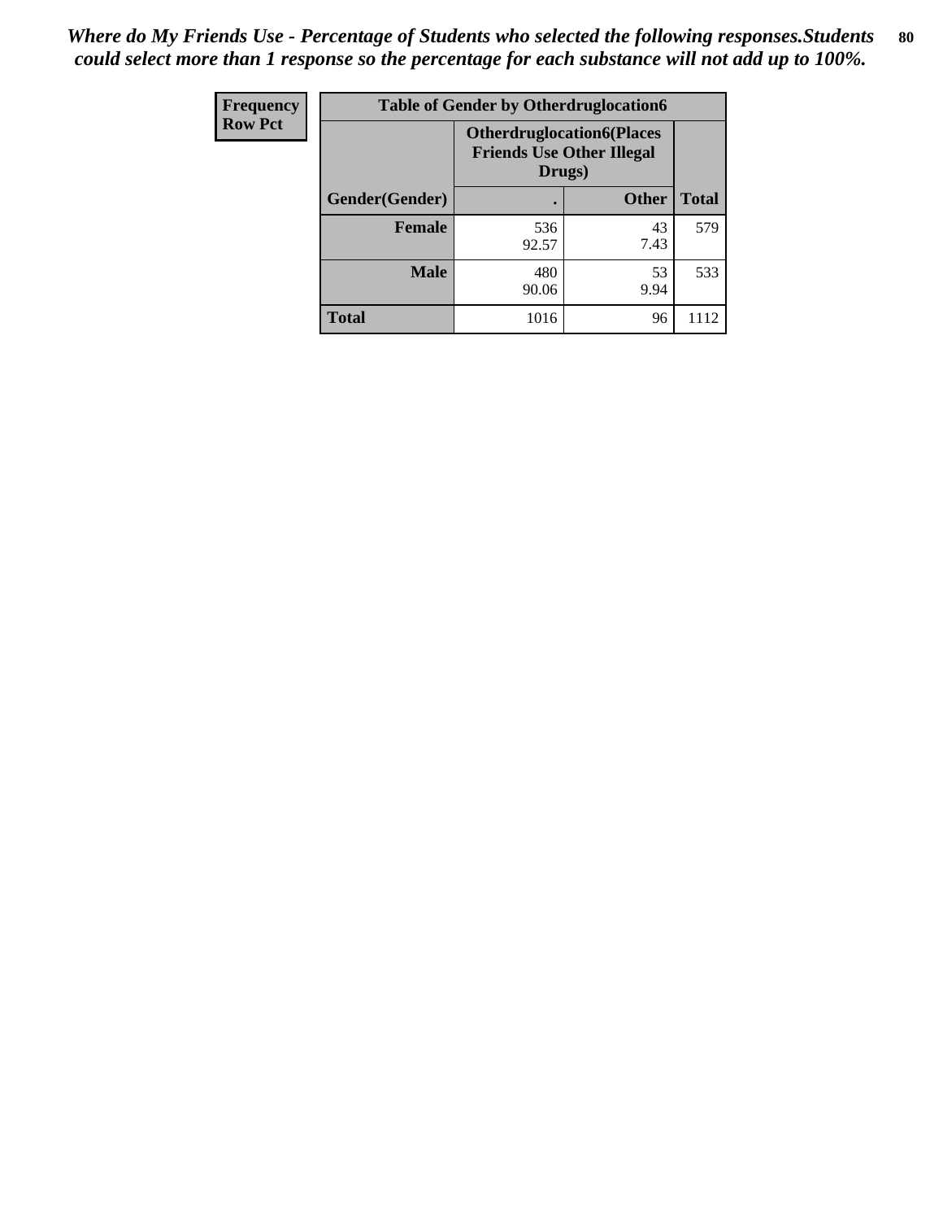*Where do My Friends Use - Percentage of Students who selected the following responses.Students could select more than 1 response so the percentage for each substance will not add up to 100%.*

| Frequency<br>Row Pct | Table of Gender by Otherdruglocation6 | | |
|---|---|---|---|
| | **Otherdruglocation6(Places Friends Use Other Illegal Drugs)** | | |
| **Gender(Gender)** | **.** | **Other** | **Total** |
| **Female** | 536<br>92.57 | 43<br>7.43 | 579 |
| **Male** | 480<br>90.06 | 53<br>9.94 | 533 |
| **Total** | 1016 | 96 | 1112 |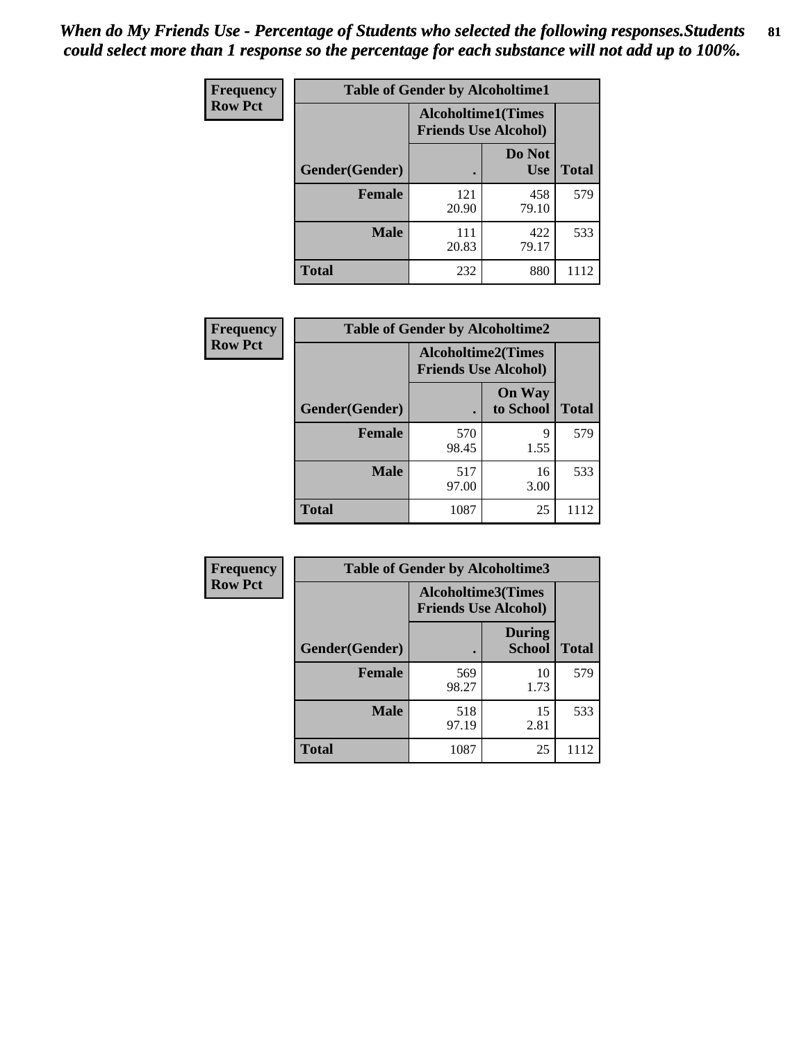*When do My Friends Use - Percentage of Students who selected the following responses.Students could select more than 1 response so the percentage for each substance will not add up to 100%.*

**Frequency**
**Row Pct**

| Table of Gender by Alcoholtime1 | | | |
|---|---|---|---|
| | Alcoholtime1(Times Friends Use Alcohol) | | |
| Gender(Gender) | . | Do Not Use | Total |
| **Female** | 121<br>20.90 | 458<br>79.10 | 579 |
| **Male** | 111<br>20.83 | 422<br>79.17 | 533 |
| **Total** | 232 | 880 | 1112 |

**Frequency**
**Row Pct**

| Table of Gender by Alcoholtime2 | | | |
|---|---|---|---|
| | Alcoholtime2(Times Friends Use Alcohol) | | |
| Gender(Gender) | . | On Way to School | Total |
| **Female** | 570<br>98.45 | 9<br>1.55 | 579 |
| **Male** | 517<br>97.00 | 16<br>3.00 | 533 |
| **Total** | 1087 | 25 | 1112 |

**Frequency**
**Row Pct**

| Table of Gender by Alcoholtime3 | | | |
|---|---|---|---|
| | Alcoholtime3(Times Friends Use Alcohol) | | |
| Gender(Gender) | . | During School | Total |
| **Female** | 569<br>98.27 | 10<br>1.73 | 579 |
| **Male** | 518<br>97.19 | 15<br>2.81 | 533 |
| **Total** | 1087 | 25 | 1112 |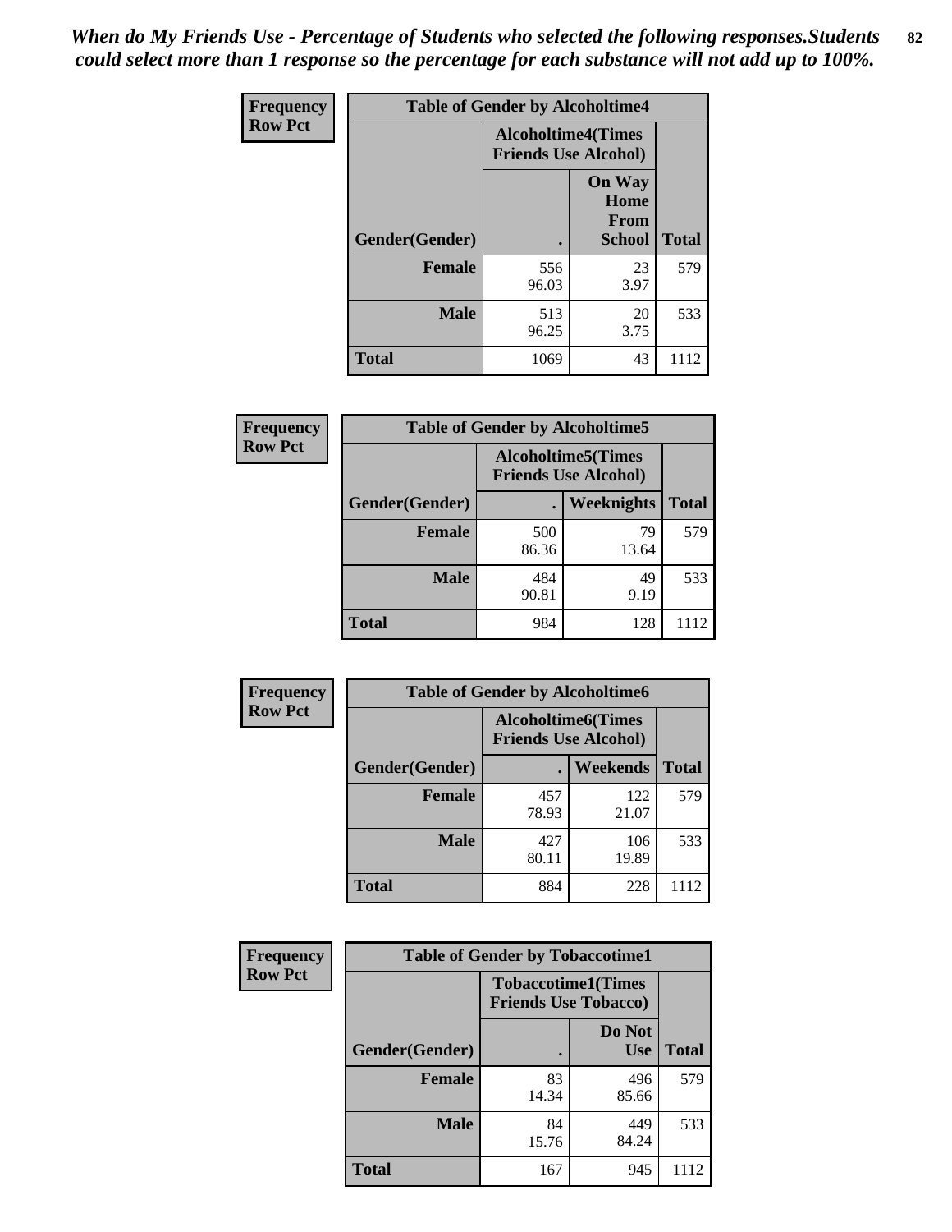*When do My Friends Use - Percentage of Students who selected the following responses.Students could select more than 1 response so the percentage for each substance will not add up to 100%.*

**Frequency**
**Row Pct**

| Table of Gender by Alcoholtime4 | | | |
|---|---|---|---|
| | Alcoholtime4(Times Friends Use Alcohol) | | |
| Gender(Gender) | . | On Way Home From School | Total |
| **Female** | 556<br>96.03 | 23<br>3.97 | 579 |
| **Male** | 513<br>96.25 | 20<br>3.75 | 533 |
| **Total** | 1069 | 43 | 1112 |

**Frequency**
**Row Pct**

| Table of Gender by Alcoholtime5 | | | |
|---|---|---|---|
| | Alcoholtime5(Times Friends Use Alcohol) | | |
| Gender(Gender) | . | Weeknights | Total |
| **Female** | 500<br>86.36 | 79<br>13.64 | 579 |
| **Male** | 484<br>90.81 | 49<br>9.19 | 533 |
| **Total** | 984 | 128 | 1112 |

**Frequency**
**Row Pct**

| Table of Gender by Alcoholtime6 | | | |
|---|---|---|---|
| | Alcoholtime6(Times Friends Use Alcohol) | | |
| Gender(Gender) | . | Weekends | Total |
| **Female** | 457<br>78.93 | 122<br>21.07 | 579 |
| **Male** | 427<br>80.11 | 106<br>19.89 | 533 |
| **Total** | 884 | 228 | 1112 |

**Frequency**
**Row Pct**

| Table of Gender by Tobaccotime1 | | | |
|---|---|---|---|
| | Tobaccotime1(Times Friends Use Tobacco) | | |
| Gender(Gender) | . | Do Not Use | Total |
| **Female** | 83<br>14.34 | 496<br>85.66 | 579 |
| **Male** | 84<br>15.76 | 449<br>84.24 | 533 |
| **Total** | 167 | 945 | 1112 |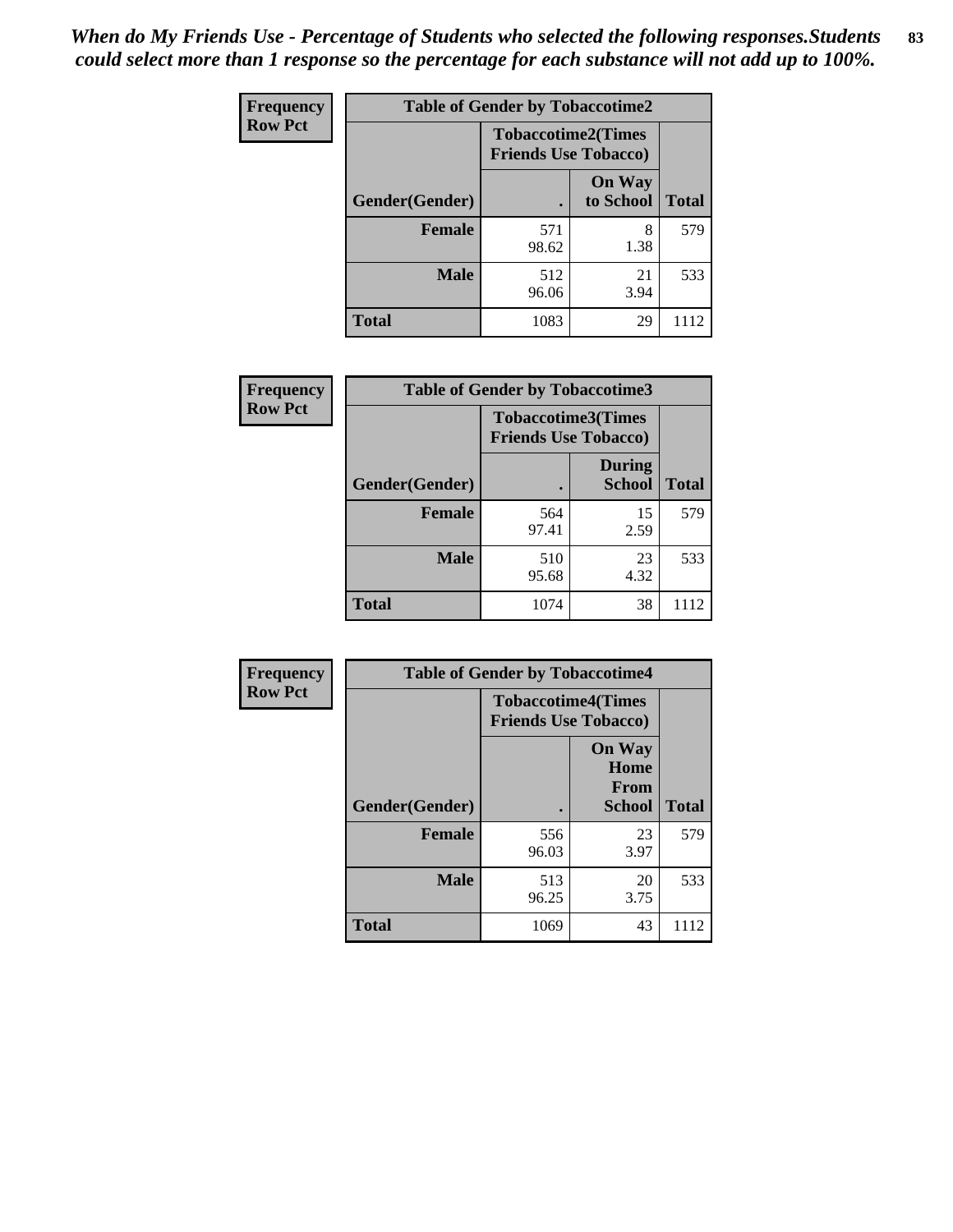*When do My Friends Use - Percentage of Students who selected the following responses.Students could select more than 1 response so the percentage for each substance will not add up to 100%.*

**Frequency**
**Row Pct**

| Table of Gender by Tobaccotime2 | | | |
|---|---|---|---|
| | Tobaccotime2(Times Friends Use Tobacco) | | |
| Gender(Gender) | . | On Way to School | Total |
| **Female** | 571<br>98.62 | 8<br>1.38 | 579 |
| **Male** | 512<br>96.06 | 21<br>3.94 | 533 |
| **Total** | 1083 | 29 | 1112 |

**Frequency**
**Row Pct**

| Table of Gender by Tobaccotime3 | | | |
|---|---|---|---|
| | Tobaccotime3(Times Friends Use Tobacco) | | |
| Gender(Gender) | . | During School | Total |
| **Female** | 564<br>97.41 | 15<br>2.59 | 579 |
| **Male** | 510<br>95.68 | 23<br>4.32 | 533 |
| **Total** | 1074 | 38 | 1112 |

**Frequency**
**Row Pct**

| Table of Gender by Tobaccotime4 | | | |
|---|---|---|---|
| | Tobaccotime4(Times Friends Use Tobacco) | | |
| Gender(Gender) | . | On Way Home From School | Total |
| **Female** | 556<br>96.03 | 23<br>3.97 | 579 |
| **Male** | 513<br>96.25 | 20<br>3.75 | 533 |
| **Total** | 1069 | 43 | 1112 |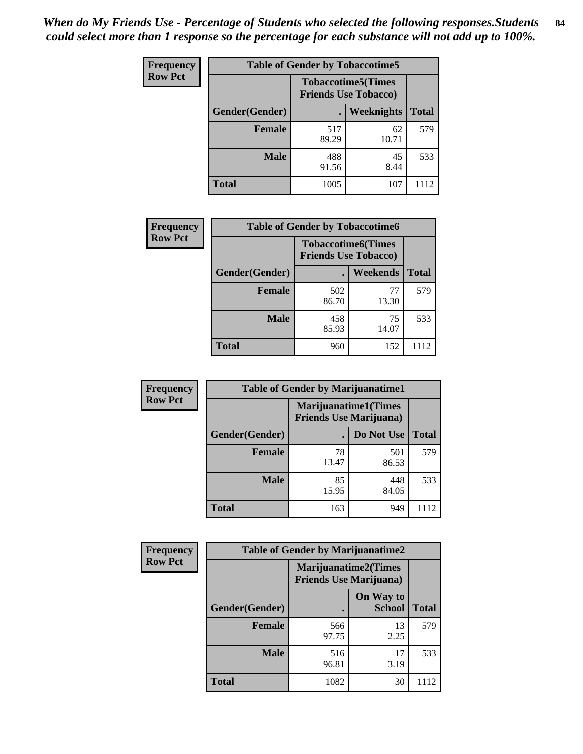*When do My Friends Use - Percentage of Students who selected the following responses.Students could select more than 1 response so the percentage for each substance will not add up to 100%.*

**Frequency**
**Row Pct**

| Table of Gender by Tobaccotime5 | | | |
|---|---|---|---|
| | Tobaccotime5(Times Friends Use Tobacco) | | |
| Gender(Gender) | . | Weeknights | Total |
| **Female** | 517<br>89.29 | 62<br>10.71 | 579 |
| **Male** | 488<br>91.56 | 45<br>8.44 | 533 |
| **Total** | 1005 | 107 | 1112 |

**Frequency**
**Row Pct**

| Table of Gender by Tobaccotime6 | | | |
|---|---|---|---|
| | Tobaccotime6(Times Friends Use Tobacco) | | |
| Gender(Gender) | . | Weekends | Total |
| **Female** | 502<br>86.70 | 77<br>13.30 | 579 |
| **Male** | 458<br>85.93 | 75<br>14.07 | 533 |
| **Total** | 960 | 152 | 1112 |

**Frequency**
**Row Pct**

| Table of Gender by Marijuanatime1 | | | |
|---|---|---|---|
| | Marijuanatime1(Times Friends Use Marijuana) | | |
| Gender(Gender) | . | Do Not Use | Total |
| **Female** | 78<br>13.47 | 501<br>86.53 | 579 |
| **Male** | 85<br>15.95 | 448<br>84.05 | 533 |
| **Total** | 163 | 949 | 1112 |

**Frequency**
**Row Pct**

| Table of Gender by Marijuanatime2 | | | |
|---|---|---|---|
| | Marijuanatime2(Times Friends Use Marijuana) | | |
| Gender(Gender) | . | On Way to School | Total |
| **Female** | 566<br>97.75 | 13<br>2.25 | 579 |
| **Male** | 516<br>96.81 | 17<br>3.19 | 533 |
| **Total** | 1082 | 30 | 1112 |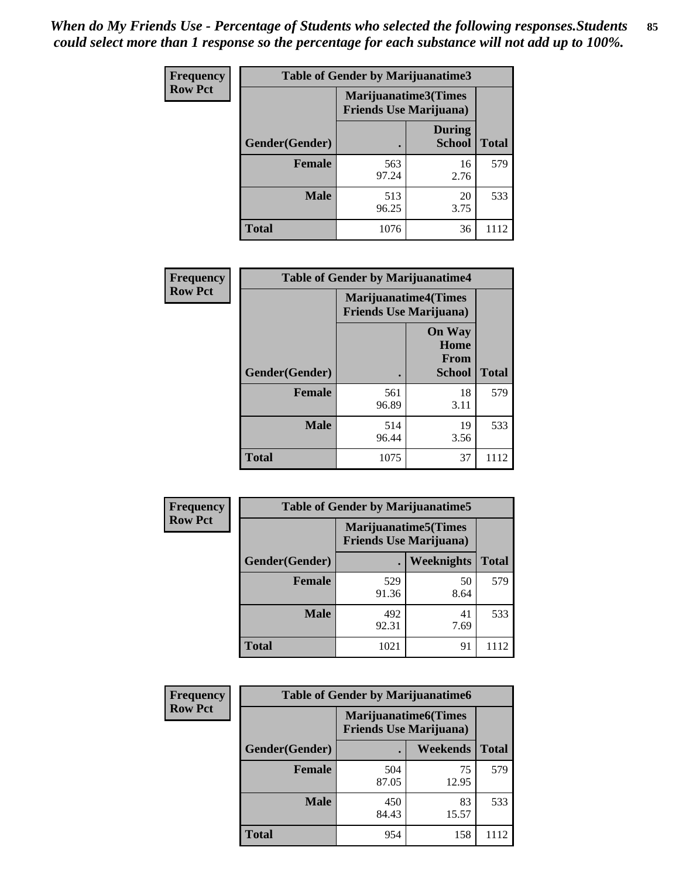*When do My Friends Use - Percentage of Students who selected the following responses.Students could select more than 1 response so the percentage for each substance will not add up to 100%.*

**Frequency / Row Pct**

| Table of Gender by Marijuanatime3 | | | |
|---|---|---|---|
| | Marijuanatime3(Times Friends Use Marijuana) | | |
| Gender(Gender) | . | During School | Total |
| **Female** | 563<br>97.24 | 16<br>2.76 | 579 |
| **Male** | 513<br>96.25 | 20<br>3.75 | 533 |
| **Total** | 1076 | 36 | 1112 |

**Frequency / Row Pct**

| Table of Gender by Marijuanatime4 | | | |
|---|---|---|---|
| | Marijuanatime4(Times Friends Use Marijuana) | | |
| Gender(Gender) | . | On Way Home From School | Total |
| **Female** | 561<br>96.89 | 18<br>3.11 | 579 |
| **Male** | 514<br>96.44 | 19<br>3.56 | 533 |
| **Total** | 1075 | 37 | 1112 |

**Frequency / Row Pct**

| Table of Gender by Marijuanatime5 | | | |
|---|---|---|---|
| | Marijuanatime5(Times Friends Use Marijuana) | | |
| Gender(Gender) | . | Weeknights | Total |
| **Female** | 529<br>91.36 | 50<br>8.64 | 579 |
| **Male** | 492<br>92.31 | 41<br>7.69 | 533 |
| **Total** | 1021 | 91 | 1112 |

**Frequency / Row Pct**

| Table of Gender by Marijuanatime6 | | | |
|---|---|---|---|
| | Marijuanatime6(Times Friends Use Marijuana) | | |
| Gender(Gender) | . | Weekends | Total |
| **Female** | 504<br>87.05 | 75<br>12.95 | 579 |
| **Male** | 450<br>84.43 | 83<br>15.57 | 533 |
| **Total** | 954 | 158 | 1112 |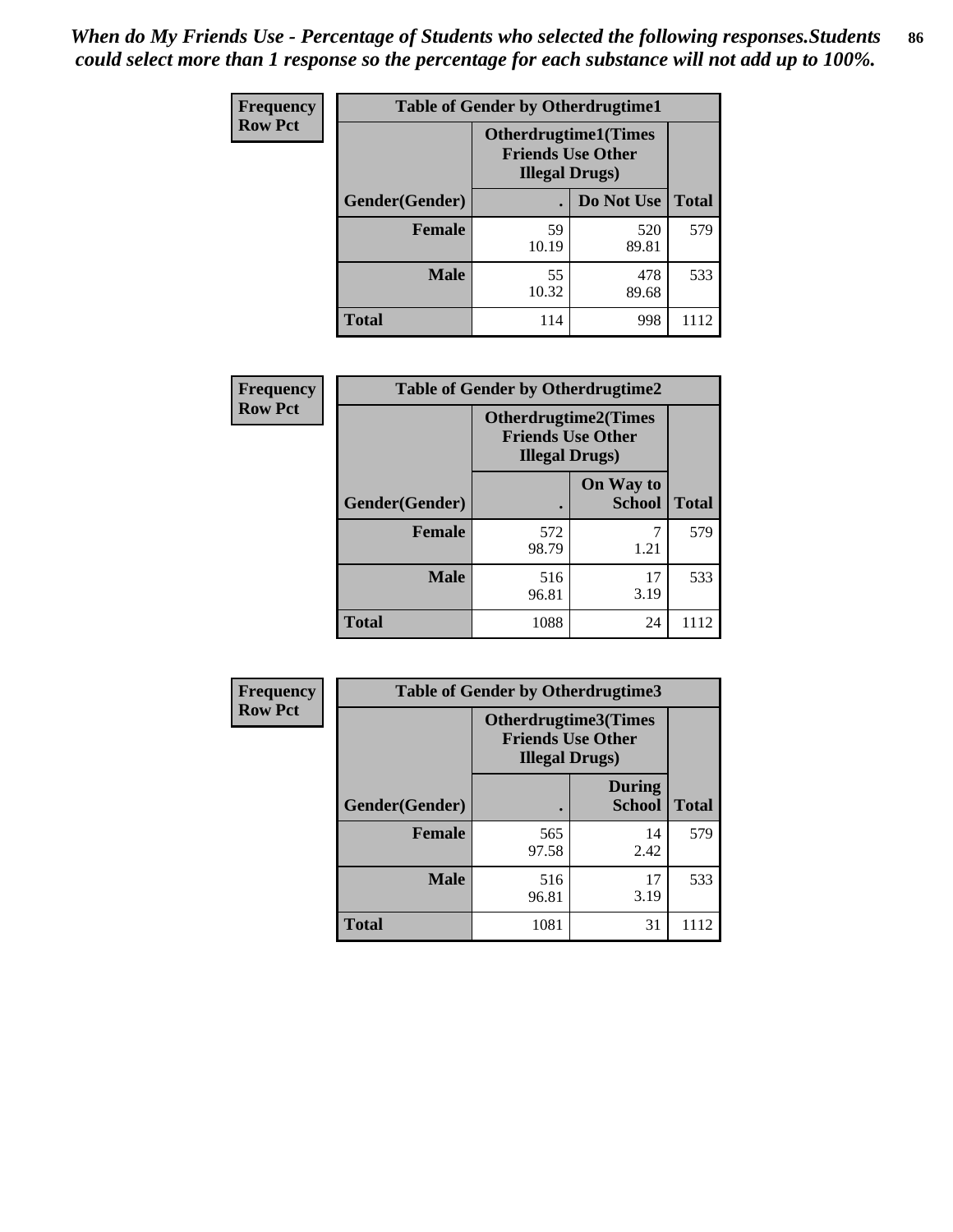*When do My Friends Use - Percentage of Students who selected the following responses.Students could select more than 1 response so the percentage for each substance will not add up to 100%.*

**Frequency**
**Row Pct**

| Table of Gender by Otherdrugtime1 | | | |
|---|---|---|---|
| | Otherdrugtime1(Times Friends Use Other Illegal Drugs) | | |
| Gender(Gender) | . | Do Not Use | Total |
| Female | 59<br>10.19 | 520<br>89.81 | 579 |
| Male | 55<br>10.32 | 478<br>89.68 | 533 |
| Total | 114 | 998 | 1112 |

**Frequency**
**Row Pct**

| Table of Gender by Otherdrugtime2 | | | |
|---|---|---|---|
| | Otherdrugtime2(Times Friends Use Other Illegal Drugs) | | |
| Gender(Gender) | . | On Way to School | Total |
| Female | 572<br>98.79 | 7<br>1.21 | 579 |
| Male | 516<br>96.81 | 17<br>3.19 | 533 |
| Total | 1088 | 24 | 1112 |

**Frequency**
**Row Pct**

| Table of Gender by Otherdrugtime3 | | | |
|---|---|---|---|
| | Otherdrugtime3(Times Friends Use Other Illegal Drugs) | | |
| Gender(Gender) | . | During School | Total |
| Female | 565<br>97.58 | 14<br>2.42 | 579 |
| Male | 516<br>96.81 | 17<br>3.19 | 533 |
| Total | 1081 | 31 | 1112 |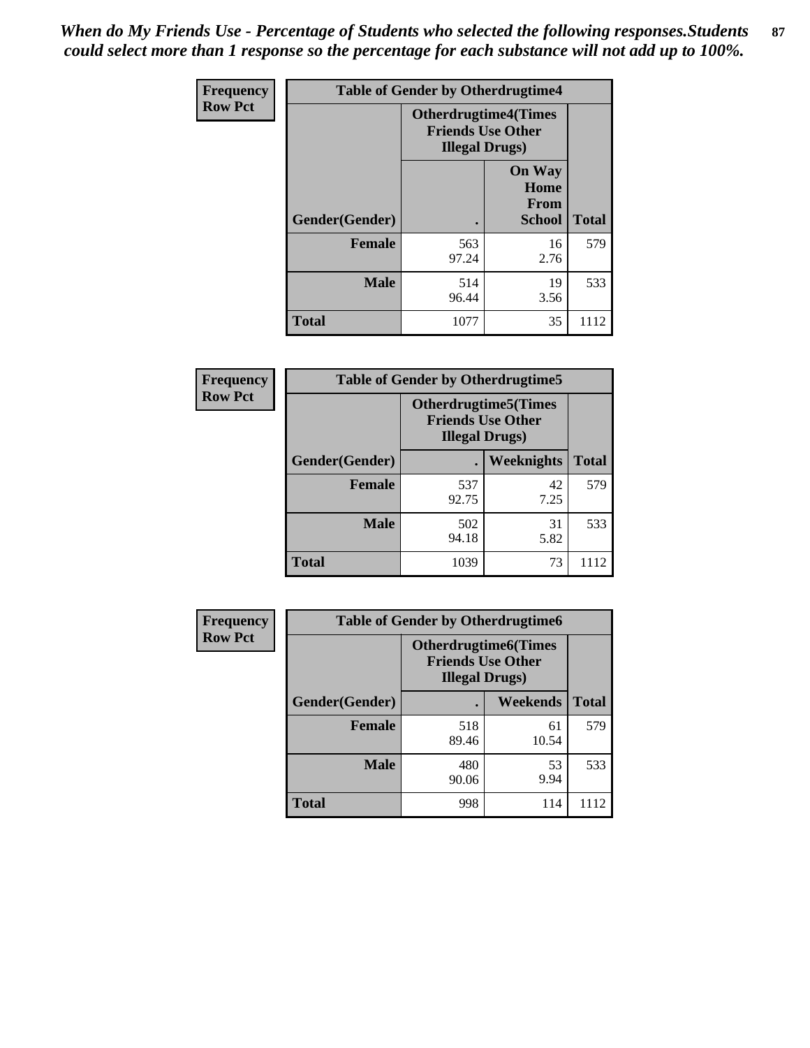*When do My Friends Use - Percentage of Students who selected the following responses.Students could select more than 1 response so the percentage for each substance will not add up to 100%.*

**Frequency**
**Row Pct**

| Table of Gender by Otherdrugtime4 | | | |
|---|---|---|---|
| | Otherdrugtime4(Times Friends Use Other Illegal Drugs) | | |
| Gender(Gender) | . | On Way Home From School | Total |
| Female | 563<br>97.24 | 16<br>2.76 | 579 |
| Male | 514<br>96.44 | 19<br>3.56 | 533 |
| Total | 1077 | 35 | 1112 |

**Frequency**
**Row Pct**

| Table of Gender by Otherdrugtime5 | | | |
|---|---|---|---|
| | Otherdrugtime5(Times Friends Use Other Illegal Drugs) | | |
| Gender(Gender) | . | Weeknights | Total |
| Female | 537<br>92.75 | 42<br>7.25 | 579 |
| Male | 502<br>94.18 | 31<br>5.82 | 533 |
| Total | 1039 | 73 | 1112 |

**Frequency**
**Row Pct**

| Table of Gender by Otherdrugtime6 | | | |
|---|---|---|---|
| | Otherdrugtime6(Times Friends Use Other Illegal Drugs) | | |
| Gender(Gender) | . | Weekends | Total |
| Female | 518<br>89.46 | 61<br>10.54 | 579 |
| Male | 480<br>90.06 | 53<br>9.94 | 533 |
| Total | 998 | 114 | 1112 |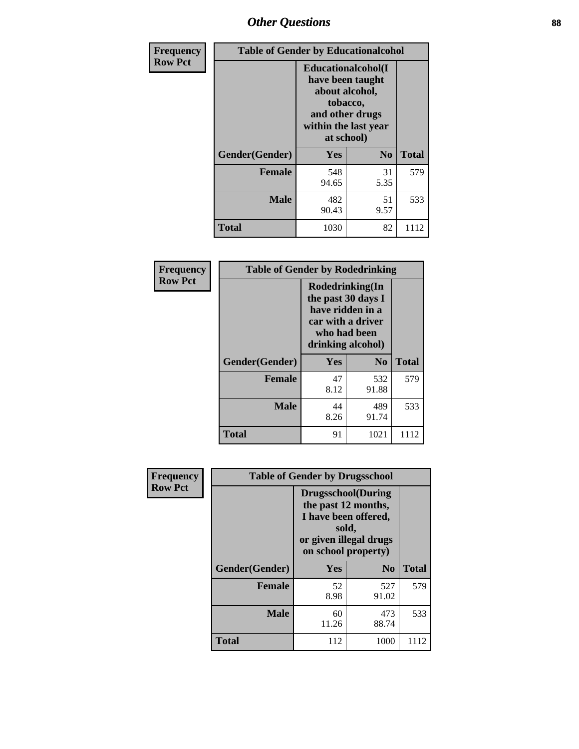# Other Questions

| Frequency Row Pct | Table of Gender by Educationalcohol | | |
|---|---|---|---|
| | Educationalcohol(I have been taught about alcohol, tobacco, and other drugs within the last year at school) | | |
| Gender(Gender) | Yes | No | Total |
| Female | 548<br>94.65 | 31<br>5.35 | 579 |
| Male | 482<br>90.43 | 51<br>9.57 | 533 |
| Total | 1030 | 82 | 1112 |

| Frequency Row Pct | Table of Gender by Rodedrinking | | |
|---|---|---|---|
| | Rodedrinking(In the past 30 days I have ridden in a car with a driver who had been drinking alcohol) | | |
| Gender(Gender) | Yes | No | Total |
| Female | 47<br>8.12 | 532<br>91.88 | 579 |
| Male | 44<br>8.26 | 489<br>91.74 | 533 |
| Total | 91 | 1021 | 1112 |

| Frequency Row Pct | Table of Gender by Drugsschool | | |
|---|---|---|---|
| | Drugsschool(During the past 12 months, I have been offered, sold, or given illegal drugs on school property) | | |
| Gender(Gender) | Yes | No | Total |
| Female | 52<br>8.98 | 527<br>91.02 | 579 |
| Male | 60<br>11.26 | 473<br>88.74 | 533 |
| Total | 112 | 1000 | 1112 |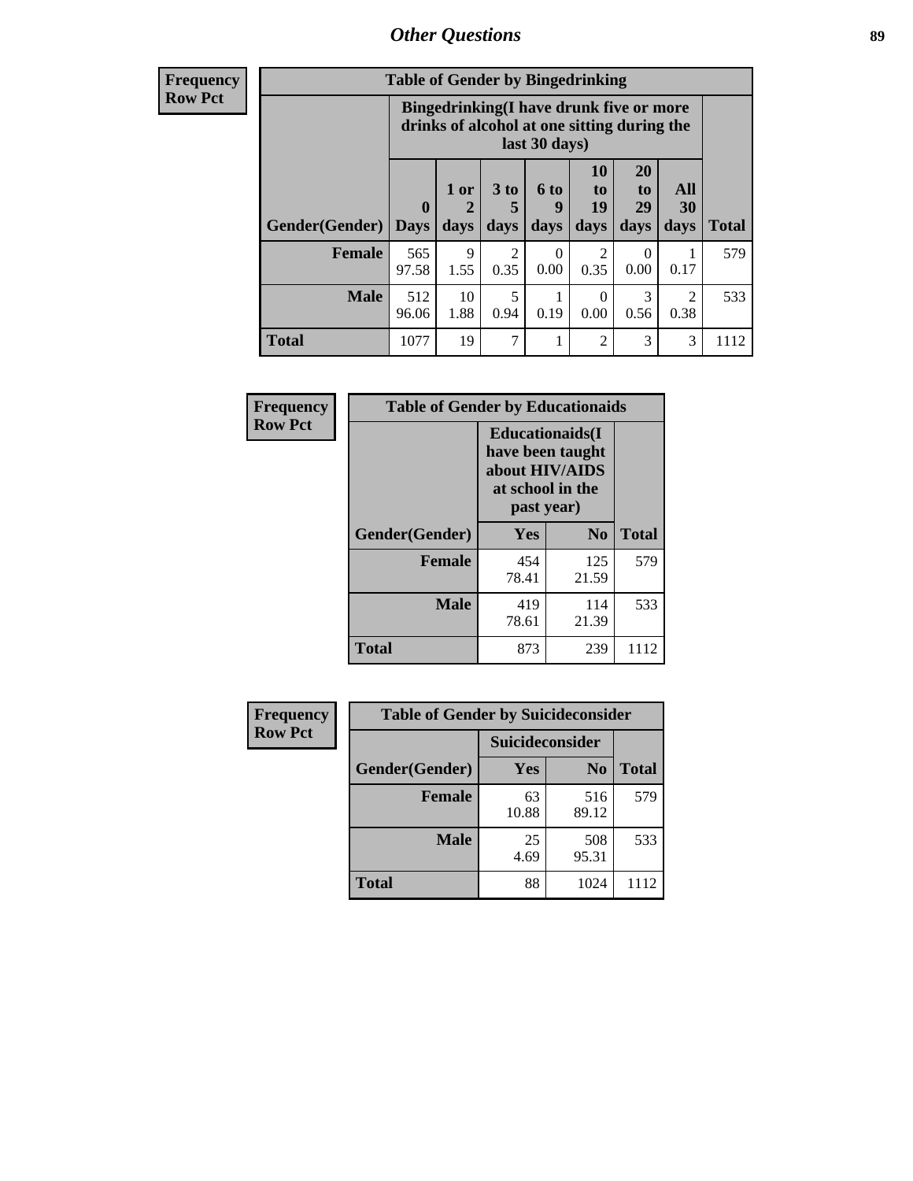| Frequency Row Pct | | | | | | | | |
|---|---|---|---|---|---|---|---|---|
| **Table of Gender by Bingedrinking** | | | | | | | | |
| | **Bingedrinking(I have drunk five or more drinks of alcohol at one sitting during the last 30 days)** | | | | | | | |
| **Gender(Gender)** | **0 Days** | **1 or 2 days** | **3 to 5 days** | **6 to 9 days** | **10 to 19 days** | **20 to 29 days** | **All 30 days** | **Total** |
| **Female** | 565<br>97.58 | 9<br>1.55 | 2<br>0.35 | 0<br>0.00 | 2<br>0.35 | 0<br>0.00 | 1<br>0.17 | 579 |
| **Male** | 512<br>96.06 | 10<br>1.88 | 5<br>0.94 | 1<br>0.19 | 0<br>0.00 | 3<br>0.56 | 2<br>0.38 | 533 |
| **Total** | 1077 | 19 | 7 | 1 | 2 | 3 | 3 | 1112 |

| Frequency Row Pct | | | |
|---|---|---|---|
| **Table of Gender by Educationaids** | | | |
| | **Educationaids(I have been taught about HIV/AIDS at school in the past year)** | | |
| **Gender(Gender)** | **Yes** | **No** | **Total** |
| **Female** | 454<br>78.41 | 125<br>21.59 | 579 |
| **Male** | 419<br>78.61 | 114<br>21.39 | 533 |
| **Total** | 873 | 239 | 1112 |

| Frequency Row Pct | | | |
|---|---|---|---|
| **Table of Gender by Suicideconsider** | | | |
| | **Suicideconsider** | | |
| **Gender(Gender)** | **Yes** | **No** | **Total** |
| **Female** | 63<br>10.88 | 516<br>89.12 | 579 |
| **Male** | 25<br>4.69 | 508<br>95.31 | 533 |
| **Total** | 88 | 1024 | 1112 |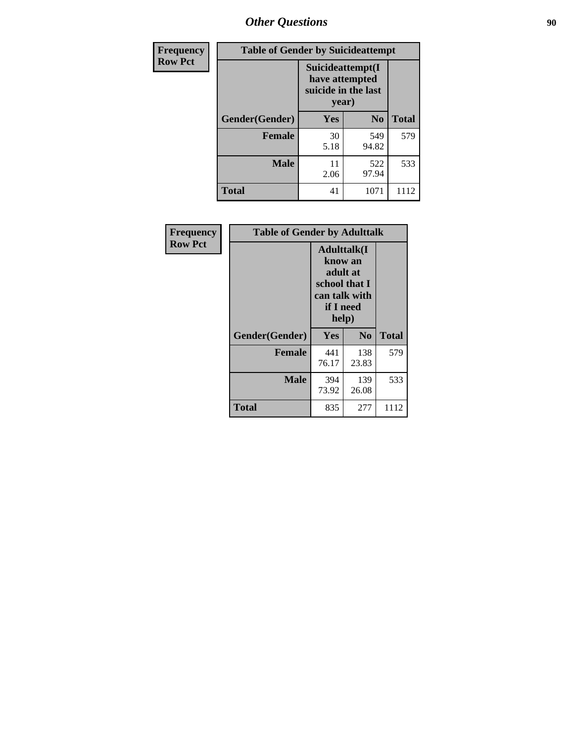## Other Questions

| Frequency Row Pct | Table of Gender by Suicideattempt | | |
|---|---|---|---|
| | Suicideattempt(I have attempted suicide in the last year) | | |
| Gender(Gender) | Yes | No | Total |
| Female | 30<br>5.18 | 549<br>94.82 | 579 |
| Male | 11<br>2.06 | 522<br>97.94 | 533 |
| Total | 41 | 1071 | 1112 |

| Frequency Row Pct | Table of Gender by Adulttalk | | |
|---|---|---|---|
| | Adulttalk(I know an adult at school that I can talk with if I need help) | | |
| Gender(Gender) | Yes | No | Total |
| Female | 441<br>76.17 | 138<br>23.83 | 579 |
| Male | 394<br>73.92 | 139<br>26.08 | 533 |
| Total | 835 | 277 | 1112 |